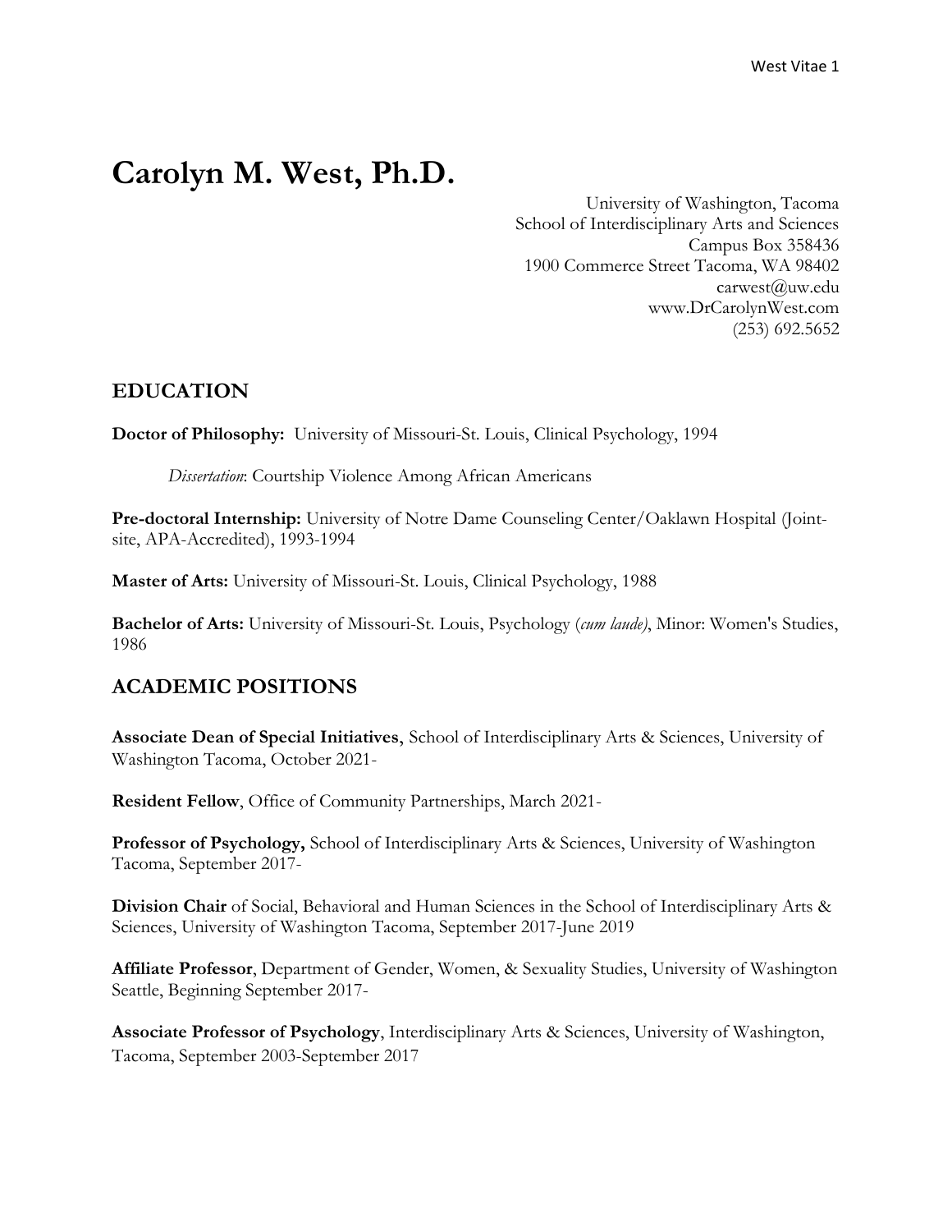# Carolyn M. West, Ph.D.

University of Washington, Tacoma
School of Interdisciplinary Arts and Sciences
Campus Box 358436
1900 Commerce Street Tacoma, WA 98402
carwest@uw.edu
www.DrCarolynWest.com
(253) 692.5652

## EDUCATION

**Doctor of Philosophy:** University of Missouri-St. Louis, Clinical Psychology, 1994

*Dissertation*: Courtship Violence Among African Americans

**Pre-doctoral Internship:** University of Notre Dame Counseling Center/Oaklawn Hospital (Joint-site, APA-Accredited), 1993-1994

**Master of Arts:** University of Missouri-St. Louis, Clinical Psychology, 1988

**Bachelor of Arts:** University of Missouri-St. Louis, Psychology (*cum laude)*, Minor: Women's Studies, 1986

## ACADEMIC POSITIONS

**Associate Dean of Special Initiatives**, School of Interdisciplinary Arts & Sciences, University of Washington Tacoma, October 2021-

**Resident Fellow**, Office of Community Partnerships, March 2021-

**Professor of Psychology,** School of Interdisciplinary Arts & Sciences, University of Washington Tacoma, September 2017-

**Division Chair** of Social, Behavioral and Human Sciences in the School of Interdisciplinary Arts & Sciences, University of Washington Tacoma, September 2017-June 2019

**Affiliate Professor**, Department of Gender, Women, & Sexuality Studies, University of Washington Seattle, Beginning September 2017-

**Associate Professor of Psychology**, Interdisciplinary Arts & Sciences, University of Washington, Tacoma, September 2003-September 2017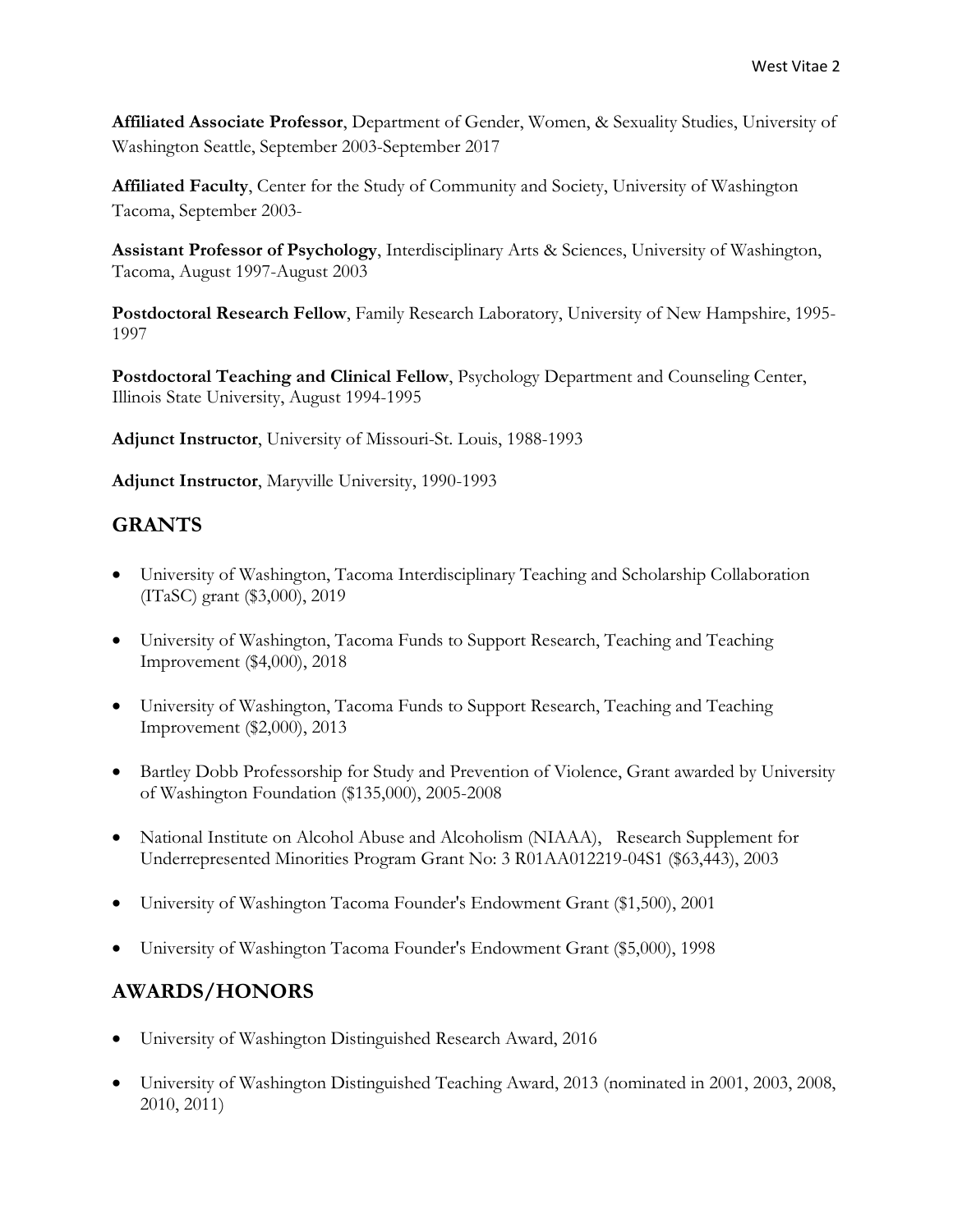**Affiliated Associate Professor**, Department of Gender, Women, & Sexuality Studies, University of Washington Seattle, September 2003-September 2017

**Affiliated Faculty**, Center for the Study of Community and Society, University of Washington Tacoma, September 2003-

**Assistant Professor of Psychology**, Interdisciplinary Arts & Sciences, University of Washington, Tacoma, August 1997-August 2003

**Postdoctoral Research Fellow**, Family Research Laboratory, University of New Hampshire, 1995-1997

**Postdoctoral Teaching and Clinical Fellow**, Psychology Department and Counseling Center, Illinois State University, August 1994-1995

**Adjunct Instructor**, University of Missouri-St. Louis, 1988-1993

**Adjunct Instructor**, Maryville University, 1990-1993

## GRANTS

- University of Washington, Tacoma Interdisciplinary Teaching and Scholarship Collaboration (ITaSC) grant ($3,000), 2019
- University of Washington, Tacoma Funds to Support Research, Teaching and Teaching Improvement ($4,000), 2018
- University of Washington, Tacoma Funds to Support Research, Teaching and Teaching Improvement ($2,000), 2013
- Bartley Dobb Professorship for Study and Prevention of Violence, Grant awarded by University of Washington Foundation ($135,000), 2005-2008
- National Institute on Alcohol Abuse and Alcoholism (NIAAA), Research Supplement for Underrepresented Minorities Program Grant No: 3 R01AA012219-04S1 ($63,443), 2003
- University of Washington Tacoma Founder's Endowment Grant ($1,500), 2001
- University of Washington Tacoma Founder's Endowment Grant ($5,000), 1998

## AWARDS/HONORS

- University of Washington Distinguished Research Award, 2016
- University of Washington Distinguished Teaching Award, 2013 (nominated in 2001, 2003, 2008, 2010, 2011)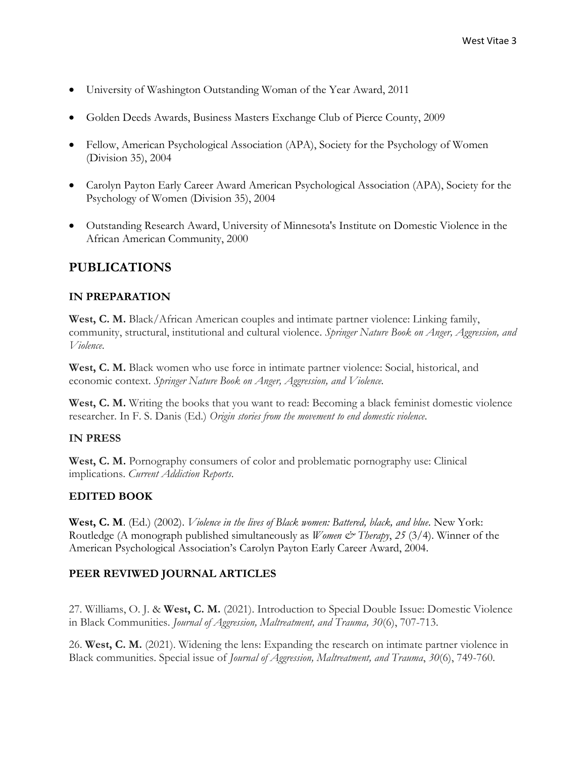- University of Washington Outstanding Woman of the Year Award, 2011
- Golden Deeds Awards, Business Masters Exchange Club of Pierce County, 2009
- Fellow, American Psychological Association (APA), Society for the Psychology of Women (Division 35), 2004
- Carolyn Payton Early Career Award American Psychological Association (APA), Society for the Psychology of Women (Division 35), 2004
- Outstanding Research Award, University of Minnesota's Institute on Domestic Violence in the African American Community, 2000

## PUBLICATIONS

### IN PREPARATION

**West, C. M.** Black/African American couples and intimate partner violence: Linking family, community, structural, institutional and cultural violence. *Springer Nature Book on Anger, Aggression, and Violence*.

**West, C. M.** Black women who use force in intimate partner violence: Social, historical, and economic context. *Springer Nature Book on Anger, Aggression, and Violence.*

**West, C. M.** Writing the books that you want to read: Becoming a black feminist domestic violence researcher. In F. S. Danis (Ed.) *Origin stories from the movement to end domestic violence*.

### IN PRESS

**West, C. M.** Pornography consumers of color and problematic pornography use: Clinical implications. *Current Addiction Reports*.

### EDITED BOOK

**West, C. M**. (Ed.) (2002). *Violence in the lives of Black women: Battered, black, and blue*. New York: Routledge (A monograph published simultaneously as *Women & Therapy*, *25* (3/4). Winner of the American Psychological Association's Carolyn Payton Early Career Award, 2004.

### PEER REVIWED JOURNAL ARTICLES

27. Williams, O. J. & **West, C. M.** (2021). Introduction to Special Double Issue: Domestic Violence in Black Communities. *Journal of Aggression, Maltreatment, and Trauma, 30*(6), 707-713.

26. **West, C. M.** (2021). Widening the lens: Expanding the research on intimate partner violence in Black communities. Special issue of *Journal of Aggression, Maltreatment, and Trauma*, *30*(6), 749-760.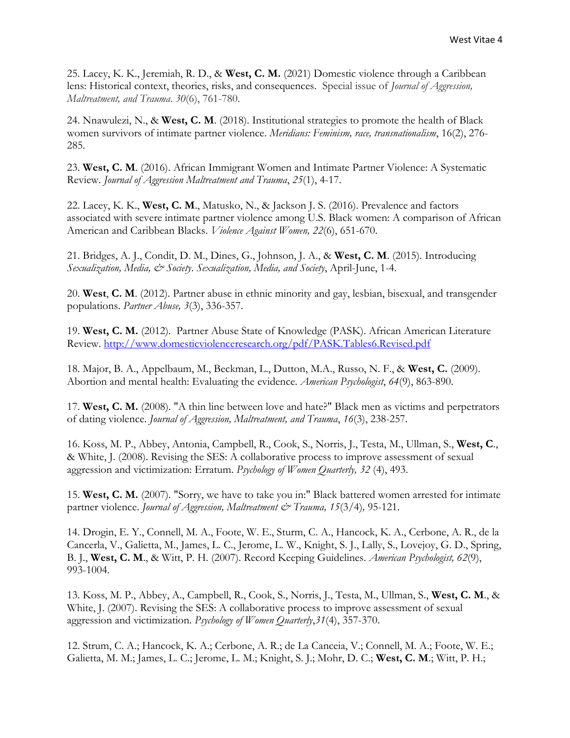25. Lacey, K. K., Jeremiah, R. D., & **West, C. M.** (2021) Domestic violence through a Caribbean lens: Historical context, theories, risks, and consequences. Special issue of *Journal of Aggression, Maltreatment, and Trauma*. *30*(6), 761-780.

24. Nnawulezi, N., & **West, C. M**. (2018). Institutional strategies to promote the health of Black women survivors of intimate partner violence. *Meridians: Feminism, race, transnationalism*, 16(2), 276-285.

23. **West, C. M**. (2016). African Immigrant Women and Intimate Partner Violence: A Systematic Review. *Journal of Aggression Maltreatment and Trauma*, *25*(1), 4-17.

22. Lacey, K. K., **West, C. M**., Matusko, N., & Jackson J. S. (2016). Prevalence and factors associated with severe intimate partner violence among U.S. Black women: A comparison of African American and Caribbean Blacks. *Violence Against Women, 22*(6), 651-670.

21. Bridges, A. J., Condit, D. M., Dines, G., Johnson, J. A., & **West, C. M**. (2015). Introducing *Sexualization, Media, & Society*. *Sexualization, Media, and Society*, April-June, 1-4.

20. **West**, **C. M**. (2012). Partner abuse in ethnic minority and gay, lesbian, bisexual, and transgender populations. *Partner Abuse, 3*(3), 336-357.

19. **West, C. M.** (2012). Partner Abuse State of Knowledge (PASK). African American Literature Review. http://www.domesticviolenceresearch.org/pdf/PASK.Tables6.Revised.pdf

18. Major, B. A., Appelbaum, M., Beckman, L., Dutton, M.A., Russo, N. F., & **West, C.** (2009). Abortion and mental health: Evaluating the evidence. *American Psychologist*, *64*(9), 863-890.

17. **West, C. M.** (2008). "A thin line between love and hate?" Black men as victims and perpetrators of dating violence. *Journal of Aggression, Maltreatment, and Trauma*, *16*(3), 238-257.

16. Koss, M. P., Abbey, Antonia, Campbell, R., Cook, S., Norris, J., Testa, M., Ullman, S., **West, C**., & White, J. (2008). Revising the SES: A collaborative process to improve assessment of sexual aggression and victimization: Erratum. *Psychology of Women Quarterly, 32* (4), 493.

15. **West, C. M.** (2007). "Sorry, we have to take you in:" Black battered women arrested for intimate partner violence. *Journal of Aggression, Maltreatment & Trauma, 15*(3/4)*,* 95-121.

14. Drogin, E. Y., Connell, M. A., Foote, W. E., Sturm, C. A., Hancock, K. A., Cerbone, A. R., de la Cancerla, V., Galietta, M., James, L. C., Jerome, L. W., Knight, S. J., Lally, S., Lovejoy, G. D., Spring, B. J., **West, C. M**., & Witt, P. H. (2007). Record Keeping Guidelines. *American Psychologist, 62*(9), 993-1004.

13. Koss, M. P., Abbey, A., Campbell, R., Cook, S., Norris, J., Testa, M., Ullman, S., **West, C. M**., & White, J. (2007). Revising the SES: A collaborative process to improve assessment of sexual aggression and victimization. *Psychology of Women Quarterly*,*31*(4), 357-370.

12. Strum, C. A.; Hancock, K. A.; Cerbone, A. R.; de La Canceia, V.; Connell, M. A.; Foote, W. E.; Galietta, M. M.; James, L. C.; Jerome, L. M.; Knight, S. J.; Mohr, D. C.; **West, C. M**.; Witt, P. H.;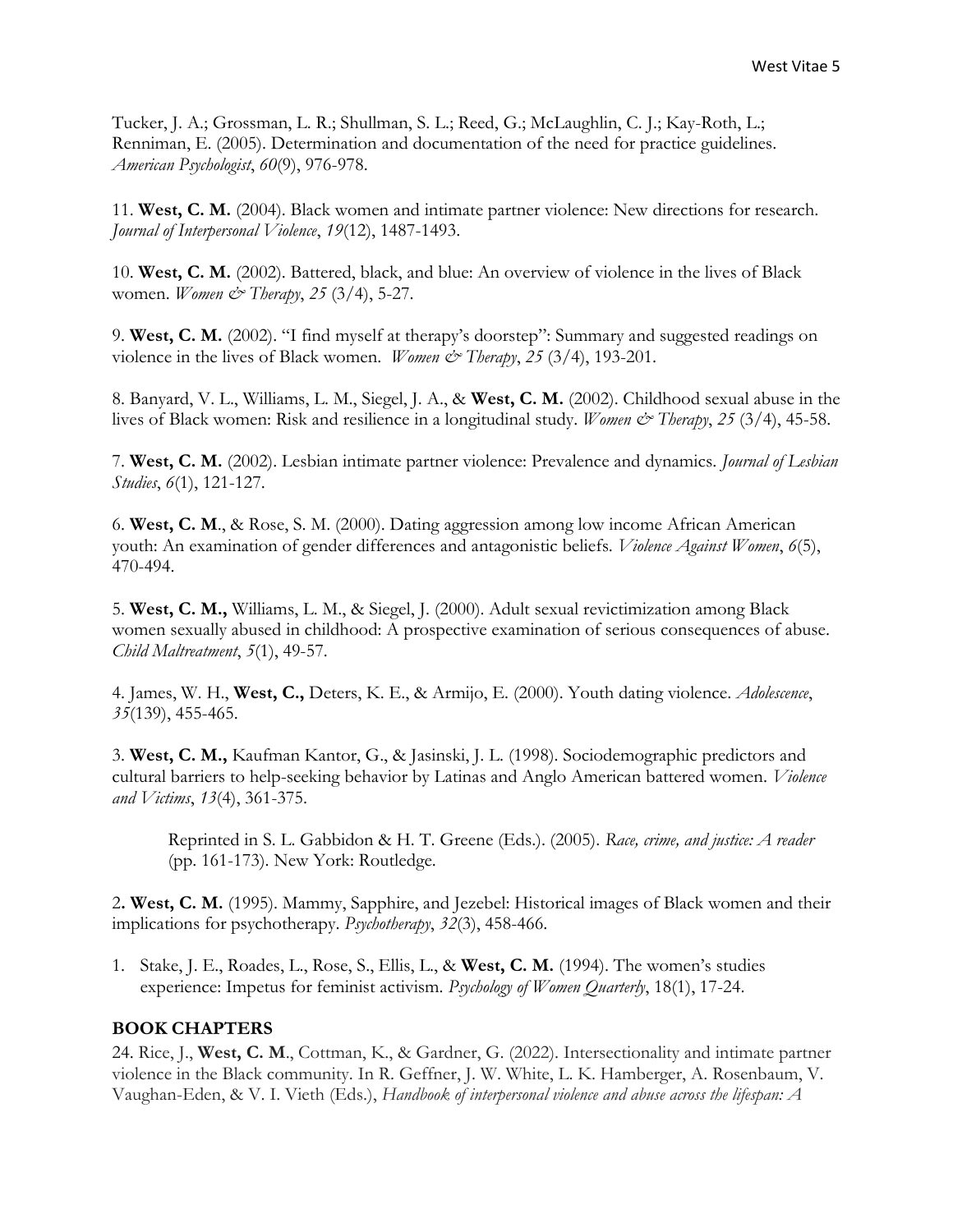Tucker, J. A.; Grossman, L. R.; Shullman, S. L.; Reed, G.; McLaughlin, C. J.; Kay-Roth, L.; Renniman, E. (2005). Determination and documentation of the need for practice guidelines. *American Psychologist*, *60*(9), 976-978.

11. **West, C. M.** (2004). Black women and intimate partner violence: New directions for research. *Journal of Interpersonal Violence*, *19*(12), 1487-1493.

10. **West, C. M.** (2002). Battered, black, and blue: An overview of violence in the lives of Black women. *Women & Therapy*, *25* (3/4), 5-27.

9. **West, C. M.** (2002). "I find myself at therapy's doorstep": Summary and suggested readings on violence in the lives of Black women. *Women & Therapy*, *25* (3/4), 193-201.

8. Banyard, V. L., Williams, L. M., Siegel, J. A., & **West, C. M.** (2002). Childhood sexual abuse in the lives of Black women: Risk and resilience in a longitudinal study. *Women & Therapy*, *25* (3/4), 45-58.

7. **West, C. M.** (2002). Lesbian intimate partner violence: Prevalence and dynamics. *Journal of Lesbian Studies*, *6*(1), 121-127.

6. **West, C. M**., & Rose, S. M. (2000). Dating aggression among low income African American youth: An examination of gender differences and antagonistic beliefs. *Violence Against Women*, *6*(5), 470-494.

5. **West, C. M.,** Williams, L. M., & Siegel, J. (2000). Adult sexual revictimization among Black women sexually abused in childhood: A prospective examination of serious consequences of abuse. *Child Maltreatment*, *5*(1), 49-57.

4. James, W. H., **West, C.,** Deters, K. E., & Armijo, E. (2000). Youth dating violence. *Adolescence*, *35*(139), 455-465.

3. **West, C. M.,** Kaufman Kantor, G., & Jasinski, J. L. (1998). Sociodemographic predictors and cultural barriers to help-seeking behavior by Latinas and Anglo American battered women. *Violence and Victims*, *13*(4), 361-375.

   Reprinted in S. L. Gabbidon & H. T. Greene (Eds.). (2005). *Race, crime, and justice: A reader* (pp. 161-173). New York: Routledge.

2**. West, C. M.** (1995). Mammy, Sapphire, and Jezebel: Historical images of Black women and their implications for psychotherapy. *Psychotherapy*, *32*(3), 458-466.

1. Stake, J. E., Roades, L., Rose, S., Ellis, L., & **West, C. M.** (1994). The women's studies experience: Impetus for feminist activism. *Psychology of Women Quarterly*, 18(1), 17-24.

## BOOK CHAPTERS

24. Rice, J., **West, C. M**., Cottman, K., & Gardner, G. (2022). Intersectionality and intimate partner violence in the Black community. In R. Geffner, J. W. White, L. K. Hamberger, A. Rosenbaum, V. Vaughan-Eden, & V. I. Vieth (Eds.), *Handbook of interpersonal violence and abuse across the lifespan: A*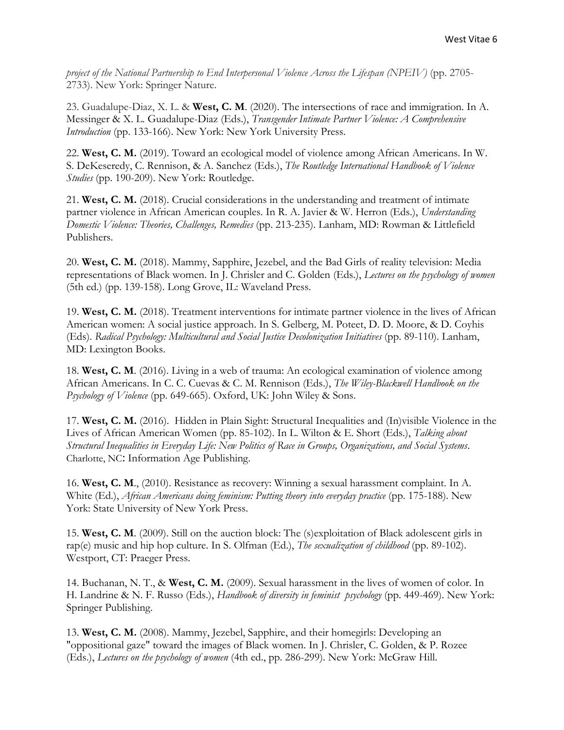*project of the National Partnership to End Interpersonal Violence Across the Lifespan (NPEIV)* (pp. 2705-2733). New York: Springer Nature.

23. Guadalupe-Diaz, X. L. & **West, C. M**. (2020). The intersections of race and immigration. In A. Messinger & X. L. Guadalupe-Diaz (Eds.), *Transgender Intimate Partner Violence: A Comprehensive Introduction* (pp. 133-166). New York: New York University Press.

22. **West, C. M.** (2019). Toward an ecological model of violence among African Americans. In W. S. DeKeseredy, C. Rennison, & A. Sanchez (Eds.), *The Routledge International Handbook of Violence Studies* (pp. 190-209). New York: Routledge.

21. **West, C. M.** (2018). Crucial considerations in the understanding and treatment of intimate partner violence in African American couples. In R. A. Javier & W. Herron (Eds.), *Understanding Domestic Violence: Theories, Challenges, Remedies* (pp. 213-235). Lanham, MD: Rowman & Littlefield Publishers.

20. **West, C. M.** (2018). Mammy, Sapphire, Jezebel, and the Bad Girls of reality television: Media representations of Black women. In J. Chrisler and C. Golden (Eds.), *Lectures on the psychology of women* (5th ed.) (pp. 139-158). Long Grove, IL: Waveland Press.

19. **West, C. M.** (2018). Treatment interventions for intimate partner violence in the lives of African American women: A social justice approach. In S. Gelberg, M. Poteet, D. D. Moore, & D. Coyhis (Eds). *Radical Psychology: Multicultural and Social Justice Decolonization Initiatives* (pp. 89-110). Lanham, MD: Lexington Books.

18. **West, C. M**. (2016). Living in a web of trauma: An ecological examination of violence among African Americans. In C. C. Cuevas & C. M. Rennison (Eds.), *The Wiley-Blackwell Handbook on the Psychology of Violence* (pp. 649-665). Oxford, UK: John Wiley & Sons.

17. **West, C. M.** (2016). Hidden in Plain Sight: Structural Inequalities and (In)visible Violence in the Lives of African American Women (pp. 85-102). In L. Wilton & E. Short (Eds.), *Talking about Structural Inequalities in Everyday Life: New Politics of Race in Groups, Organizations, and Social Systems*. Charlotte, NC: Information Age Publishing.

16. **West, C. M**., (2010). Resistance as recovery: Winning a sexual harassment complaint. In A. White (Ed.), *African Americans doing feminism: Putting theory into everyday practice* (pp. 175-188). New York: State University of New York Press.

15. **West, C. M**. (2009). Still on the auction block: The (s)exploitation of Black adolescent girls in rap(e) music and hip hop culture. In S. Olfman (Ed.), *The sexualization of childhood* (pp. 89-102). Westport, CT: Praeger Press.

14. Buchanan, N. T., & **West, C. M.** (2009). Sexual harassment in the lives of women of color. In H. Landrine & N. F. Russo (Eds.), *Handbook of diversity in feminist psychology* (pp. 449-469). New York: Springer Publishing.

13. **West, C. M.** (2008). Mammy, Jezebel, Sapphire, and their homegirls: Developing an "oppositional gaze" toward the images of Black women. In J. Chrisler, C. Golden, & P. Rozee (Eds.), *Lectures on the psychology of women* (4th ed., pp. 286-299). New York: McGraw Hill.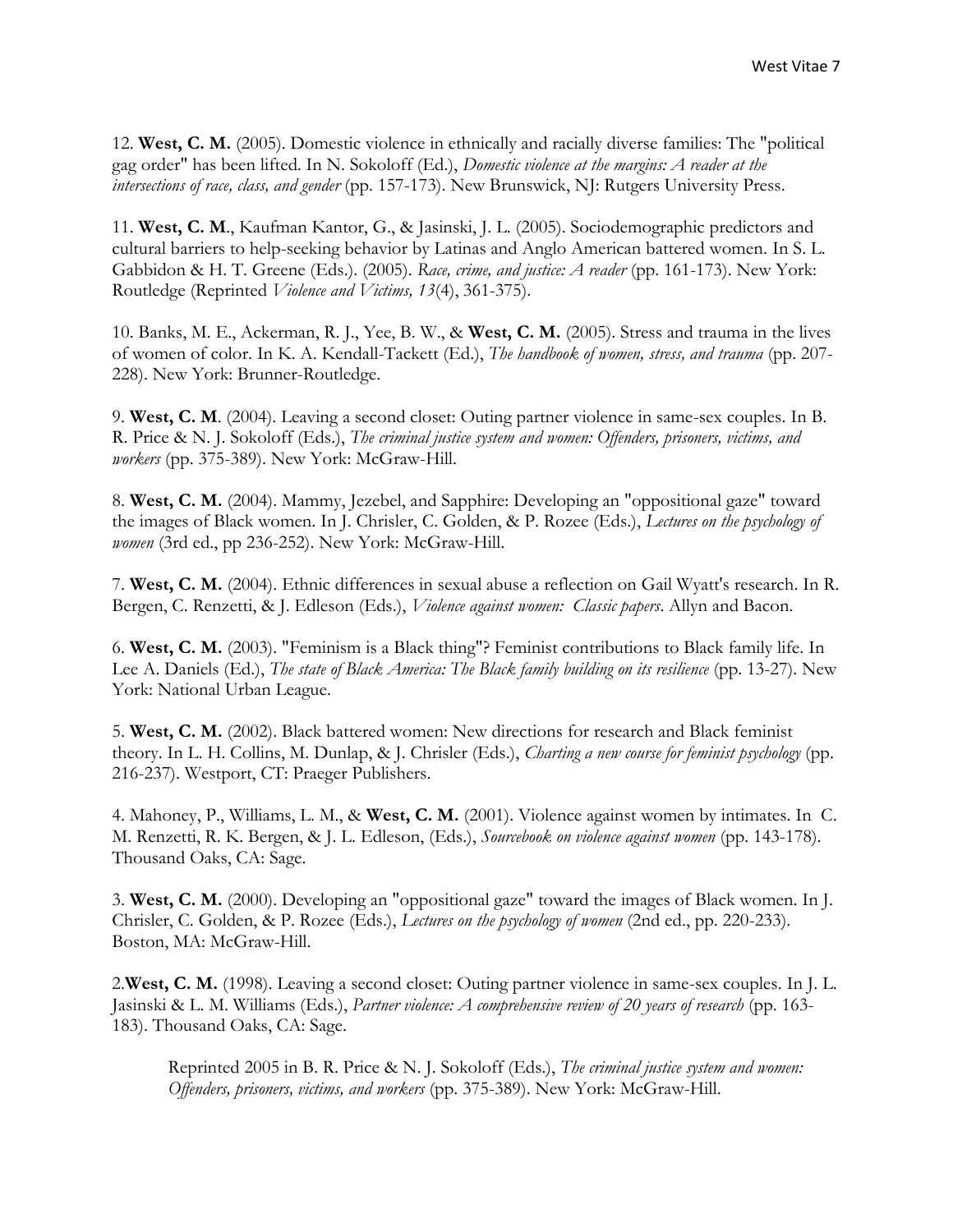12. **West, C. M.** (2005). Domestic violence in ethnically and racially diverse families: The "political gag order" has been lifted. In N. Sokoloff (Ed.), *Domestic violence at the margins: A reader at the intersections of race, class, and gender* (pp. 157-173). New Brunswick, NJ: Rutgers University Press.

11. **West, C. M**., Kaufman Kantor, G., & Jasinski, J. L. (2005). Sociodemographic predictors and cultural barriers to help-seeking behavior by Latinas and Anglo American battered women. In S. L. Gabbidon & H. T. Greene (Eds.). (2005). *Race, crime, and justice: A reader* (pp. 161-173). New York: Routledge (Reprinted *Violence and Victims, 13*(4), 361-375).

10. Banks, M. E., Ackerman, R. J., Yee, B. W., & **West, C. M.** (2005). Stress and trauma in the lives of women of color. In K. A. Kendall-Tackett (Ed.), *The handbook of women, stress, and trauma* (pp. 207-228). New York: Brunner-Routledge.

9. **West, C. M**. (2004). Leaving a second closet: Outing partner violence in same-sex couples. In B. R. Price & N. J. Sokoloff (Eds.), *The criminal justice system and women: Offenders, prisoners, victims, and workers* (pp. 375-389). New York: McGraw-Hill.

8. **West, C. M.** (2004). Mammy, Jezebel, and Sapphire: Developing an "oppositional gaze" toward the images of Black women. In J. Chrisler, C. Golden, & P. Rozee (Eds.), *Lectures on the psychology of women* (3rd ed., pp 236-252). New York: McGraw-Hill.

7. **West, C. M.** (2004). Ethnic differences in sexual abuse a reflection on Gail Wyatt's research. In R. Bergen, C. Renzetti, & J. Edleson (Eds.), *Violence against women: Classic papers*. Allyn and Bacon.

6. **West, C. M.** (2003). "Feminism is a Black thing"? Feminist contributions to Black family life. In Lee A. Daniels (Ed.), *The state of Black America: The Black family building on its resilience* (pp. 13-27). New York: National Urban League.

5. **West, C. M.** (2002). Black battered women: New directions for research and Black feminist theory. In L. H. Collins, M. Dunlap, & J. Chrisler (Eds.), *Charting a new course for feminist psychology* (pp. 216-237). Westport, CT: Praeger Publishers.

4. Mahoney, P., Williams, L. M., & **West, C. M.** (2001). Violence against women by intimates. In C. M. Renzetti, R. K. Bergen, & J. L. Edleson, (Eds.), *Sourcebook on violence against women* (pp. 143-178). Thousand Oaks, CA: Sage.

3. **West, C. M.** (2000). Developing an "oppositional gaze" toward the images of Black women. In J. Chrisler, C. Golden, & P. Rozee (Eds.), *Lectures on the psychology of women* (2nd ed., pp. 220-233). Boston, MA: McGraw-Hill.

2. **West, C. M.** (1998). Leaving a second closet: Outing partner violence in same-sex couples. In J. L. Jasinski & L. M. Williams (Eds.), *Partner violence: A comprehensive review of 20 years of research* (pp. 163-183). Thousand Oaks, CA: Sage.

   Reprinted 2005 in B. R. Price & N. J. Sokoloff (Eds.), *The criminal justice system and women: Offenders, prisoners, victims, and workers* (pp. 375-389). New York: McGraw-Hill.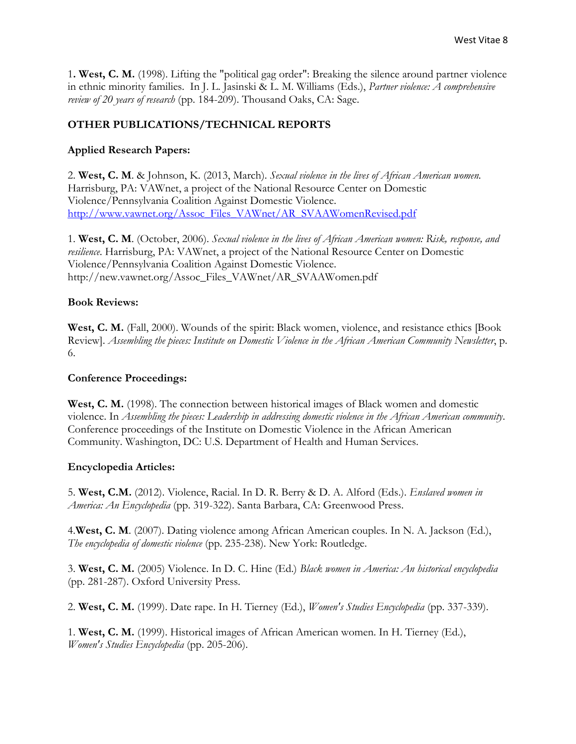1**. West, C. M.** (1998). Lifting the "political gag order": Breaking the silence around partner violence in ethnic minority families. In J. L. Jasinski & L. M. Williams (Eds.), *Partner violence: A comprehensive review of 20 years of research* (pp. 184-209). Thousand Oaks, CA: Sage.

## OTHER PUBLICATIONS/TECHNICAL REPORTS

### Applied Research Papers:

2. **West, C. M**. & Johnson, K. (2013, March). *Sexual violence in the lives of African American women.* Harrisburg, PA: VAWnet, a project of the National Resource Center on Domestic Violence/Pennsylvania Coalition Against Domestic Violence. http://www.vawnet.org/Assoc_Files_VAWnet/AR_SVAAWomenRevised.pdf

1. **West, C. M**. (October, 2006). *Sexual violence in the lives of African American women: Risk, response, and resilience.* Harrisburg, PA: VAWnet, a project of the National Resource Center on Domestic Violence/Pennsylvania Coalition Against Domestic Violence. http://new.vawnet.org/Assoc_Files_VAWnet/AR_SVAAWomen.pdf

### Book Reviews:

**West, C. M.** (Fall, 2000). Wounds of the spirit: Black women, violence, and resistance ethics [Book Review]. *Assembling the pieces: Institute on Domestic Violence in the African American Community Newsletter*, p. 6.

### Conference Proceedings:

**West, C. M.** (1998). The connection between historical images of Black women and domestic violence. In *Assembling the pieces: Leadership in addressing domestic violence in the African American community*. Conference proceedings of the Institute on Domestic Violence in the African American Community. Washington, DC: U.S. Department of Health and Human Services.

### Encyclopedia Articles:

5. **West, C.M.** (2012). Violence, Racial. In D. R. Berry & D. A. Alford (Eds.). *Enslaved women in America: An Encyclopedia* (pp. 319-322). Santa Barbara, CA: Greenwood Press.

4.**West, C. M**. (2007). Dating violence among African American couples. In N. A. Jackson (Ed.), *The encyclopedia of domestic violence* (pp. 235-238). New York: Routledge.

3. **West, C. M.** (2005) Violence. In D. C. Hine (Ed.) *Black women in America: An historical encyclopedia* (pp. 281-287). Oxford University Press.

2. **West, C. M.** (1999). Date rape. In H. Tierney (Ed.), *Women's Studies Encyclopedia* (pp. 337-339).

1. **West, C. M.** (1999). Historical images of African American women. In H. Tierney (Ed.), *Women's Studies Encyclopedia* (pp. 205-206).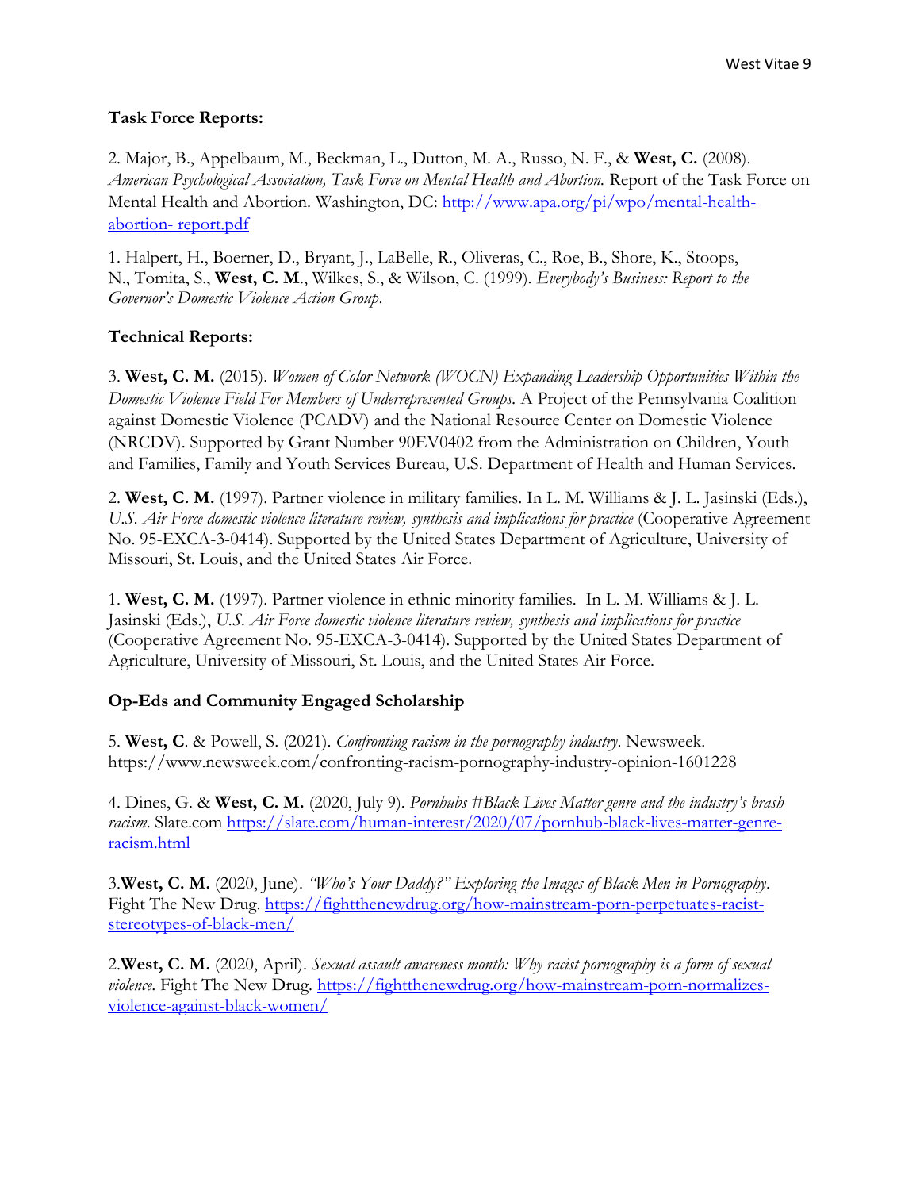**Task Force Reports:**

2. Major, B., Appelbaum, M., Beckman, L., Dutton, M. A., Russo, N. F., & **West, C.** (2008). *American Psychological Association, Task Force on Mental Health and Abortion.* Report of the Task Force on Mental Health and Abortion. Washington, DC: http://www.apa.org/pi/wpo/mental-health-abortion- report.pdf

1. Halpert, H., Boerner, D., Bryant, J., LaBelle, R., Oliveras, C., Roe, B., Shore, K., Stoops, N., Tomita, S., **West, C. M**., Wilkes, S., & Wilson, C. (1999). *Everybody's Business: Report to the Governor's Domestic Violence Action Group*.

**Technical Reports:**

3. **West, C. M.** (2015). *Women of Color Network (WOCN) Expanding Leadership Opportunities Within the Domestic Violence Field For Members of Underrepresented Groups.* A Project of the Pennsylvania Coalition against Domestic Violence (PCADV) and the National Resource Center on Domestic Violence (NRCDV). Supported by Grant Number 90EV0402 from the Administration on Children, Youth and Families, Family and Youth Services Bureau, U.S. Department of Health and Human Services.

2. **West, C. M.** (1997). Partner violence in military families. In L. M. Williams & J. L. Jasinski (Eds.), *U.S. Air Force domestic violence literature review, synthesis and implications for practice* (Cooperative Agreement No. 95-EXCA-3-0414). Supported by the United States Department of Agriculture, University of Missouri, St. Louis, and the United States Air Force.

1. **West, C. M.** (1997). Partner violence in ethnic minority families. In L. M. Williams & J. L. Jasinski (Eds.), *U.S. Air Force domestic violence literature review, synthesis and implications for practice* (Cooperative Agreement No. 95-EXCA-3-0414). Supported by the United States Department of Agriculture, University of Missouri, St. Louis, and the United States Air Force.

**Op-Eds and Community Engaged Scholarship**

5. **West, C**. & Powell, S. (2021). *Confronting racism in the pornography industry*. Newsweek. https://www.newsweek.com/confronting-racism-pornography-industry-opinion-1601228

4. Dines, G. & **West, C. M.** (2020, July 9). *Pornhubs #Black Lives Matter genre and the industry's brash racism*. Slate.com https://slate.com/human-interest/2020/07/pornhub-black-lives-matter-genre-racism.html

3.**West, C. M.** (2020, June). *"Who's Your Daddy?" Exploring the Images of Black Men in Pornography*. Fight The New Drug. https://fightthenewdrug.org/how-mainstream-porn-perpetuates-racist-stereotypes-of-black-men/

2.**West, C. M.** (2020, April). *Sexual assault awareness month: Why racist pornography is a form of sexual violence*. Fight The New Drug. https://fightthenewdrug.org/how-mainstream-porn-normalizes-violence-against-black-women/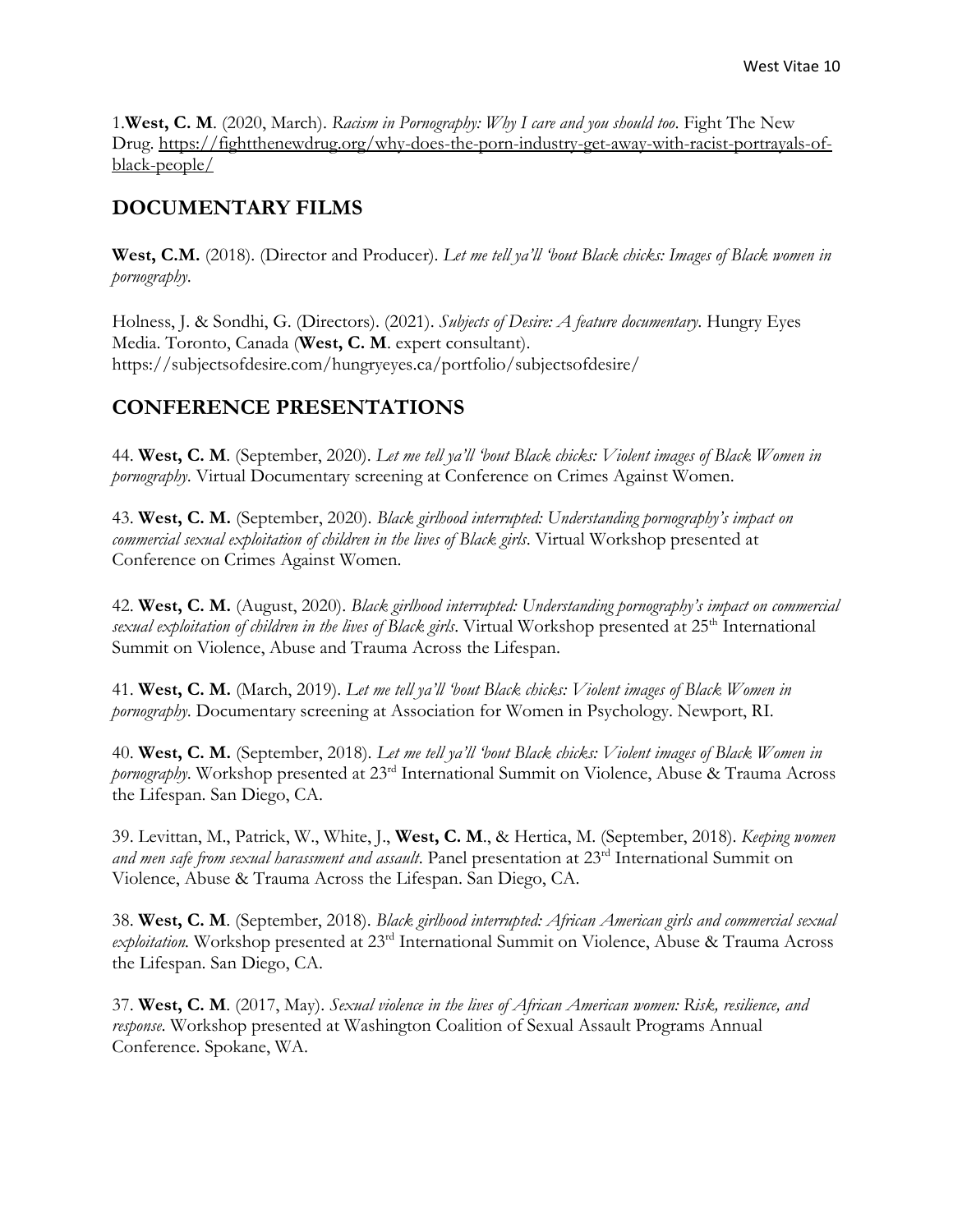1.**West, C. M**. (2020, March). *Racism in Pornography: Why I care and you should too*. Fight The New Drug. https://fightthenewdrug.org/why-does-the-porn-industry-get-away-with-racist-portrayals-of-black-people/

## DOCUMENTARY FILMS

**West, C.M.** (2018). (Director and Producer). *Let me tell ya'll 'bout Black chicks: Images of Black women in pornography.*

Holness, J. & Sondhi, G. (Directors). (2021). *Subjects of Desire: A feature documentary*. Hungry Eyes Media. Toronto, Canada (**West, C. M**. expert consultant). https://subjectsofdesire.com/hungryeyes.ca/portfolio/subjectsofdesire/

## CONFERENCE PRESENTATIONS

44. **West, C. M**. (September, 2020). *Let me tell ya'll 'bout Black chicks: Violent images of Black Women in pornography.* Virtual Documentary screening at Conference on Crimes Against Women.

43. **West, C. M.** (September, 2020). *Black girlhood interrupted: Understanding pornography's impact on commercial sexual exploitation of children in the lives of Black girls*. Virtual Workshop presented at Conference on Crimes Against Women.

42. **West, C. M.** (August, 2020). *Black girlhood interrupted: Understanding pornography's impact on commercial sexual exploitation of children in the lives of Black girls*. Virtual Workshop presented at 25th International Summit on Violence, Abuse and Trauma Across the Lifespan.

41. **West, C. M.** (March, 2019). *Let me tell ya'll 'bout Black chicks: Violent images of Black Women in pornography*. Documentary screening at Association for Women in Psychology. Newport, RI.

40. **West, C. M.** (September, 2018). *Let me tell ya'll 'bout Black chicks: Violent images of Black Women in pornography*. Workshop presented at 23rd International Summit on Violence, Abuse & Trauma Across the Lifespan. San Diego, CA.

39. Levittan, M., Patrick, W., White, J., **West, C. M**., & Hertica, M. (September, 2018). *Keeping women and men safe from sexual harassment and assault*. Panel presentation at 23rd International Summit on Violence, Abuse & Trauma Across the Lifespan. San Diego, CA.

38. **West, C. M**. (September, 2018). *Black girlhood interrupted: African American girls and commercial sexual exploitation.* Workshop presented at 23rd International Summit on Violence, Abuse & Trauma Across the Lifespan. San Diego, CA.

37. **West, C. M**. (2017, May). *Sexual violence in the lives of African American women: Risk, resilience, and response.* Workshop presented at Washington Coalition of Sexual Assault Programs Annual Conference. Spokane, WA.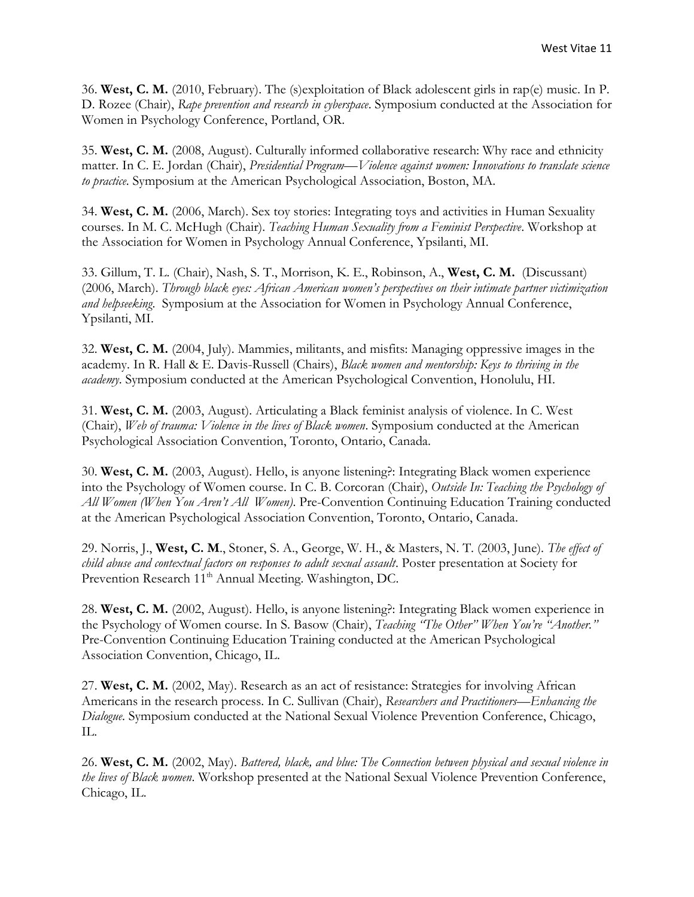36. **West, C. M.** (2010, February). The (s)exploitation of Black adolescent girls in rap(e) music. In P. D. Rozee (Chair), *Rape prevention and research in cyberspace*. Symposium conducted at the Association for Women in Psychology Conference, Portland, OR.

35. **West, C. M.** (2008, August). Culturally informed collaborative research: Why race and ethnicity matter. In C. E. Jordan (Chair), *Presidential Program—Violence against women: Innovations to translate science to practice*. Symposium at the American Psychological Association, Boston, MA.

34. **West, C. M.** (2006, March). Sex toy stories: Integrating toys and activities in Human Sexuality courses. In M. C. McHugh (Chair). *Teaching Human Sexuality from a Feminist Perspective*. Workshop at the Association for Women in Psychology Annual Conference, Ypsilanti, MI.

33. Gillum, T. L. (Chair), Nash, S. T., Morrison, K. E., Robinson, A., **West, C. M.** (Discussant) (2006, March). *Through black eyes: African American women's perspectives on their intimate partner victimization and helpseeking*. Symposium at the Association for Women in Psychology Annual Conference, Ypsilanti, MI.

32. **West, C. M.** (2004, July). Mammies, militants, and misfits: Managing oppressive images in the academy. In R. Hall & E. Davis-Russell (Chairs), *Black women and mentorship: Keys to thriving in the academy*. Symposium conducted at the American Psychological Convention, Honolulu, HI.

31. **West, C. M.** (2003, August). Articulating a Black feminist analysis of violence. In C. West (Chair), *Web of trauma: Violence in the lives of Black women*. Symposium conducted at the American Psychological Association Convention, Toronto, Ontario, Canada.

30. **West, C. M.** (2003, August). Hello, is anyone listening?: Integrating Black women experience into the Psychology of Women course. In C. B. Corcoran (Chair), *Outside In: Teaching the Psychology of All Women (When You Aren't All Women)*. Pre-Convention Continuing Education Training conducted at the American Psychological Association Convention, Toronto, Ontario, Canada.

29. Norris, J., **West, C. M**., Stoner, S. A., George, W. H., & Masters, N. T. (2003, June). *The effect of child abuse and contextual factors on responses to adult sexual assault*. Poster presentation at Society for Prevention Research 11th Annual Meeting. Washington, DC.

28. **West, C. M.** (2002, August). Hello, is anyone listening?: Integrating Black women experience in the Psychology of Women course. In S. Basow (Chair), *Teaching "The Other" When You're "Another."* Pre-Convention Continuing Education Training conducted at the American Psychological Association Convention, Chicago, IL.

27. **West, C. M.** (2002, May). Research as an act of resistance: Strategies for involving African Americans in the research process. In C. Sullivan (Chair), *Researchers and Practitioners—Enhancing the Dialogue*. Symposium conducted at the National Sexual Violence Prevention Conference, Chicago, IL.

26. **West, C. M.** (2002, May). *Battered, black, and blue: The Connection between physical and sexual violence in the lives of Black women*. Workshop presented at the National Sexual Violence Prevention Conference, Chicago, IL.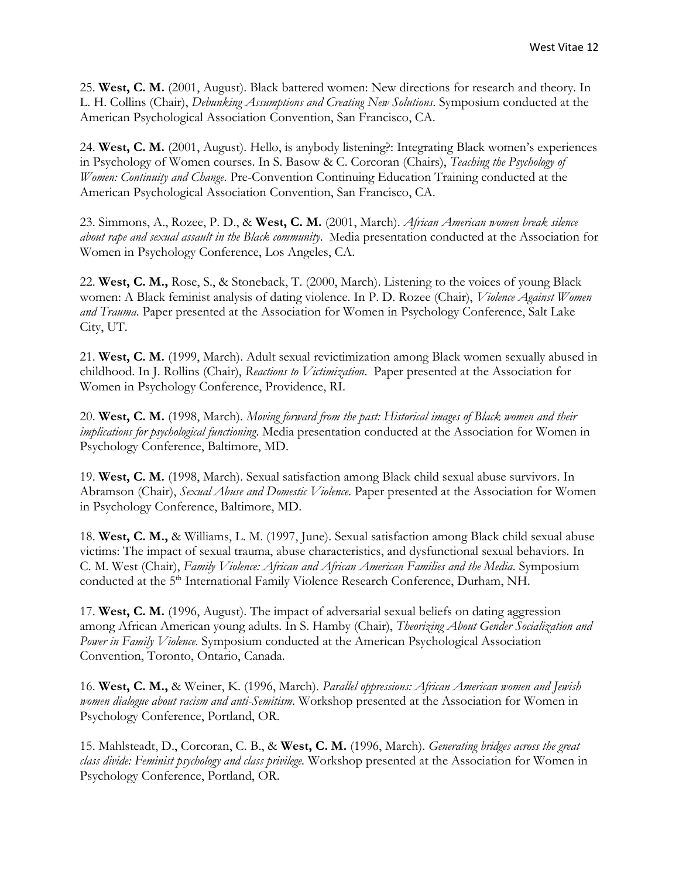25. **West, C. M.** (2001, August). Black battered women: New directions for research and theory. In L. H. Collins (Chair), *Debunking Assumptions and Creating New Solutions*. Symposium conducted at the American Psychological Association Convention, San Francisco, CA.

24. **West, C. M.** (2001, August). Hello, is anybody listening?: Integrating Black women's experiences in Psychology of Women courses. In S. Basow & C. Corcoran (Chairs), *Teaching the Psychology of Women: Continuity and Change*. Pre-Convention Continuing Education Training conducted at the American Psychological Association Convention, San Francisco, CA.

23. Simmons, A., Rozee, P. D., & **West, C. M.** (2001, March). *African American women break silence about rape and sexual assault in the Black community*. Media presentation conducted at the Association for Women in Psychology Conference, Los Angeles, CA.

22. **West, C. M.,** Rose, S., & Stoneback, T. (2000, March). Listening to the voices of young Black women: A Black feminist analysis of dating violence. In P. D. Rozee (Chair), *Violence Against Women and Trauma*. Paper presented at the Association for Women in Psychology Conference, Salt Lake City, UT.

21. **West, C. M.** (1999, March). Adult sexual revictimization among Black women sexually abused in childhood. In J. Rollins (Chair), *Reactions to Victimization*. Paper presented at the Association for Women in Psychology Conference, Providence, RI.

20. **West, C. M.** (1998, March). *Moving forward from the past: Historical images of Black women and their implications for psychological functioning*. Media presentation conducted at the Association for Women in Psychology Conference, Baltimore, MD.

19. **West, C. M.** (1998, March). Sexual satisfaction among Black child sexual abuse survivors. In Abramson (Chair), *Sexual Abuse and Domestic Violence*. Paper presented at the Association for Women in Psychology Conference, Baltimore, MD.

18. **West, C. M.,** & Williams, L. M. (1997, June). Sexual satisfaction among Black child sexual abuse victims: The impact of sexual trauma, abuse characteristics, and dysfunctional sexual behaviors. In C. M. West (Chair), *Family Violence: African and African American Families and the Media*. Symposium conducted at the 5th International Family Violence Research Conference, Durham, NH.

17. **West, C. M.** (1996, August). The impact of adversarial sexual beliefs on dating aggression among African American young adults. In S. Hamby (Chair), *Theorizing About Gender Socialization and Power in Family Violence*. Symposium conducted at the American Psychological Association Convention, Toronto, Ontario, Canada.

16. **West, C. M.,** & Weiner, K. (1996, March). *Parallel oppressions: African American women and Jewish women dialogue about racism and anti-Semitism*. Workshop presented at the Association for Women in Psychology Conference, Portland, OR.

15. Mahlsteadt, D., Corcoran, C. B., & **West, C. M.** (1996, March). *Generating bridges across the great class divide: Feminist psychology and class privilege*. Workshop presented at the Association for Women in Psychology Conference, Portland, OR.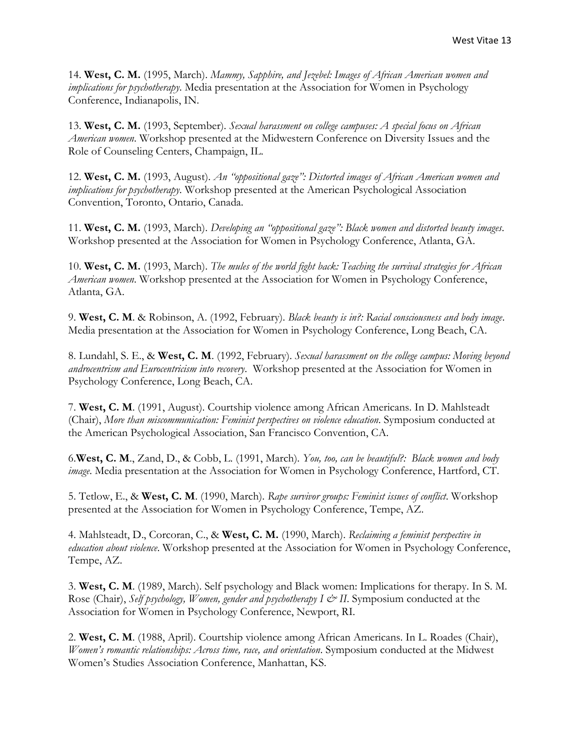14. **West, C. M.** (1995, March). *Mammy, Sapphire, and Jezebel: Images of African American women and implications for psychotherapy*. Media presentation at the Association for Women in Psychology Conference, Indianapolis, IN.

13. **West, C. M.** (1993, September). *Sexual harassment on college campuses: A special focus on African American women*. Workshop presented at the Midwestern Conference on Diversity Issues and the Role of Counseling Centers, Champaign, IL.

12. **West, C. M.** (1993, August). *An "oppositional gaze": Distorted images of African American women and implications for psychotherapy*. Workshop presented at the American Psychological Association Convention, Toronto, Ontario, Canada.

11. **West, C. M.** (1993, March). *Developing an "oppositional gaze": Black women and distorted beauty images*. Workshop presented at the Association for Women in Psychology Conference, Atlanta, GA.

10. **West, C. M.** (1993, March). *The mules of the world fight back: Teaching the survival strategies for African American women*. Workshop presented at the Association for Women in Psychology Conference, Atlanta, GA.

9. **West, C. M**. & Robinson, A. (1992, February). *Black beauty is in?: Racial consciousness and body image*. Media presentation at the Association for Women in Psychology Conference, Long Beach, CA.

8. Lundahl, S. E., & **West, C. M**. (1992, February). *Sexual harassment on the college campus: Moving beyond androcentrism and Eurocentricism into recovery*. Workshop presented at the Association for Women in Psychology Conference, Long Beach, CA.

7. **West, C. M**. (1991, August). Courtship violence among African Americans. In D. Mahlsteadt (Chair), *More than miscommunication: Feminist perspectives on violence education*. Symposium conducted at the American Psychological Association, San Francisco Convention, CA.

6.**West, C. M**., Zand, D., & Cobb, L. (1991, March). *You, too, can be beautiful?: Black women and body image*. Media presentation at the Association for Women in Psychology Conference, Hartford, CT.

5. Tetlow, E., & **West, C. M**. (1990, March). *Rape survivor groups: Feminist issues of conflict*. Workshop presented at the Association for Women in Psychology Conference, Tempe, AZ.

4. Mahlsteadt, D., Corcoran, C., & **West, C. M.** (1990, March). *Reclaiming a feminist perspective in education about violence*. Workshop presented at the Association for Women in Psychology Conference, Tempe, AZ.

3. **West, C. M**. (1989, March). Self psychology and Black women: Implications for therapy. In S. M. Rose (Chair), *Self psychology, Women, gender and psychotherapy I & II*. Symposium conducted at the Association for Women in Psychology Conference, Newport, RI.

2. **West, C. M**. (1988, April). Courtship violence among African Americans. In L. Roades (Chair), *Women's romantic relationships: Across time, race, and orientation*. Symposium conducted at the Midwest Women's Studies Association Conference, Manhattan, KS.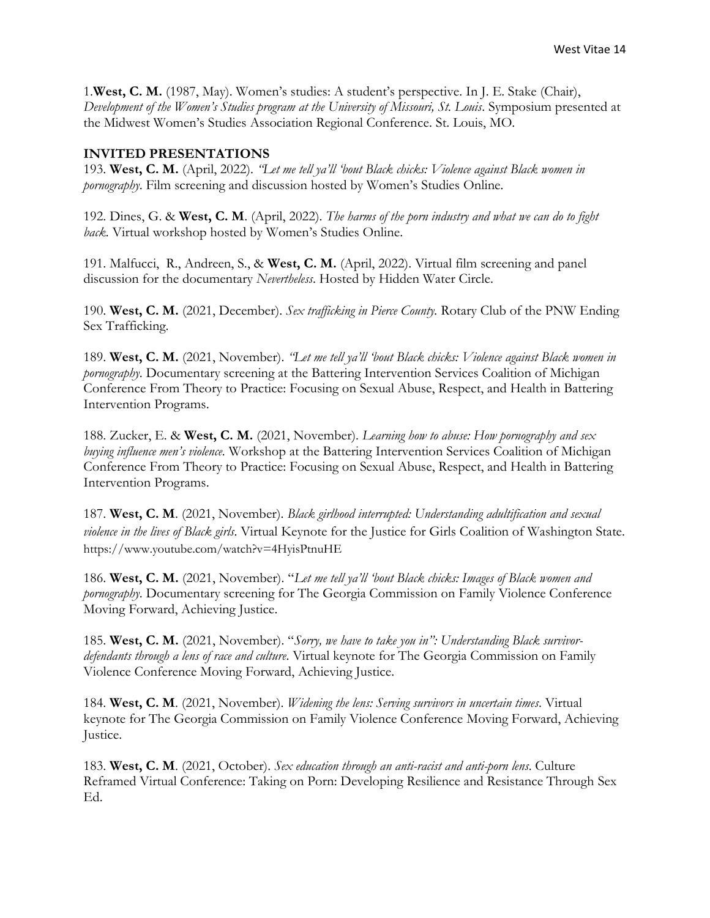1.**West, C. M.** (1987, May). Women's studies: A student's perspective. In J. E. Stake (Chair), *Development of the Women's Studies program at the University of Missouri, St. Louis*. Symposium presented at the Midwest Women's Studies Association Regional Conference. St. Louis, MO.

## INVITED PRESENTATIONS

193. **West, C. M.** (April, 2022). *"Let me tell ya'll 'bout Black chicks: Violence against Black women in pornography*. Film screening and discussion hosted by Women's Studies Online.

192. Dines, G. & **West, C. M**. (April, 2022). *The harms of the porn industry and what we can do to fight back.* Virtual workshop hosted by Women's Studies Online.

191. Malfucci, R., Andreen, S., & **West, C. M.** (April, 2022). Virtual film screening and panel discussion for the documentary *Nevertheless*. Hosted by Hidden Water Circle.

190. **West, C. M.** (2021, December). *Sex trafficking in Pierce County.* Rotary Club of the PNW Ending Sex Trafficking.

189. **West, C. M.** (2021, November). *"Let me tell ya'll 'bout Black chicks: Violence against Black women in pornography*. Documentary screening at the Battering Intervention Services Coalition of Michigan Conference From Theory to Practice: Focusing on Sexual Abuse, Respect, and Health in Battering Intervention Programs.

188. Zucker, E. & **West, C. M.** (2021, November). *Learning how to abuse: How pornography and sex buying influence men's violence.* Workshop at the Battering Intervention Services Coalition of Michigan Conference From Theory to Practice: Focusing on Sexual Abuse, Respect, and Health in Battering Intervention Programs.

187. **West, C. M**. (2021, November). *Black girlhood interrupted: Understanding adultification and sexual violence in the lives of Black girls*. Virtual Keynote for the Justice for Girls Coalition of Washington State. https://www.youtube.com/watch?v=4HyisPtnuHE

186. **West, C. M.** (2021, November). "*Let me tell ya'll 'bout Black chicks: Images of Black women and pornography*. Documentary screening for The Georgia Commission on Family Violence Conference Moving Forward, Achieving Justice.

185. **West, C. M.** (2021, November). "*Sorry, we have to take you in": Understanding Black survivor-defendants through a lens of race and culture*. Virtual keynote for The Georgia Commission on Family Violence Conference Moving Forward, Achieving Justice.

184. **West, C. M**. (2021, November). *Widening the lens: Serving survivors in uncertain times*. Virtual keynote for The Georgia Commission on Family Violence Conference Moving Forward, Achieving Justice.

183. **West, C. M**. (2021, October). *Sex education through an anti-racist and anti-porn lens*. Culture Reframed Virtual Conference: Taking on Porn: Developing Resilience and Resistance Through Sex Ed.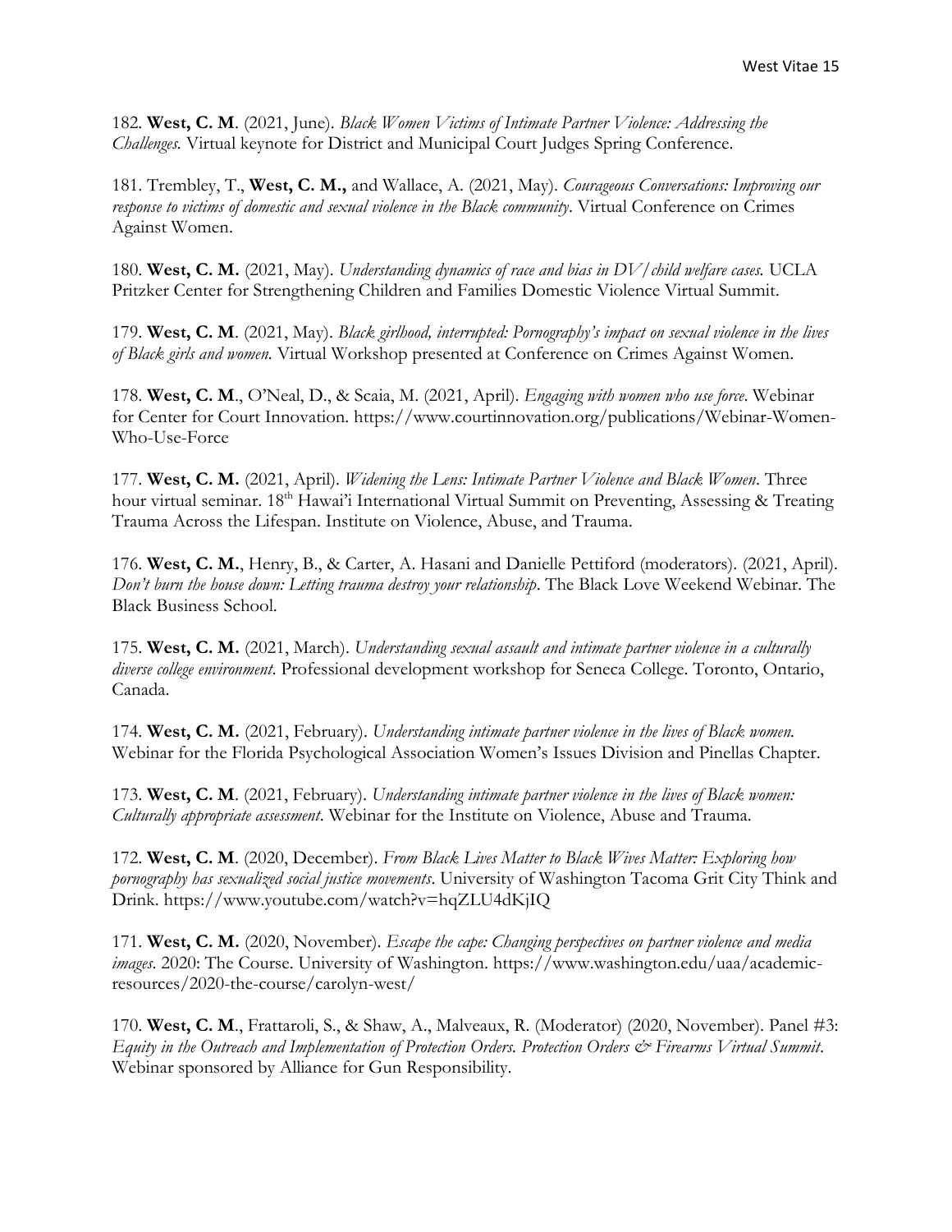182. **West, C. M**. (2021, June). *Black Women Victims of Intimate Partner Violence: Addressing the Challenges.* Virtual keynote for District and Municipal Court Judges Spring Conference.

181. Trembley, T., **West, C. M.,** and Wallace, A. (2021, May). *Courageous Conversations: Improving our response to victims of domestic and sexual violence in the Black community*. Virtual Conference on Crimes Against Women.

180. **West, C. M.** (2021, May). *Understanding dynamics of race and bias in DV/child welfare cases.* UCLA Pritzker Center for Strengthening Children and Families Domestic Violence Virtual Summit.

179. **West, C. M**. (2021, May). *Black girlhood, interrupted: Pornography's impact on sexual violence in the lives of Black girls and women.* Virtual Workshop presented at Conference on Crimes Against Women.

178. **West, C. M**., O'Neal, D., & Scaia, M. (2021, April). *Engaging with women who use force*. Webinar for Center for Court Innovation. https://www.courtinnovation.org/publications/Webinar-Women-Who-Use-Force

177. **West, C. M.** (2021, April). *Widening the Lens: Intimate Partner Violence and Black Women*. Three hour virtual seminar. 18th Hawai'i International Virtual Summit on Preventing, Assessing & Treating Trauma Across the Lifespan. Institute on Violence, Abuse, and Trauma.

176. **West, C. M.**, Henry, B., & Carter, A. Hasani and Danielle Pettiford (moderators). (2021, April). *Don't burn the house down: Letting trauma destroy your relationship*. The Black Love Weekend Webinar. The Black Business School.

175. **West, C. M.** (2021, March). *Understanding sexual assault and intimate partner violence in a culturally diverse college environment*. Professional development workshop for Seneca College. Toronto, Ontario, Canada.

174. **West, C. M.** (2021, February). *Understanding intimate partner violence in the lives of Black women.* Webinar for the Florida Psychological Association Women's Issues Division and Pinellas Chapter.

173. **West, C. M**. (2021, February). *Understanding intimate partner violence in the lives of Black women: Culturally appropriate assessment*. Webinar for the Institute on Violence, Abuse and Trauma.

172. **West, C. M**. (2020, December). *From Black Lives Matter to Black Wives Matter: Exploring how pornography has sexualized social justice movements*. University of Washington Tacoma Grit City Think and Drink. https://www.youtube.com/watch?v=hqZLU4dKjIQ

171. **West, C. M.** (2020, November). *Escape the cape: Changing perspectives on partner violence and media images*. 2020: The Course. University of Washington. https://www.washington.edu/uaa/academic-resources/2020-the-course/carolyn-west/

170. **West, C. M**., Frattaroli, S., & Shaw, A., Malveaux, R. (Moderator) (2020, November). Panel #3: *Equity in the Outreach and Implementation of Protection Orders. Protection Orders & Firearms Virtual Summit*. Webinar sponsored by Alliance for Gun Responsibility.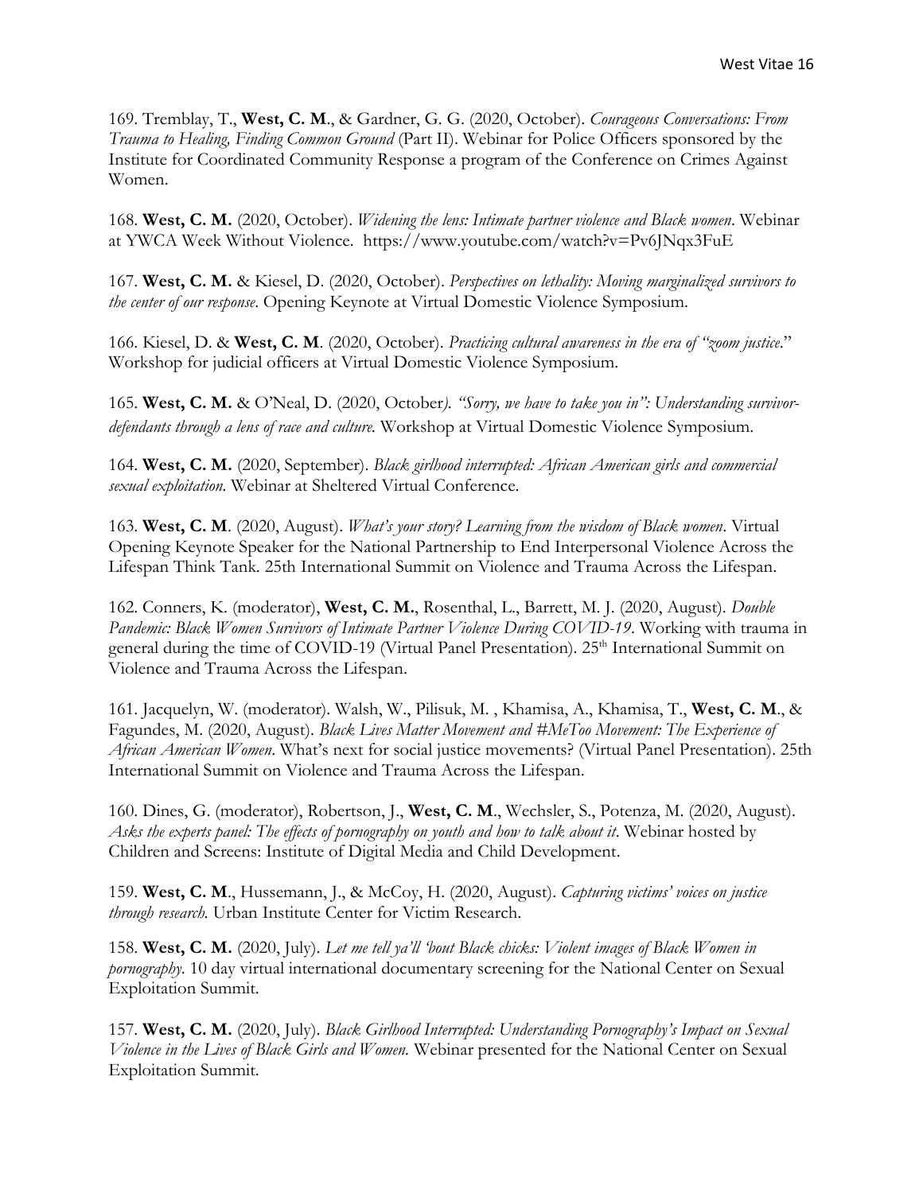169. Tremblay, T., **West, C. M**., & Gardner, G. G. (2020, October). *Courageous Conversations: From Trauma to Healing, Finding Common Ground* (Part II). Webinar for Police Officers sponsored by the Institute for Coordinated Community Response a program of the Conference on Crimes Against Women.

168. **West, C. M.** (2020, October). *Widening the lens: Intimate partner violence and Black women*. Webinar at YWCA Week Without Violence. https://www.youtube.com/watch?v=Pv6JNqx3FuE

167. **West, C. M.** & Kiesel, D. (2020, October). *Perspectives on lethality: Moving marginalized survivors to the center of our response*. Opening Keynote at Virtual Domestic Violence Symposium.

166. Kiesel, D. & **West, C. M**. (2020, October). *Practicing cultural awareness in the era of "zoom justice*." Workshop for judicial officers at Virtual Domestic Violence Symposium.

165. **West, C. M.** & O'Neal, D. (2020, October*). "Sorry, we have to take you in": Understanding survivor-defendants through a lens of race and culture.* Workshop at Virtual Domestic Violence Symposium.

164. **West, C. M.** (2020, September). *Black girlhood interrupted: African American girls and commercial sexual exploitation.* Webinar at Sheltered Virtual Conference.

163. **West, C. M**. (2020, August). *What's your story? Learning from the wisdom of Black women*. Virtual Opening Keynote Speaker for the National Partnership to End Interpersonal Violence Across the Lifespan Think Tank. 25th International Summit on Violence and Trauma Across the Lifespan.

162. Conners, K. (moderator), **West, C. M.**, Rosenthal, L., Barrett, M. J. (2020, August). *Double Pandemic: Black Women Survivors of Intimate Partner Violence During COVID-19*. Working with trauma in general during the time of COVID-19 (Virtual Panel Presentation). 25th International Summit on Violence and Trauma Across the Lifespan.

161. Jacquelyn, W. (moderator). Walsh, W., Pilisuk, M. , Khamisa, A., Khamisa, T., **West, C. M**., & Fagundes, M. (2020, August). *Black Lives Matter Movement and #MeToo Movement: The Experience of African American Women*. What's next for social justice movements? (Virtual Panel Presentation). 25th International Summit on Violence and Trauma Across the Lifespan.

160. Dines, G. (moderator), Robertson, J., **West, C. M**., Wechsler, S., Potenza, M. (2020, August). *Asks the experts panel: The effects of pornography on youth and how to talk about it*. Webinar hosted by Children and Screens: Institute of Digital Media and Child Development.

159. **West, C. M**., Hussemann, J., & McCoy, H. (2020, August). *Capturing victims' voices on justice through research.* Urban Institute Center for Victim Research.

158. **West, C. M.** (2020, July). *Let me tell ya'll 'bout Black chicks: Violent images of Black Women in pornography*. 10 day virtual international documentary screening for the National Center on Sexual Exploitation Summit.

157. **West, C. M.** (2020, July). *Black Girlhood Interrupted: Understanding Pornography's Impact on Sexual Violence in the Lives of Black Girls and Women.* Webinar presented for the National Center on Sexual Exploitation Summit.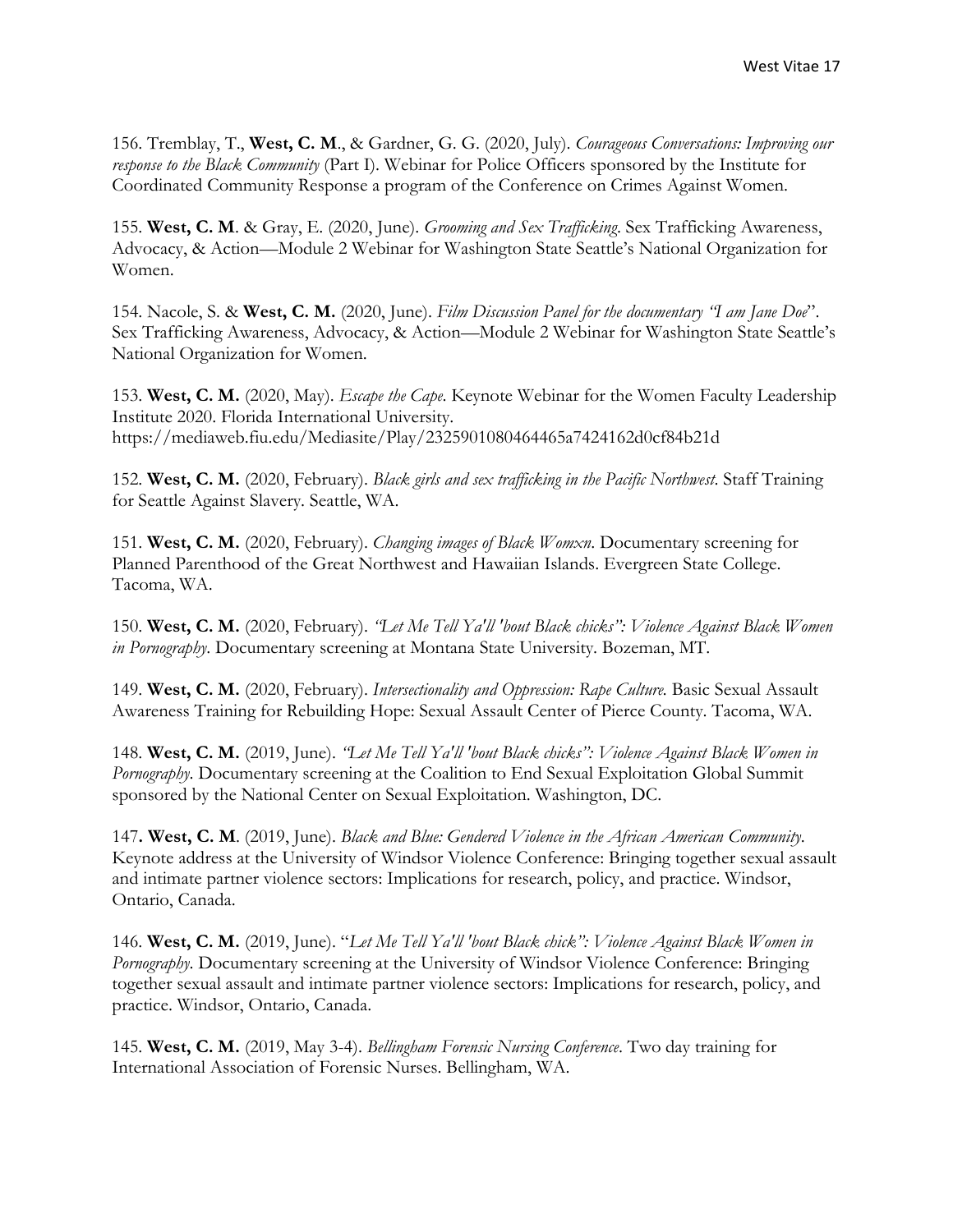156. Tremblay, T., **West, C. M**., & Gardner, G. G. (2020, July). *Courageous Conversations: Improving our response to the Black Community* (Part I). Webinar for Police Officers sponsored by the Institute for Coordinated Community Response a program of the Conference on Crimes Against Women.

155. **West, C. M**. & Gray, E. (2020, June). *Grooming and Sex Trafficking*. Sex Trafficking Awareness, Advocacy, & Action—Module 2 Webinar for Washington State Seattle's National Organization for Women.

154. Nacole, S. & **West, C. M.** (2020, June). *Film Discussion Panel for the documentary "I am Jane Doe*". Sex Trafficking Awareness, Advocacy, & Action—Module 2 Webinar for Washington State Seattle's National Organization for Women.

153. **West, C. M.** (2020, May). *Escape the Cape*. Keynote Webinar for the Women Faculty Leadership Institute 2020. Florida International University. https://mediaweb.fiu.edu/Mediasite/Play/2325901080464465a7424162d0cf84b21d

152. **West, C. M.** (2020, February). *Black girls and sex trafficking in the Pacific Northwest*. Staff Training for Seattle Against Slavery. Seattle, WA.

151. **West, C. M.** (2020, February). *Changing images of Black Womxn*. Documentary screening for Planned Parenthood of the Great Northwest and Hawaiian Islands. Evergreen State College. Tacoma, WA.

150. **West, C. M.** (2020, February). *"Let Me Tell Ya'll 'bout Black chicks": Violence Against Black Women in Pornography*. Documentary screening at Montana State University. Bozeman, MT.

149. **West, C. M.** (2020, February). *Intersectionality and Oppression: Rape Culture*. Basic Sexual Assault Awareness Training for Rebuilding Hope: Sexual Assault Center of Pierce County. Tacoma, WA.

148. **West, C. M.** (2019, June). *"Let Me Tell Ya'll 'bout Black chicks": Violence Against Black Women in Pornography*. Documentary screening at the Coalition to End Sexual Exploitation Global Summit sponsored by the National Center on Sexual Exploitation. Washington, DC.

147**. West, C. M**. (2019, June). *Black and Blue: Gendered Violence in the African American Community*. Keynote address at the University of Windsor Violence Conference: Bringing together sexual assault and intimate partner violence sectors: Implications for research, policy, and practice. Windsor, Ontario, Canada.

146. **West, C. M.** (2019, June). "*Let Me Tell Ya'll 'bout Black chick": Violence Against Black Women in Pornography*. Documentary screening at the University of Windsor Violence Conference: Bringing together sexual assault and intimate partner violence sectors: Implications for research, policy, and practice. Windsor, Ontario, Canada.

145. **West, C. M.** (2019, May 3-4). *Bellingham Forensic Nursing Conference*. Two day training for International Association of Forensic Nurses. Bellingham, WA.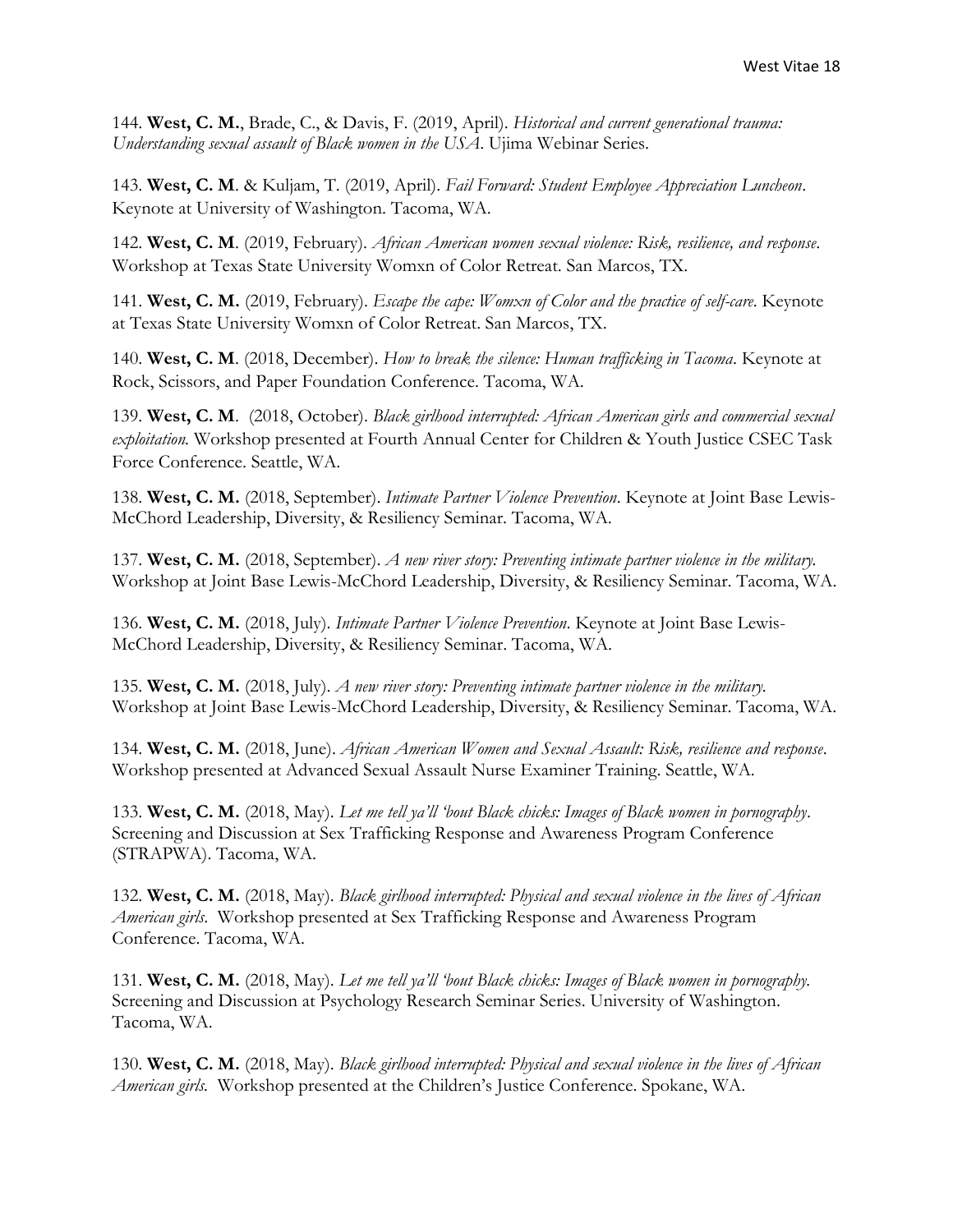144. **West, C. M.**, Brade, C., & Davis, F. (2019, April). *Historical and current generational trauma: Understanding sexual assault of Black women in the USA*. Ujima Webinar Series.

143. **West, C. M**. & Kuljam, T. (2019, April). *Fail Forward: Student Employee Appreciation Luncheon*. Keynote at University of Washington. Tacoma, WA.

142. **West, C. M**. (2019, February). *African American women sexual violence: Risk, resilience, and response*. Workshop at Texas State University Womxn of Color Retreat. San Marcos, TX.

141. **West, C. M.** (2019, February). *Escape the cape: Womxn of Color and the practice of self-care*. Keynote at Texas State University Womxn of Color Retreat. San Marcos, TX.

140. **West, C. M**. (2018, December). *How to break the silence: Human trafficking in Tacoma*. Keynote at Rock, Scissors, and Paper Foundation Conference. Tacoma, WA.

139. **West, C. M**. (2018, October). *Black girlhood interrupted: African American girls and commercial sexual exploitation.* Workshop presented at Fourth Annual Center for Children & Youth Justice CSEC Task Force Conference. Seattle, WA.

138. **West, C. M.** (2018, September). *Intimate Partner Violence Prevention*. Keynote at Joint Base Lewis-McChord Leadership, Diversity, & Resiliency Seminar. Tacoma, WA.

137. **West, C. M.** (2018, September). *A new river story: Preventing intimate partner violence in the military.* Workshop at Joint Base Lewis-McChord Leadership, Diversity, & Resiliency Seminar. Tacoma, WA.

136. **West, C. M.** (2018, July). *Intimate Partner Violence Prevention*. Keynote at Joint Base Lewis-McChord Leadership, Diversity, & Resiliency Seminar. Tacoma, WA.

135. **West, C. M.** (2018, July). *A new river story: Preventing intimate partner violence in the military.* Workshop at Joint Base Lewis-McChord Leadership, Diversity, & Resiliency Seminar. Tacoma, WA.

134. **West, C. M.** (2018, June). *African American Women and Sexual Assault: Risk, resilience and response*. Workshop presented at Advanced Sexual Assault Nurse Examiner Training. Seattle, WA.

133. **West, C. M.** (2018, May). *Let me tell ya'll 'bout Black chicks: Images of Black women in pornography*. Screening and Discussion at Sex Trafficking Response and Awareness Program Conference (STRAPWA). Tacoma, WA.

132. **West, C. M.** (2018, May). *Black girlhood interrupted: Physical and sexual violence in the lives of African American girls*. Workshop presented at Sex Trafficking Response and Awareness Program Conference. Tacoma, WA.

131. **West, C. M.** (2018, May). *Let me tell ya'll 'bout Black chicks: Images of Black women in pornography.* Screening and Discussion at Psychology Research Seminar Series. University of Washington. Tacoma, WA.

130. **West, C. M.** (2018, May). *Black girlhood interrupted: Physical and sexual violence in the lives of African American girls.* Workshop presented at the Children's Justice Conference. Spokane, WA.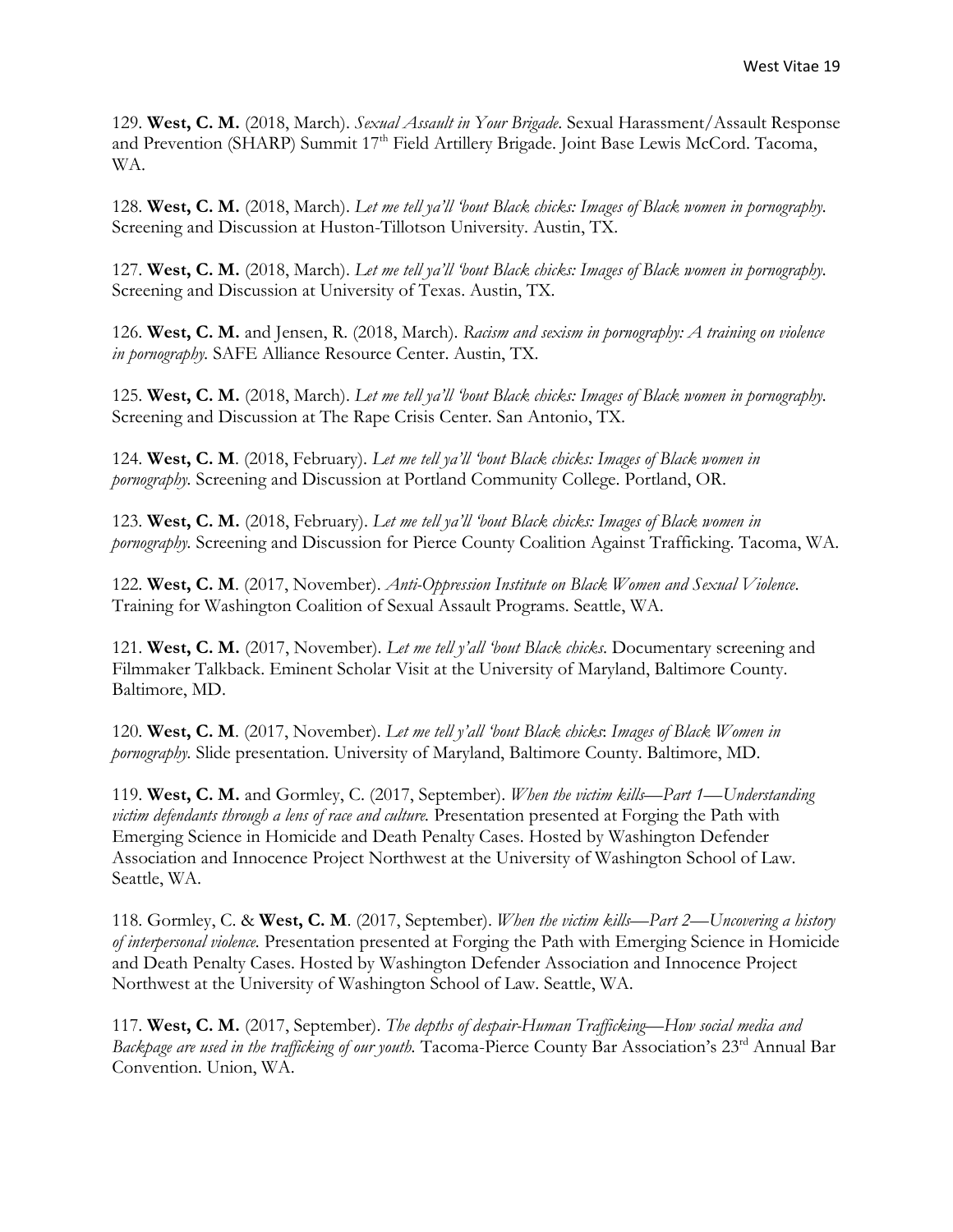129. **West, C. M.** (2018, March). *Sexual Assault in Your Brigade*. Sexual Harassment/Assault Response and Prevention (SHARP) Summit 17th Field Artillery Brigade. Joint Base Lewis McCord. Tacoma, WA.

128. **West, C. M.** (2018, March). *Let me tell ya'll 'bout Black chicks: Images of Black women in pornography*. Screening and Discussion at Huston-Tillotson University. Austin, TX.

127. **West, C. M.** (2018, March). *Let me tell ya'll 'bout Black chicks: Images of Black women in pornography*. Screening and Discussion at University of Texas. Austin, TX.

126. **West, C. M.** and Jensen, R. (2018, March). *Racism and sexism in pornography: A training on violence in pornography*. SAFE Alliance Resource Center. Austin, TX.

125. **West, C. M.** (2018, March). *Let me tell ya'll 'bout Black chicks: Images of Black women in pornography*. Screening and Discussion at The Rape Crisis Center. San Antonio, TX.

124. **West, C. M**. (2018, February). *Let me tell ya'll 'bout Black chicks: Images of Black women in pornography*. Screening and Discussion at Portland Community College. Portland, OR.

123. **West, C. M.** (2018, February). *Let me tell ya'll 'bout Black chicks: Images of Black women in pornography*. Screening and Discussion for Pierce County Coalition Against Trafficking. Tacoma, WA.

122. **West, C. M**. (2017, November). *Anti-Oppression Institute on Black Women and Sexual Violence*. Training for Washington Coalition of Sexual Assault Programs. Seattle, WA.

121. **West, C. M.** (2017, November). *Let me tell y'all 'bout Black chicks*. Documentary screening and Filmmaker Talkback. Eminent Scholar Visit at the University of Maryland, Baltimore County. Baltimore, MD.

120. **West, C. M**. (2017, November). *Let me tell y'all 'bout Black chicks: Images of Black Women in pornography*. Slide presentation. University of Maryland, Baltimore County. Baltimore, MD.

119. **West, C. M.** and Gormley, C. (2017, September). *When the victim kills—Part 1—Understanding victim defendants through a lens of race and culture*. Presentation presented at Forging the Path with Emerging Science in Homicide and Death Penalty Cases. Hosted by Washington Defender Association and Innocence Project Northwest at the University of Washington School of Law. Seattle, WA.

118. Gormley, C. & **West, C. M**. (2017, September). *When the victim kills—Part 2—Uncovering a history of interpersonal violence*. Presentation presented at Forging the Path with Emerging Science in Homicide and Death Penalty Cases. Hosted by Washington Defender Association and Innocence Project Northwest at the University of Washington School of Law. Seattle, WA.

117. **West, C. M.** (2017, September). *The depths of despair-Human Trafficking—How social media and Backpage are used in the trafficking of our youth*. Tacoma-Pierce County Bar Association's 23rd Annual Bar Convention. Union, WA.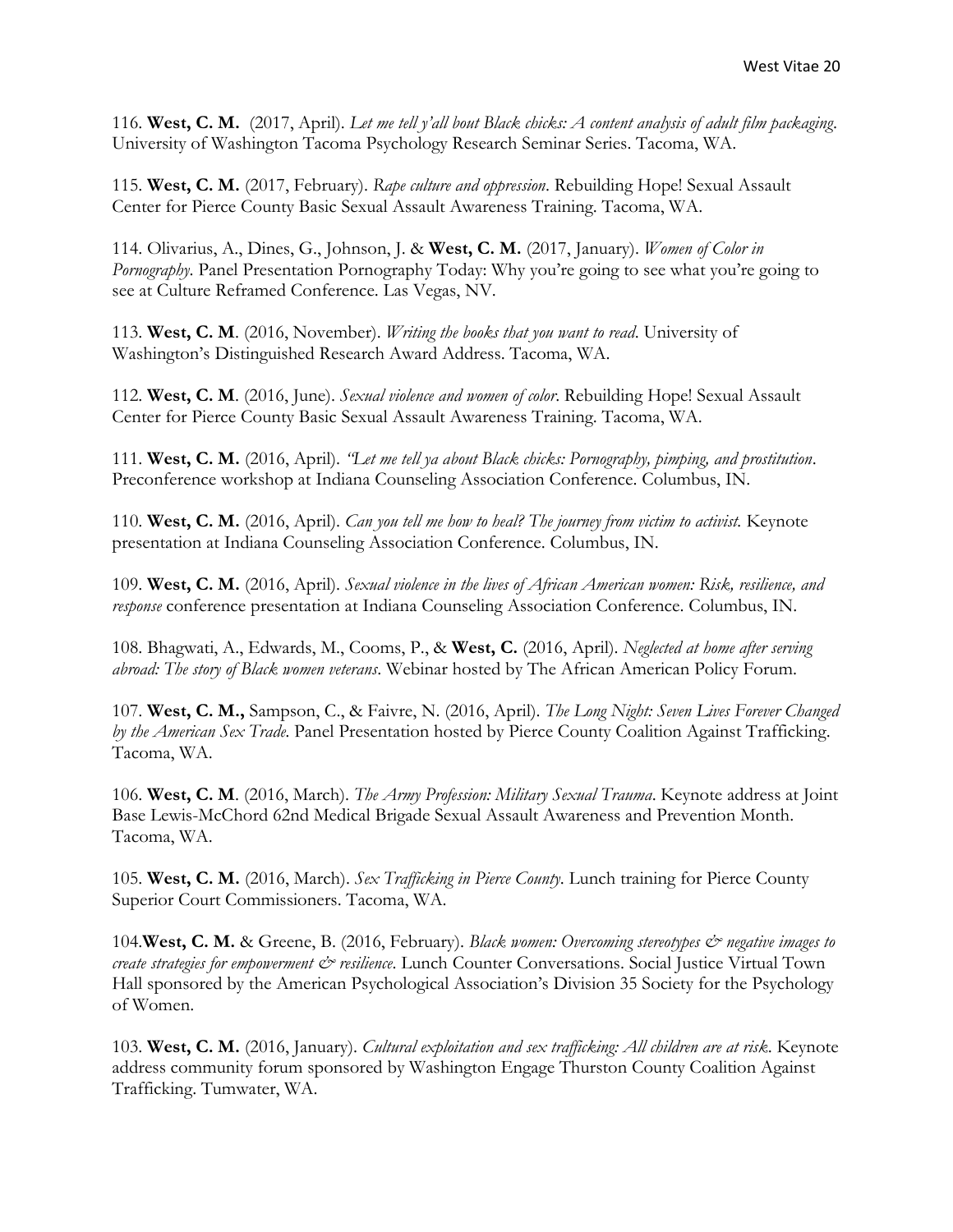116. **West, C. M.** (2017, April). *Let me tell y'all bout Black chicks: A content analysis of adult film packaging*. University of Washington Tacoma Psychology Research Seminar Series. Tacoma, WA.

115. **West, C. M.** (2017, February). *Rape culture and oppression*. Rebuilding Hope! Sexual Assault Center for Pierce County Basic Sexual Assault Awareness Training. Tacoma, WA.

114. Olivarius, A., Dines, G., Johnson, J. & **West, C. M.** (2017, January). *Women of Color in Pornography*. Panel Presentation Pornography Today: Why you're going to see what you're going to see at Culture Reframed Conference. Las Vegas, NV.

113. **West, C. M**. (2016, November). *Writing the books that you want to read*. University of Washington's Distinguished Research Award Address. Tacoma, WA.

112. **West, C. M**. (2016, June). *Sexual violence and women of color*. Rebuilding Hope! Sexual Assault Center for Pierce County Basic Sexual Assault Awareness Training. Tacoma, WA.

111. **West, C. M.** (2016, April). *"Let me tell ya about Black chicks: Pornography, pimping, and prostitution*. Preconference workshop at Indiana Counseling Association Conference. Columbus, IN.

110. **West, C. M.** (2016, April). *Can you tell me how to heal? The journey from victim to activist*. Keynote presentation at Indiana Counseling Association Conference. Columbus, IN.

109. **West, C. M.** (2016, April). *Sexual violence in the lives of African American women: Risk, resilience, and response* conference presentation at Indiana Counseling Association Conference. Columbus, IN.

108. Bhagwati, A., Edwards, M., Cooms, P., & **West, C.** (2016, April). *Neglected at home after serving abroad: The story of Black women veterans*. Webinar hosted by The African American Policy Forum.

107. **West, C. M.,** Sampson, C., & Faivre, N. (2016, April). *The Long Night: Seven Lives Forever Changed by the American Sex Trade.* Panel Presentation hosted by Pierce County Coalition Against Trafficking. Tacoma, WA.

106. **West, C. M**. (2016, March). *The Army Profession: Military Sexual Trauma*. Keynote address at Joint Base Lewis-McChord 62nd Medical Brigade Sexual Assault Awareness and Prevention Month. Tacoma, WA.

105. **West, C. M.** (2016, March). *Sex Trafficking in Pierce County*. Lunch training for Pierce County Superior Court Commissioners. Tacoma, WA.

104.**West, C. M.** & Greene, B. (2016, February). *Black women: Overcoming stereotypes & negative images to create strategies for empowerment & resilience*. Lunch Counter Conversations. Social Justice Virtual Town Hall sponsored by the American Psychological Association's Division 35 Society for the Psychology of Women.

103. **West, C. M.** (2016, January). *Cultural exploitation and sex trafficking: All children are at risk*. Keynote address community forum sponsored by Washington Engage Thurston County Coalition Against Trafficking. Tumwater, WA.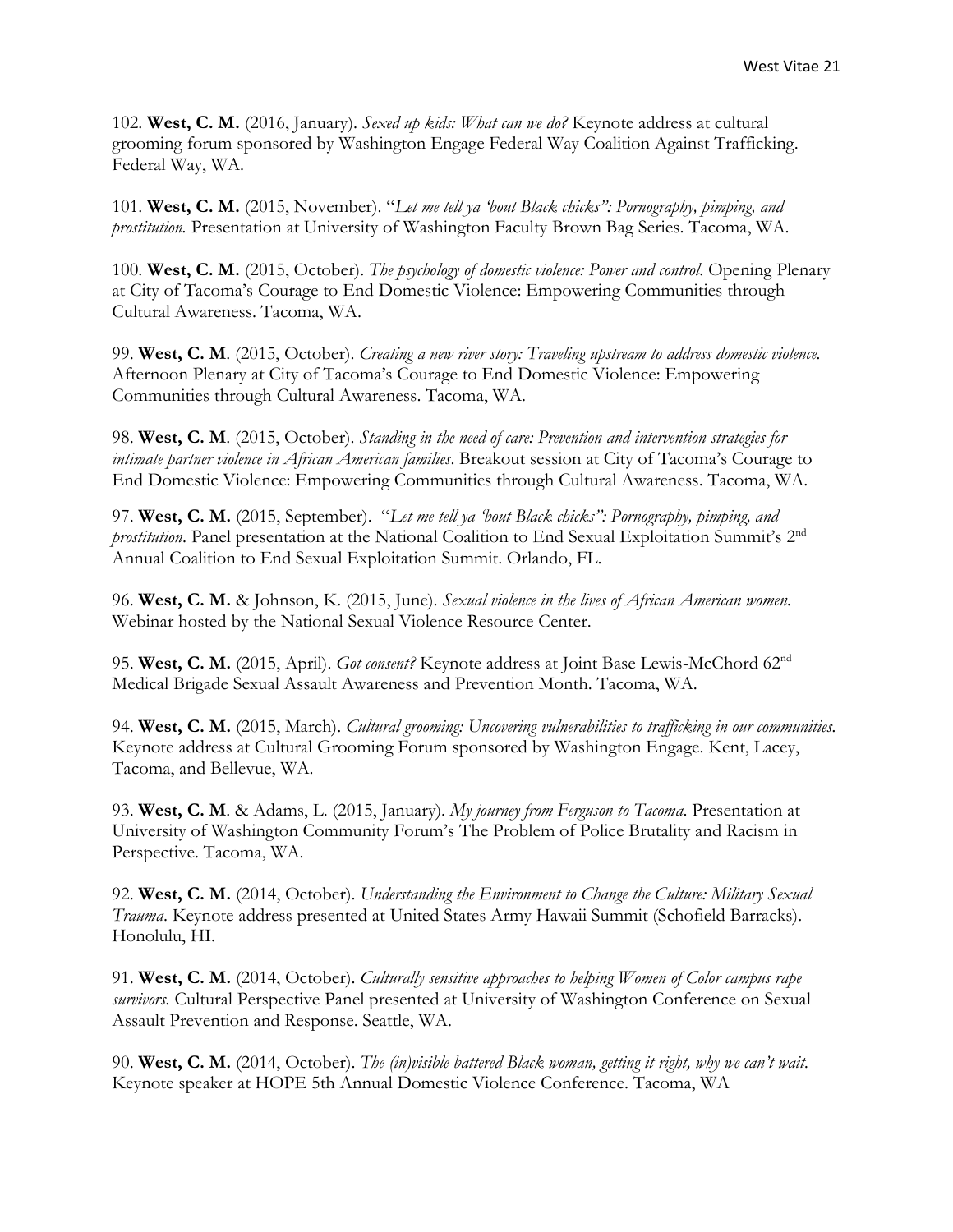102. **West, C. M.** (2016, January). *Sexed up kids: What can we do?* Keynote address at cultural grooming forum sponsored by Washington Engage Federal Way Coalition Against Trafficking. Federal Way, WA.

101. **West, C. M.** (2015, November). "*Let me tell ya 'bout Black chicks": Pornography, pimping, and prostitution.* Presentation at University of Washington Faculty Brown Bag Series. Tacoma, WA.

100. **West, C. M.** (2015, October). *The psychology of domestic violence: Power and control.* Opening Plenary at City of Tacoma's Courage to End Domestic Violence: Empowering Communities through Cultural Awareness. Tacoma, WA.

99. **West, C. M**. (2015, October). *Creating a new river story: Traveling upstream to address domestic violence.* Afternoon Plenary at City of Tacoma's Courage to End Domestic Violence: Empowering Communities through Cultural Awareness. Tacoma, WA.

98. **West, C. M**. (2015, October). *Standing in the need of care: Prevention and intervention strategies for intimate partner violence in African American families*. Breakout session at City of Tacoma's Courage to End Domestic Violence: Empowering Communities through Cultural Awareness. Tacoma, WA.

97. **West, C. M.** (2015, September). "*Let me tell ya 'bout Black chicks": Pornography, pimping, and prostitution.* Panel presentation at the National Coalition to End Sexual Exploitation Summit's 2nd Annual Coalition to End Sexual Exploitation Summit. Orlando, FL.

96. **West, C. M.** & Johnson, K. (2015, June). *Sexual violence in the lives of African American women.* Webinar hosted by the National Sexual Violence Resource Center.

95. **West, C. M.** (2015, April). *Got consent?* Keynote address at Joint Base Lewis-McChord 62nd Medical Brigade Sexual Assault Awareness and Prevention Month. Tacoma, WA.

94. **West, C. M.** (2015, March). *Cultural grooming: Uncovering vulnerabilities to trafficking in our communities.* Keynote address at Cultural Grooming Forum sponsored by Washington Engage. Kent, Lacey, Tacoma, and Bellevue, WA.

93. **West, C. M**. & Adams, L. (2015, January). *My journey from Ferguson to Tacoma*. Presentation at University of Washington Community Forum's The Problem of Police Brutality and Racism in Perspective. Tacoma, WA.

92. **West, C. M.** (2014, October). *Understanding the Environment to Change the Culture: Military Sexual Trauma*. Keynote address presented at United States Army Hawaii Summit (Schofield Barracks). Honolulu, HI.

91. **West, C. M.** (2014, October). *Culturally sensitive approaches to helping Women of Color campus rape survivors.* Cultural Perspective Panel presented at University of Washington Conference on Sexual Assault Prevention and Response. Seattle, WA.

90. **West, C. M.** (2014, October). *The (in)visible battered Black woman, getting it right, why we can't wait.* Keynote speaker at HOPE 5th Annual Domestic Violence Conference. Tacoma, WA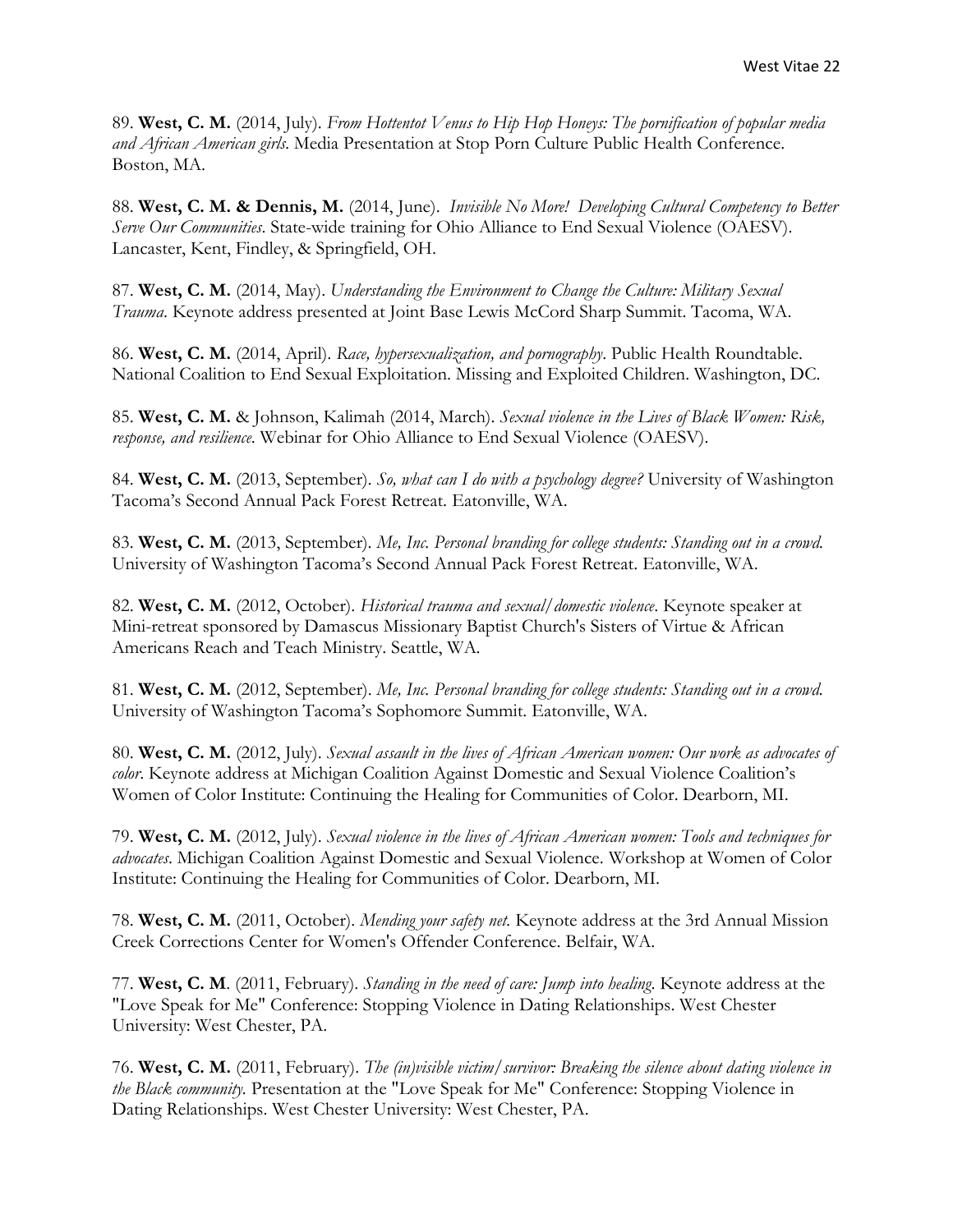89. **West, C. M.** (2014, July). *From Hottentot Venus to Hip Hop Honeys: The pornification of popular media and African American girls.* Media Presentation at Stop Porn Culture Public Health Conference. Boston, MA.

88. **West, C. M. & Dennis, M.** (2014, June). *Invisible No More! Developing Cultural Competency to Better Serve Our Communities*. State-wide training for Ohio Alliance to End Sexual Violence (OAESV). Lancaster, Kent, Findley, & Springfield, OH.

87. **West, C. M.** (2014, May). *Understanding the Environment to Change the Culture: Military Sexual Trauma.* Keynote address presented at Joint Base Lewis McCord Sharp Summit. Tacoma, WA.

86. **West, C. M.** (2014, April). *Race, hypersexualization, and pornography*. Public Health Roundtable. National Coalition to End Sexual Exploitation. Missing and Exploited Children. Washington, DC.

85. **West, C. M.** & Johnson, Kalimah (2014, March). *Sexual violence in the Lives of Black Women: Risk, response, and resilience.* Webinar for Ohio Alliance to End Sexual Violence (OAESV).

84. **West, C. M.** (2013, September). *So, what can I do with a psychology degree?* University of Washington Tacoma's Second Annual Pack Forest Retreat. Eatonville, WA.

83. **West, C. M.** (2013, September). *Me, Inc. Personal branding for college students: Standing out in a crowd.* University of Washington Tacoma's Second Annual Pack Forest Retreat. Eatonville, WA.

82. **West, C. M.** (2012, October). *Historical trauma and sexual/domestic violence*. Keynote speaker at Mini-retreat sponsored by Damascus Missionary Baptist Church's Sisters of Virtue & African Americans Reach and Teach Ministry. Seattle, WA.

81. **West, C. M.** (2012, September). *Me, Inc. Personal branding for college students: Standing out in a crowd.* University of Washington Tacoma's Sophomore Summit. Eatonville, WA.

80. **West, C. M.** (2012, July). *Sexual assault in the lives of African American women: Our work as advocates of color.* Keynote address at Michigan Coalition Against Domestic and Sexual Violence Coalition's Women of Color Institute: Continuing the Healing for Communities of Color. Dearborn, MI.

79. **West, C. M.** (2012, July). *Sexual violence in the lives of African American women: Tools and techniques for advocates*. Michigan Coalition Against Domestic and Sexual Violence. Workshop at Women of Color Institute: Continuing the Healing for Communities of Color. Dearborn, MI.

78. **West, C. M.** (2011, October). *Mending your safety net.* Keynote address at the 3rd Annual Mission Creek Corrections Center for Women's Offender Conference. Belfair, WA.

77. **West, C. M**. (2011, February). *Standing in the need of care: Jump into healing*. Keynote address at the "Love Speak for Me" Conference: Stopping Violence in Dating Relationships. West Chester University: West Chester, PA.

76. **West, C. M.** (2011, February). *The (in)visible victim/survivor: Breaking the silence about dating violence in the Black community.* Presentation at the "Love Speak for Me" Conference: Stopping Violence in Dating Relationships. West Chester University: West Chester, PA.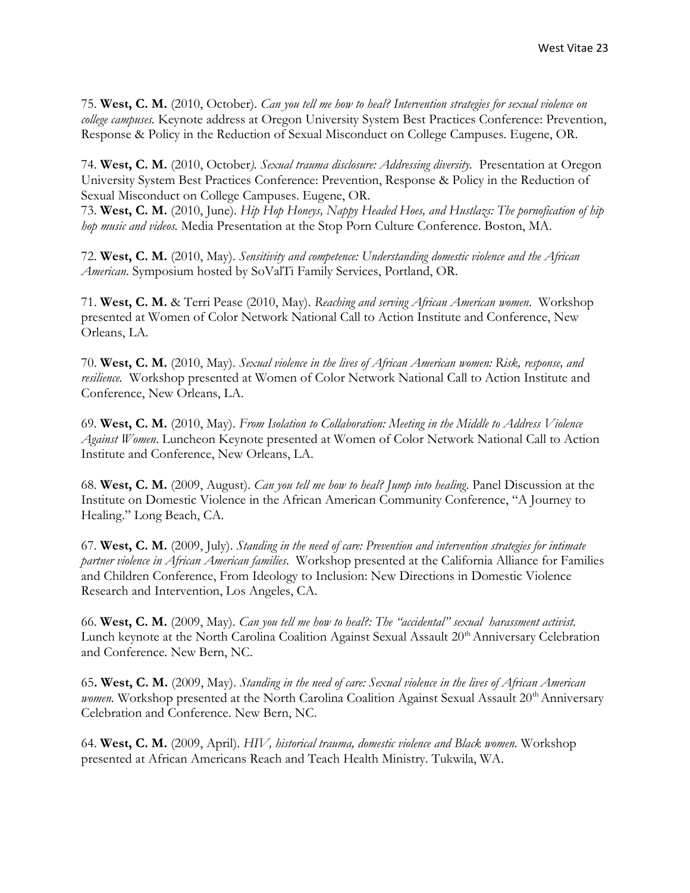75. **West, C. M.** (2010, October). *Can you tell me how to heal? Intervention strategies for sexual violence on college campuses.* Keynote address at Oregon University System Best Practices Conference: Prevention, Response & Policy in the Reduction of Sexual Misconduct on College Campuses. Eugene, OR.

74. **West, C. M.** (2010, October*). Sexual trauma disclosure: Addressing diversity.* Presentation at Oregon University System Best Practices Conference: Prevention, Response & Policy in the Reduction of Sexual Misconduct on College Campuses. Eugene, OR.

73. **West, C. M.** (2010, June). *Hip Hop Honeys, Nappy Headed Hoes, and Hustlazs: The pornofication of hip hop music and videos.* Media Presentation at the Stop Porn Culture Conference. Boston, MA.

72. **West, C. M.** (2010, May). *Sensitivity and competence: Understanding domestic violence and the African American*. Symposium hosted by SoValTi Family Services, Portland, OR.

71. **West, C. M.** & Terri Pease (2010, May). *Reaching and serving African American women*. Workshop presented at Women of Color Network National Call to Action Institute and Conference, New Orleans, LA.

70. **West, C. M.** (2010, May). *Sexual violence in the lives of African American women: Risk, response, and resilience.* Workshop presented at Women of Color Network National Call to Action Institute and Conference, New Orleans, LA.

69. **West, C. M.** (2010, May). *From Isolation to Collaboration: Meeting in the Middle to Address Violence Against Women*. Luncheon Keynote presented at Women of Color Network National Call to Action Institute and Conference, New Orleans, LA.

68. **West, C. M.** (2009, August). *Can you tell me how to heal? Jump into healing*. Panel Discussion at the Institute on Domestic Violence in the African American Community Conference, "A Journey to Healing." Long Beach, CA.

67. **West, C. M.** (2009, July). *Standing in the need of care: Prevention and intervention strategies for intimate partner violence in African American families*. Workshop presented at the California Alliance for Families and Children Conference, From Ideology to Inclusion: New Directions in Domestic Violence Research and Intervention, Los Angeles, CA.

66. **West, C. M.** (2009, May). *Can you tell me how to heal?: The "accidental" sexual harassment activist.* Lunch keynote at the North Carolina Coalition Against Sexual Assault 20th Anniversary Celebration and Conference. New Bern, NC.

65**. West, C. M.** (2009, May). *Standing in the need of care: Sexual violence in the lives of African American women.* Workshop presented at the North Carolina Coalition Against Sexual Assault 20th Anniversary Celebration and Conference. New Bern, NC.

64. **West, C. M.** (2009, April). *HIV, historical trauma, domestic violence and Black women.* Workshop presented at African Americans Reach and Teach Health Ministry. Tukwila, WA.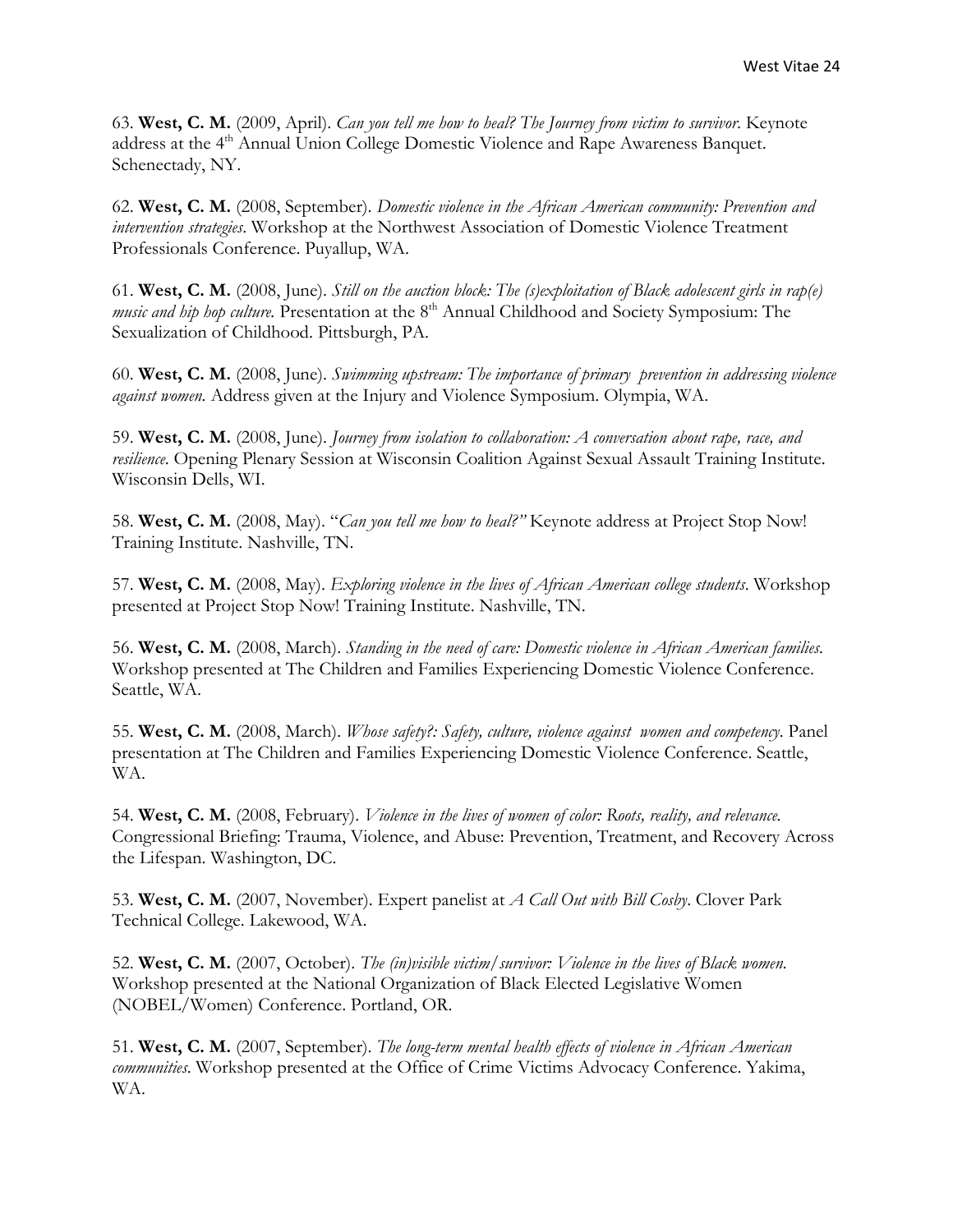63. **West, C. M.** (2009, April). *Can you tell me how to heal? The Journey from victim to survivor*. Keynote address at the 4th Annual Union College Domestic Violence and Rape Awareness Banquet. Schenectady, NY.

62. **West, C. M.** (2008, September). *Domestic violence in the African American community: Prevention and intervention strategies*. Workshop at the Northwest Association of Domestic Violence Treatment Professionals Conference. Puyallup, WA.

61. **West, C. M.** (2008, June). *Still on the auction block: The (s)exploitation of Black adolescent girls in rap(e) music and hip hop culture.* Presentation at the 8th Annual Childhood and Society Symposium: The Sexualization of Childhood. Pittsburgh, PA.

60. **West, C. M.** (2008, June). *Swimming upstream: The importance of primary prevention in addressing violence against women.* Address given at the Injury and Violence Symposium. Olympia, WA.

59. **West, C. M.** (2008, June). *Journey from isolation to collaboration: A conversation about rape, race, and resilience.* Opening Plenary Session at Wisconsin Coalition Against Sexual Assault Training Institute. Wisconsin Dells, WI.

58. **West, C. M.** (2008, May). "*Can you tell me how to heal?"* Keynote address at Project Stop Now! Training Institute. Nashville, TN.

57. **West, C. M.** (2008, May). *Exploring violence in the lives of African American college students*. Workshop presented at Project Stop Now! Training Institute. Nashville, TN.

56. **West, C. M.** (2008, March). *Standing in the need of care: Domestic violence in African American families.* Workshop presented at The Children and Families Experiencing Domestic Violence Conference. Seattle, WA.

55. **West, C. M.** (2008, March). *Whose safety?: Safety, culture, violence against women and competency*. Panel presentation at The Children and Families Experiencing Domestic Violence Conference. Seattle, WA.

54. **West, C. M.** (2008, February). *Violence in the lives of women of color: Roots, reality, and relevance.* Congressional Briefing: Trauma, Violence, and Abuse: Prevention, Treatment, and Recovery Across the Lifespan. Washington, DC.

53. **West, C. M.** (2007, November). Expert panelist at *A Call Out with Bill Cosby*. Clover Park Technical College. Lakewood, WA.

52. **West, C. M.** (2007, October). *The (in)visible victim/survivor: Violence in the lives of Black women.* Workshop presented at the National Organization of Black Elected Legislative Women (NOBEL/Women) Conference. Portland, OR.

51. **West, C. M.** (2007, September). *The long-term mental health effects of violence in African American communities.* Workshop presented at the Office of Crime Victims Advocacy Conference. Yakima, WA.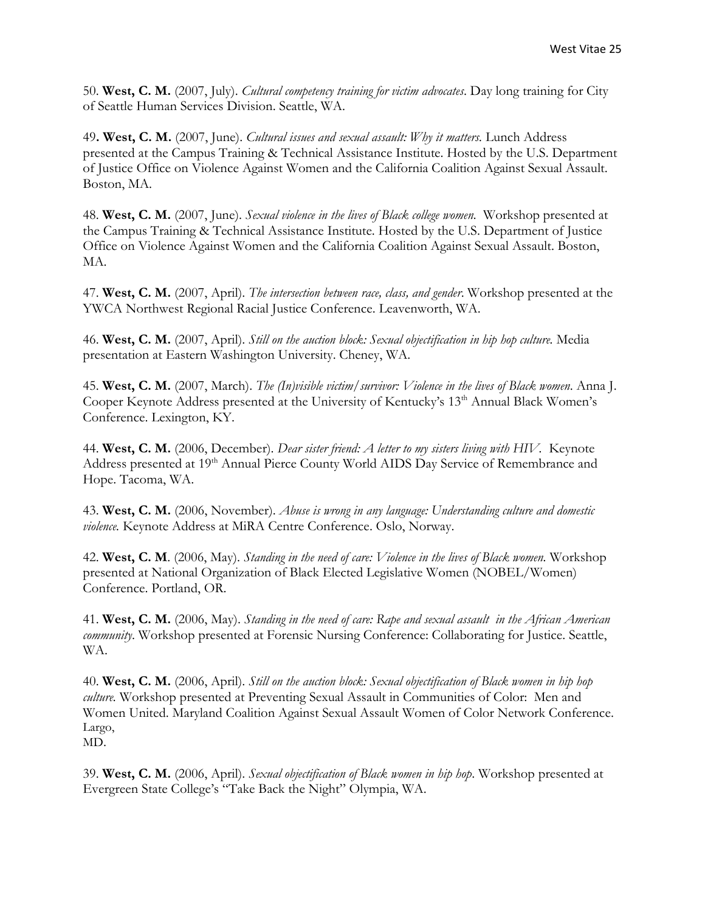50. **West, C. M.** (2007, July). *Cultural competency training for victim advocates*. Day long training for City of Seattle Human Services Division. Seattle, WA.

49**. West, C. M.** (2007, June). *Cultural issues and sexual assault: Why it matters.* Lunch Address presented at the Campus Training & Technical Assistance Institute. Hosted by the U.S. Department of Justice Office on Violence Against Women and the California Coalition Against Sexual Assault. Boston, MA.

48. **West, C. M.** (2007, June). *Sexual violence in the lives of Black college women.* Workshop presented at the Campus Training & Technical Assistance Institute. Hosted by the U.S. Department of Justice Office on Violence Against Women and the California Coalition Against Sexual Assault. Boston, MA.

47. **West, C. M.** (2007, April). *The intersection between race, class, and gender.* Workshop presented at the YWCA Northwest Regional Racial Justice Conference. Leavenworth, WA.

46. **West, C. M.** (2007, April). *Still on the auction block: Sexual objectification in hip hop culture.* Media presentation at Eastern Washington University. Cheney, WA.

45. **West, C. M.** (2007, March). *The (In)visible victim/survivor: Violence in the lives of Black women.* Anna J. Cooper Keynote Address presented at the University of Kentucky's 13th Annual Black Women's Conference. Lexington, KY.

44. **West, C. M.** (2006, December). *Dear sister friend: A letter to my sisters living with HIV.* Keynote Address presented at 19th Annual Pierce County World AIDS Day Service of Remembrance and Hope. Tacoma, WA.

43. **West, C. M.** (2006, November). *Abuse is wrong in any language: Understanding culture and domestic violence.* Keynote Address at MiRA Centre Conference. Oslo, Norway.

42. **West, C. M**. (2006, May). *Standing in the need of care: Violence in the lives of Black women.* Workshop presented at National Organization of Black Elected Legislative Women (NOBEL/Women) Conference. Portland, OR.

41. **West, C. M.** (2006, May). *Standing in the need of care: Rape and sexual assault in the African American community.* Workshop presented at Forensic Nursing Conference: Collaborating for Justice. Seattle, WA.

40. **West, C. M.** (2006, April). *Still on the auction block: Sexual objectification of Black women in hip hop culture.* Workshop presented at Preventing Sexual Assault in Communities of Color: Men and Women United. Maryland Coalition Against Sexual Assault Women of Color Network Conference. Largo, MD.

39. **West, C. M.** (2006, April). *Sexual objectification of Black women in hip hop*. Workshop presented at Evergreen State College's "Take Back the Night" Olympia, WA.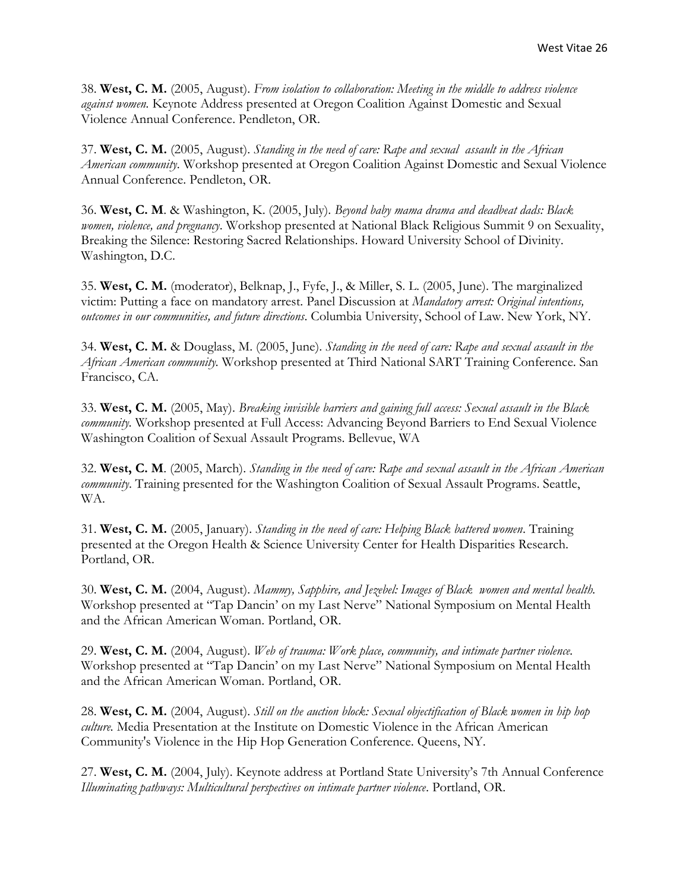38. **West, C. M.** (2005, August). *From isolation to collaboration: Meeting in the middle to address violence against women.* Keynote Address presented at Oregon Coalition Against Domestic and Sexual Violence Annual Conference. Pendleton, OR.

37. **West, C. M.** (2005, August). *Standing in the need of care: Rape and sexual assault in the African American community*. Workshop presented at Oregon Coalition Against Domestic and Sexual Violence Annual Conference. Pendleton, OR.

36. **West, C. M**. & Washington, K. (2005, July). *Beyond baby mama drama and deadbeat dads: Black women, violence, and pregnancy*. Workshop presented at National Black Religious Summit 9 on Sexuality, Breaking the Silence: Restoring Sacred Relationships. Howard University School of Divinity. Washington, D.C.

35. **West, C. M.** (moderator), Belknap, J., Fyfe, J., & Miller, S. L. (2005, June). The marginalized victim: Putting a face on mandatory arrest. Panel Discussion at *Mandatory arrest: Original intentions, outcomes in our communities, and future directions*. Columbia University, School of Law. New York, NY.

34. **West, C. M.** & Douglass, M. (2005, June). *Standing in the need of care: Rape and sexual assault in the African American community.* Workshop presented at Third National SART Training Conference. San Francisco, CA.

33. **West, C. M.** (2005, May). *Breaking invisible barriers and gaining full access: Sexual assault in the Black community.* Workshop presented at Full Access: Advancing Beyond Barriers to End Sexual Violence Washington Coalition of Sexual Assault Programs. Bellevue, WA

32. **West, C. M**. (2005, March). *Standing in the need of care: Rape and sexual assault in the African American community*. Training presented for the Washington Coalition of Sexual Assault Programs. Seattle, WA.

31. **West, C. M.** (2005, January). *Standing in the need of care: Helping Black battered women*. Training presented at the Oregon Health & Science University Center for Health Disparities Research. Portland, OR.

30. **West, C. M.** (2004, August). *Mammy, Sapphire, and Jezebel: Images of Black women and mental health.* Workshop presented at "Tap Dancin' on my Last Nerve" National Symposium on Mental Health and the African American Woman. Portland, OR.

29. **West, C. M.** (2004, August). *Web of trauma: Work place, community, and intimate partner violence.* Workshop presented at "Tap Dancin' on my Last Nerve" National Symposium on Mental Health and the African American Woman. Portland, OR.

28. **West, C. M.** (2004, August). *Still on the auction block: Sexual objectification of Black women in hip hop culture.* Media Presentation at the Institute on Domestic Violence in the African American Community's Violence in the Hip Hop Generation Conference. Queens, NY.

27. **West, C. M.** (2004, July). Keynote address at Portland State University's 7th Annual Conference *Illuminating pathways: Multicultural perspectives on intimate partner violence*. Portland, OR.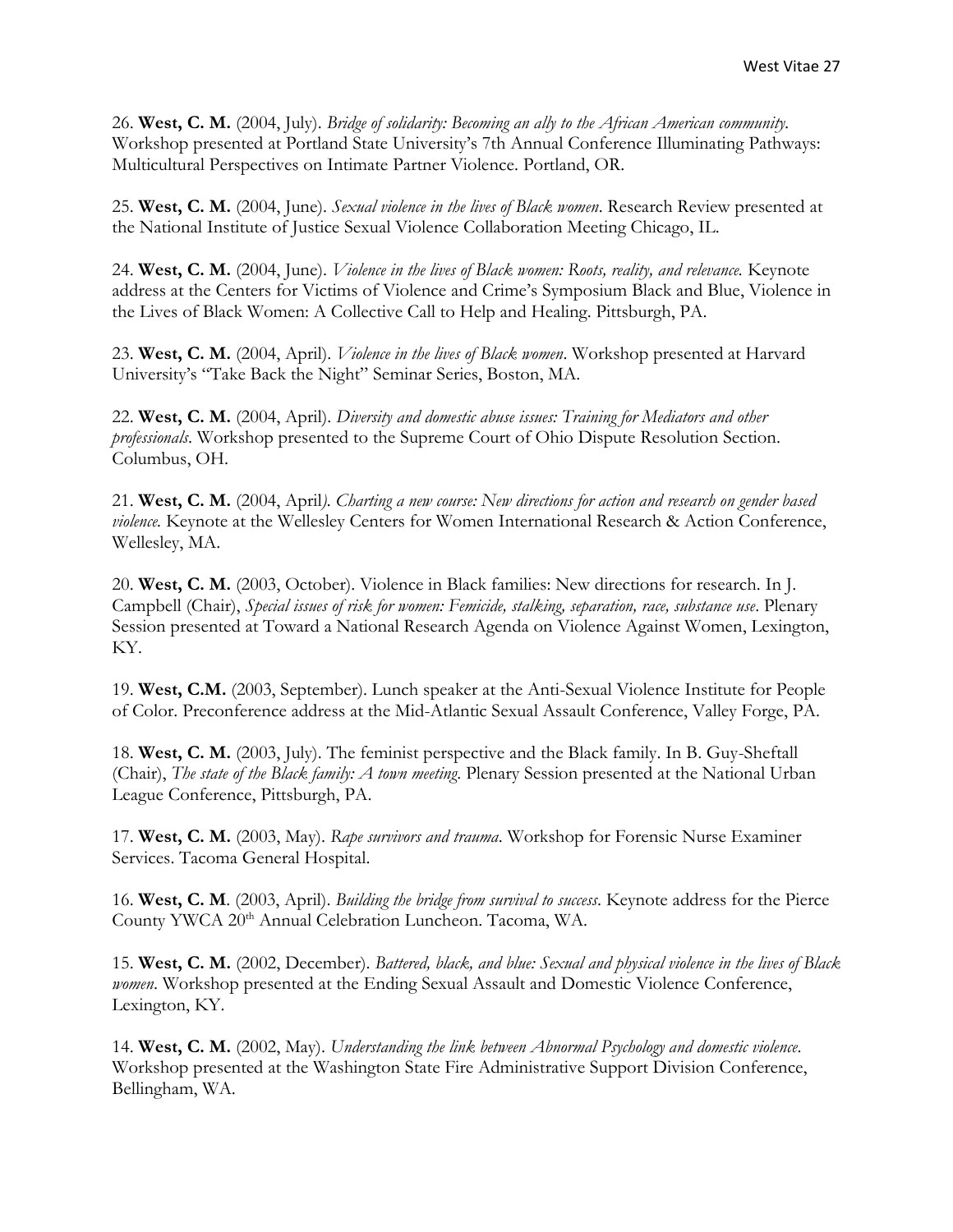26. **West, C. M.** (2004, July). *Bridge of solidarity: Becoming an ally to the African American community*. Workshop presented at Portland State University's 7th Annual Conference Illuminating Pathways: Multicultural Perspectives on Intimate Partner Violence. Portland, OR.

25. **West, C. M.** (2004, June). *Sexual violence in the lives of Black women*. Research Review presented at the National Institute of Justice Sexual Violence Collaboration Meeting Chicago, IL.

24. **West, C. M.** (2004, June). *Violence in the lives of Black women: Roots, reality, and relevance.* Keynote address at the Centers for Victims of Violence and Crime's Symposium Black and Blue, Violence in the Lives of Black Women: A Collective Call to Help and Healing. Pittsburgh, PA.

23. **West, C. M.** (2004, April). *Violence in the lives of Black women*. Workshop presented at Harvard University's "Take Back the Night" Seminar Series, Boston, MA.

22. **West, C. M.** (2004, April). *Diversity and domestic abuse issues: Training for Mediators and other professionals*. Workshop presented to the Supreme Court of Ohio Dispute Resolution Section. Columbus, OH.

21. **West, C. M.** (2004, April). *Charting a new course: New directions for action and research on gender based violence.* Keynote at the Wellesley Centers for Women International Research & Action Conference, Wellesley, MA.

20. **West, C. M.** (2003, October). Violence in Black families: New directions for research. In J. Campbell (Chair), *Special issues of risk for women: Femicide, stalking, separation, race, substance use*. Plenary Session presented at Toward a National Research Agenda on Violence Against Women, Lexington, KY.

19. **West, C.M.** (2003, September). Lunch speaker at the Anti-Sexual Violence Institute for People of Color. Preconference address at the Mid-Atlantic Sexual Assault Conference, Valley Forge, PA.

18. **West, C. M.** (2003, July). The feminist perspective and the Black family. In B. Guy-Sheftall (Chair), *The state of the Black family: A town meeting*. Plenary Session presented at the National Urban League Conference, Pittsburgh, PA.

17. **West, C. M.** (2003, May). *Rape survivors and trauma*. Workshop for Forensic Nurse Examiner Services. Tacoma General Hospital.

16. **West, C. M**. (2003, April). *Building the bridge from survival to success*. Keynote address for the Pierce County YWCA 20th Annual Celebration Luncheon. Tacoma, WA.

15. **West, C. M.** (2002, December). *Battered, black, and blue: Sexual and physical violence in the lives of Black women*. Workshop presented at the Ending Sexual Assault and Domestic Violence Conference, Lexington, KY.

14. **West, C. M.** (2002, May). *Understanding the link between Abnormal Psychology and domestic violence*. Workshop presented at the Washington State Fire Administrative Support Division Conference, Bellingham, WA.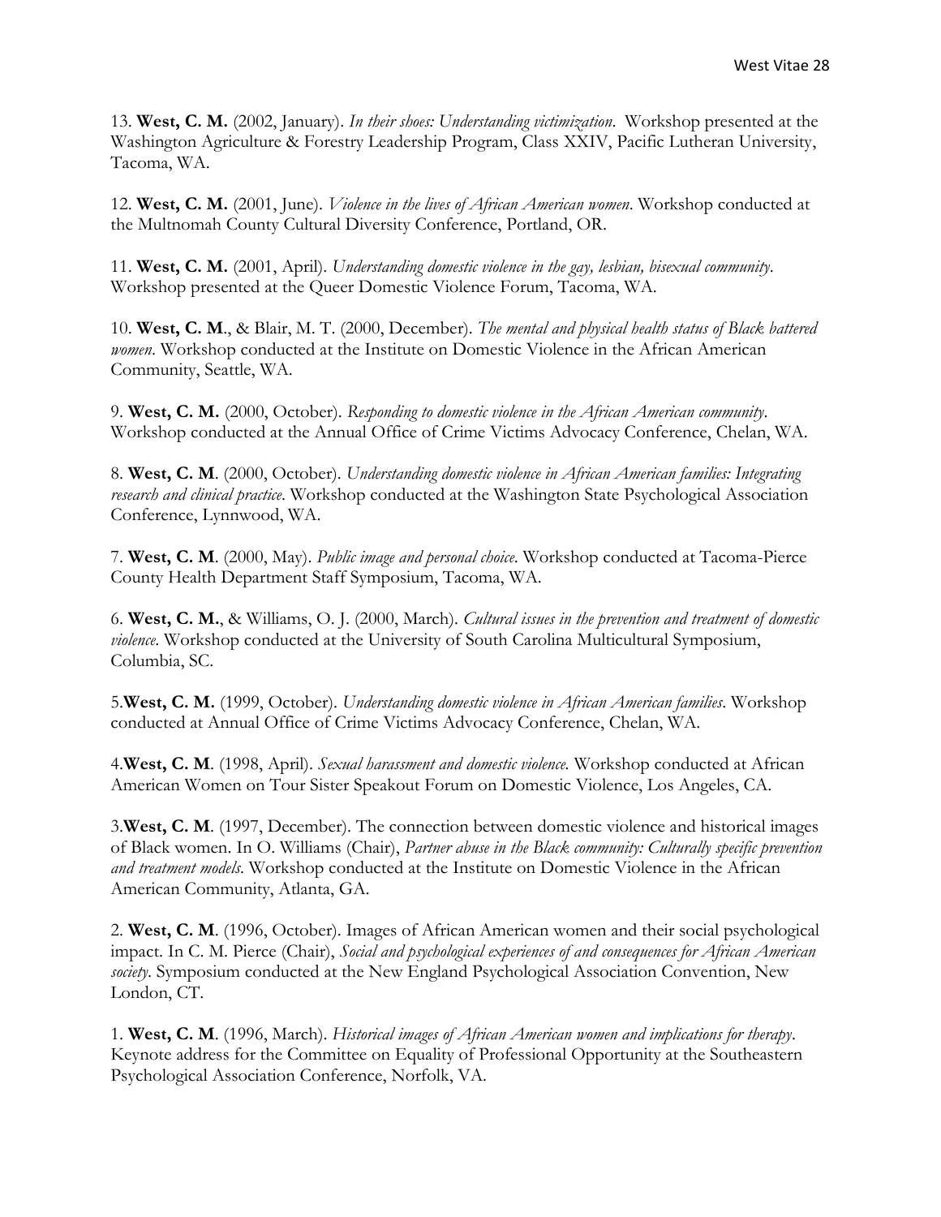13. **West, C. M.** (2002, January). *In their shoes: Understanding victimization.* Workshop presented at the Washington Agriculture & Forestry Leadership Program, Class XXIV, Pacific Lutheran University, Tacoma, WA.

12. **West, C. M.** (2001, June). *Violence in the lives of African American women*. Workshop conducted at the Multnomah County Cultural Diversity Conference, Portland, OR.

11. **West, C. M.** (2001, April). *Understanding domestic violence in the gay, lesbian, bisexual community*. Workshop presented at the Queer Domestic Violence Forum, Tacoma, WA.

10. **West, C. M**., & Blair, M. T. (2000, December). *The mental and physical health status of Black battered women*. Workshop conducted at the Institute on Domestic Violence in the African American Community, Seattle, WA.

9. **West, C. M.** (2000, October). *Responding to domestic violence in the African American community*. Workshop conducted at the Annual Office of Crime Victims Advocacy Conference, Chelan, WA.

8. **West, C. M**. (2000, October). *Understanding domestic violence in African American families: Integrating research and clinical practice*. Workshop conducted at the Washington State Psychological Association Conference, Lynnwood, WA.

7. **West, C. M**. (2000, May). *Public image and personal choice*. Workshop conducted at Tacoma-Pierce County Health Department Staff Symposium, Tacoma, WA.

6. **West, C. M.**, & Williams, O. J. (2000, March). *Cultural issues in the prevention and treatment of domestic violence*. Workshop conducted at the University of South Carolina Multicultural Symposium, Columbia, SC.

5.**West, C. M.** (1999, October). *Understanding domestic violence in African American families*. Workshop conducted at Annual Office of Crime Victims Advocacy Conference, Chelan, WA.

4.**West, C. M**. (1998, April). *Sexual harassment and domestic violence.* Workshop conducted at African American Women on Tour Sister Speakout Forum on Domestic Violence, Los Angeles, CA.

3.**West, C. M**. (1997, December). The connection between domestic violence and historical images of Black women. In O. Williams (Chair), *Partner abuse in the Black community: Culturally specific prevention and treatment models*. Workshop conducted at the Institute on Domestic Violence in the African American Community, Atlanta, GA.

2. **West, C. M**. (1996, October). Images of African American women and their social psychological impact. In C. M. Pierce (Chair), *Social and psychological experiences of and consequences for African American society*. Symposium conducted at the New England Psychological Association Convention, New London, CT.

1. **West, C. M**. (1996, March). *Historical images of African American women and implications for therapy*. Keynote address for the Committee on Equality of Professional Opportunity at the Southeastern Psychological Association Conference, Norfolk, VA.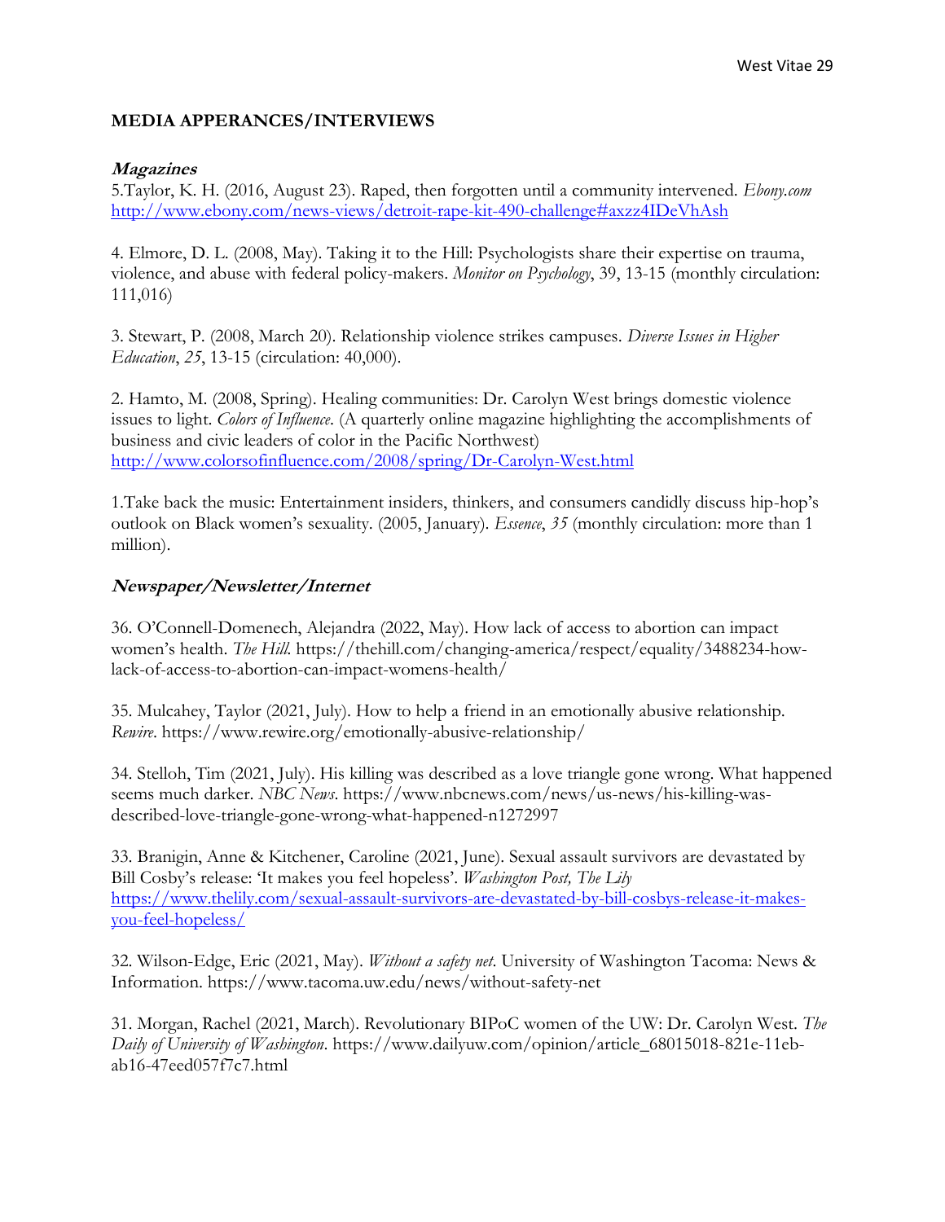## MEDIA APPERANCES/INTERVIEWS

### *Magazines*

5.Taylor, K. H. (2016, August 23). Raped, then forgotten until a community intervened. *Ebony.com* http://www.ebony.com/news-views/detroit-rape-kit-490-challenge#axzz4IDeVhAsh

4. Elmore, D. L. (2008, May). Taking it to the Hill: Psychologists share their expertise on trauma, violence, and abuse with federal policy-makers. *Monitor on Psychology*, 39, 13-15 (monthly circulation: 111,016)

3. Stewart, P. (2008, March 20). Relationship violence strikes campuses. *Diverse Issues in Higher Education*, *25*, 13-15 (circulation: 40,000).

2. Hamto, M. (2008, Spring). Healing communities: Dr. Carolyn West brings domestic violence issues to light. *Colors of Influence*. (A quarterly online magazine highlighting the accomplishments of business and civic leaders of color in the Pacific Northwest) http://www.colorsofinfluence.com/2008/spring/Dr-Carolyn-West.html

1.Take back the music: Entertainment insiders, thinkers, and consumers candidly discuss hip-hop's outlook on Black women's sexuality. (2005, January). *Essence*, *35* (monthly circulation: more than 1 million).

### *Newspaper/Newsletter/Internet*

36. O'Connell-Domenech, Alejandra (2022, May). How lack of access to abortion can impact women's health. *The Hill*. https://thehill.com/changing-america/respect/equality/3488234-how-lack-of-access-to-abortion-can-impact-womens-health/

35. Mulcahey, Taylor (2021, July). How to help a friend in an emotionally abusive relationship. *Rewire*. https://www.rewire.org/emotionally-abusive-relationship/

34. Stelloh, Tim (2021, July). His killing was described as a love triangle gone wrong. What happened seems much darker. *NBC News*. https://www.nbcnews.com/news/us-news/his-killing-was-described-love-triangle-gone-wrong-what-happened-n1272997

33. Branigin, Anne & Kitchener, Caroline (2021, June). Sexual assault survivors are devastated by Bill Cosby's release: 'It makes you feel hopeless'. *Washington Post, The Lily* https://www.thelily.com/sexual-assault-survivors-are-devastated-by-bill-cosbys-release-it-makes-you-feel-hopeless/

32. Wilson-Edge, Eric (2021, May). *Without a safety net*. University of Washington Tacoma: News & Information. https://www.tacoma.uw.edu/news/without-safety-net

31. Morgan, Rachel (2021, March). Revolutionary BIPoC women of the UW: Dr. Carolyn West. *The Daily of University of Washington*. https://www.dailyuw.com/opinion/article_68015018-821e-11eb-ab16-47eed057f7c7.html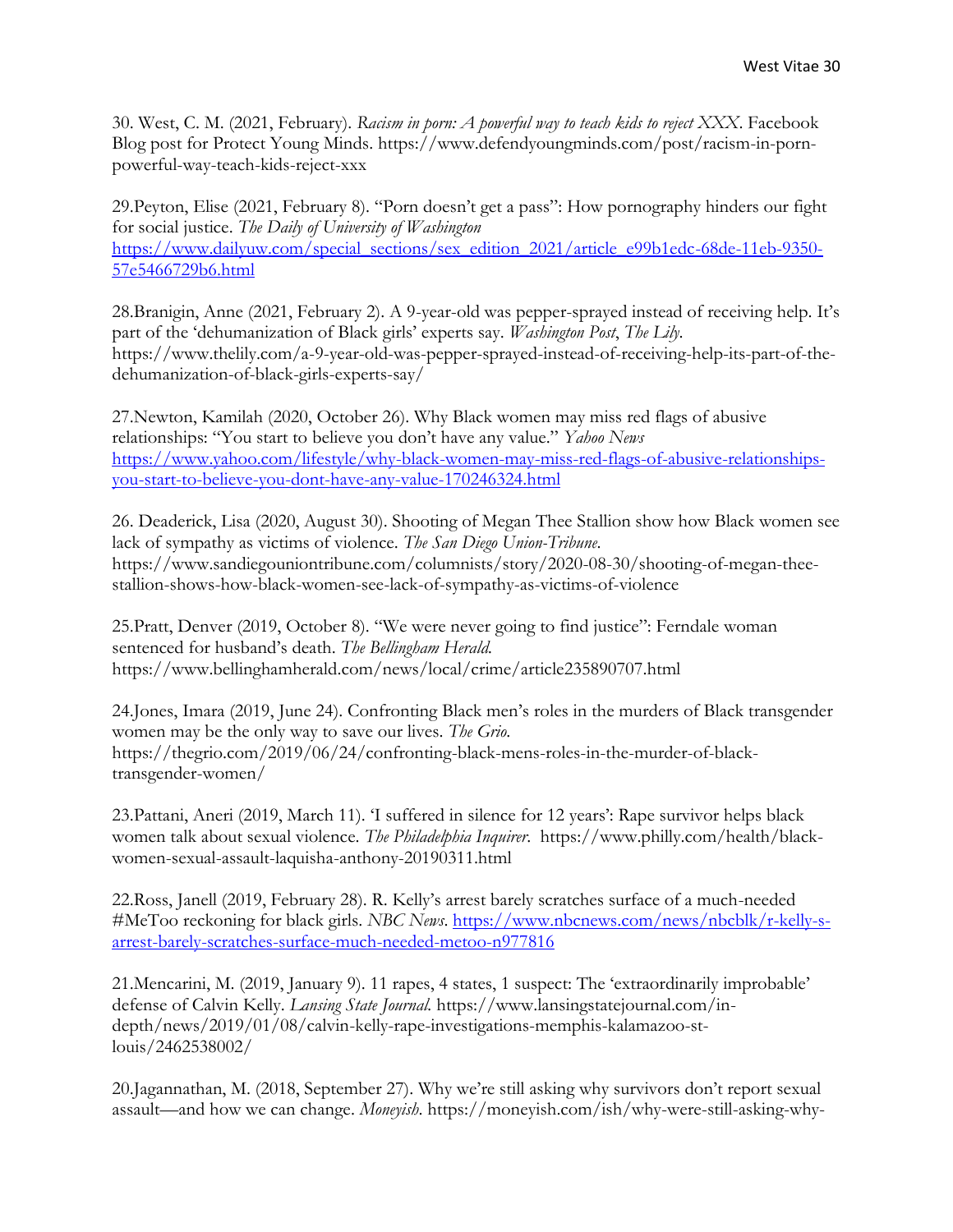30. West, C. M. (2021, February). *Racism in porn: A powerful way to teach kids to reject XXX*. Facebook Blog post for Protect Young Minds. https://www.defendyoungminds.com/post/racism-in-porn-powerful-way-teach-kids-reject-xxx

29.Peyton, Elise (2021, February 8). "Porn doesn't get a pass": How pornography hinders our fight for social justice. *The Daily of University of Washington* https://www.dailyuw.com/special_sections/sex_edition_2021/article_e99b1edc-68de-11eb-9350-57e5466729b6.html

28.Branigin, Anne (2021, February 2). A 9-year-old was pepper-sprayed instead of receiving help. It's part of the 'dehumanization of Black girls' experts say. *Washington Post*, *The Lily*. https://www.thelily.com/a-9-year-old-was-pepper-sprayed-instead-of-receiving-help-its-part-of-the-dehumanization-of-black-girls-experts-say/

27.Newton, Kamilah (2020, October 26). Why Black women may miss red flags of abusive relationships: "You start to believe you don't have any value." *Yahoo News* https://www.yahoo.com/lifestyle/why-black-women-may-miss-red-flags-of-abusive-relationships-you-start-to-believe-you-dont-have-any-value-170246324.html

26. Deaderick, Lisa (2020, August 30). Shooting of Megan Thee Stallion show how Black women see lack of sympathy as victims of violence. *The San Diego Union-Tribune*. https://www.sandiegouniontribune.com/columnists/story/2020-08-30/shooting-of-megan-thee-stallion-shows-how-black-women-see-lack-of-sympathy-as-victims-of-violence

25.Pratt, Denver (2019, October 8). "We were never going to find justice": Ferndale woman sentenced for husband's death. *The Bellingham Herald*. https://www.bellinghamherald.com/news/local/crime/article235890707.html

24.Jones, Imara (2019, June 24). Confronting Black men's roles in the murders of Black transgender women may be the only way to save our lives. *The Grio*. https://thegrio.com/2019/06/24/confronting-black-mens-roles-in-the-murder-of-black-transgender-women/

23.Pattani, Aneri (2019, March 11). 'I suffered in silence for 12 years': Rape survivor helps black women talk about sexual violence. *The Philadelphia Inquirer*. https://www.philly.com/health/black-women-sexual-assault-laquisha-anthony-20190311.html

22.Ross, Janell (2019, February 28). R. Kelly's arrest barely scratches surface of a much-needed #MeToo reckoning for black girls. *NBC News*. https://www.nbcnews.com/news/nbcblk/r-kelly-s-arrest-barely-scratches-surface-much-needed-metoo-n977816

21.Mencarini, M. (2019, January 9). 11 rapes, 4 states, 1 suspect: The 'extraordinarily improbable' defense of Calvin Kelly. *Lansing State Journal*. https://www.lansingstatejournal.com/in-depth/news/2019/01/08/calvin-kelly-rape-investigations-memphis-kalamazoo-st-louis/2462538002/

20.Jagannathan, M. (2018, September 27). Why we're still asking why survivors don't report sexual assault—and how we can change. *Moneyish*. https://moneyish.com/ish/why-were-still-asking-why-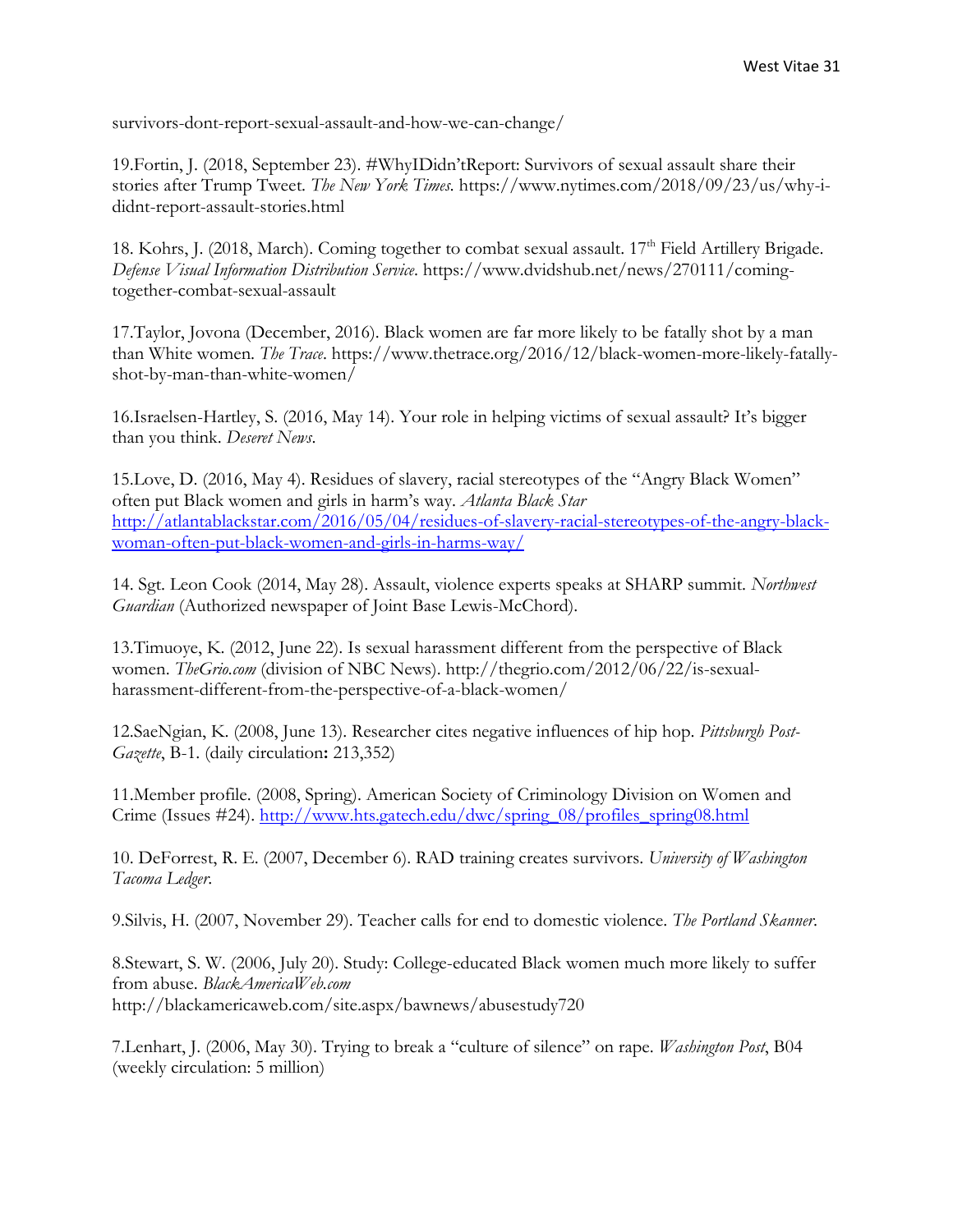survivors-dont-report-sexual-assault-and-how-we-can-change/

19.Fortin, J. (2018, September 23). #WhyIDidn'tReport: Survivors of sexual assault share their stories after Trump Tweet. *The New York Times*. https://www.nytimes.com/2018/09/23/us/why-i-didnt-report-assault-stories.html

18. Kohrs, J. (2018, March). Coming together to combat sexual assault. 17th Field Artillery Brigade. *Defense Visual Information Distribution Service*. https://www.dvidshub.net/news/270111/coming-together-combat-sexual-assault

17.Taylor, Jovona (December, 2016). Black women are far more likely to be fatally shot by a man than White women. *The Trace*. https://www.thetrace.org/2016/12/black-women-more-likely-fatally-shot-by-man-than-white-women/

16.Israelsen-Hartley, S. (2016, May 14). Your role in helping victims of sexual assault? It's bigger than you think. *Deseret News*.

15.Love, D. (2016, May 4). Residues of slavery, racial stereotypes of the "Angry Black Women" often put Black women and girls in harm's way. *Atlanta Black Star* http://atlantablackstar.com/2016/05/04/residues-of-slavery-racial-stereotypes-of-the-angry-black-woman-often-put-black-women-and-girls-in-harms-way/

14. Sgt. Leon Cook (2014, May 28). Assault, violence experts speaks at SHARP summit. *Northwest Guardian* (Authorized newspaper of Joint Base Lewis-McChord).

13.Timuoye, K. (2012, June 22). Is sexual harassment different from the perspective of Black women. *TheGrio.com* (division of NBC News). http://thegrio.com/2012/06/22/is-sexual-harassment-different-from-the-perspective-of-a-black-women/

12.SaeNgian, K. (2008, June 13). Researcher cites negative influences of hip hop. *Pittsburgh Post-Gazette*, B-1. (daily circulation**:** 213,352)

11.Member profile. (2008, Spring). American Society of Criminology Division on Women and Crime (Issues #24). http://www.hts.gatech.edu/dwc/spring_08/profiles_spring08.html

10. DeForrest, R. E. (2007, December 6). RAD training creates survivors. *University of Washington Tacoma Ledger*.

9.Silvis, H. (2007, November 29). Teacher calls for end to domestic violence. *The Portland Skanner*.

8.Stewart, S. W. (2006, July 20). Study: College-educated Black women much more likely to suffer from abuse. *BlackAmericaWeb.com* http://blackamericaweb.com/site.aspx/bawnews/abusestudy720

7.Lenhart, J. (2006, May 30). Trying to break a "culture of silence" on rape. *Washington Post*, B04 (weekly circulation: 5 million)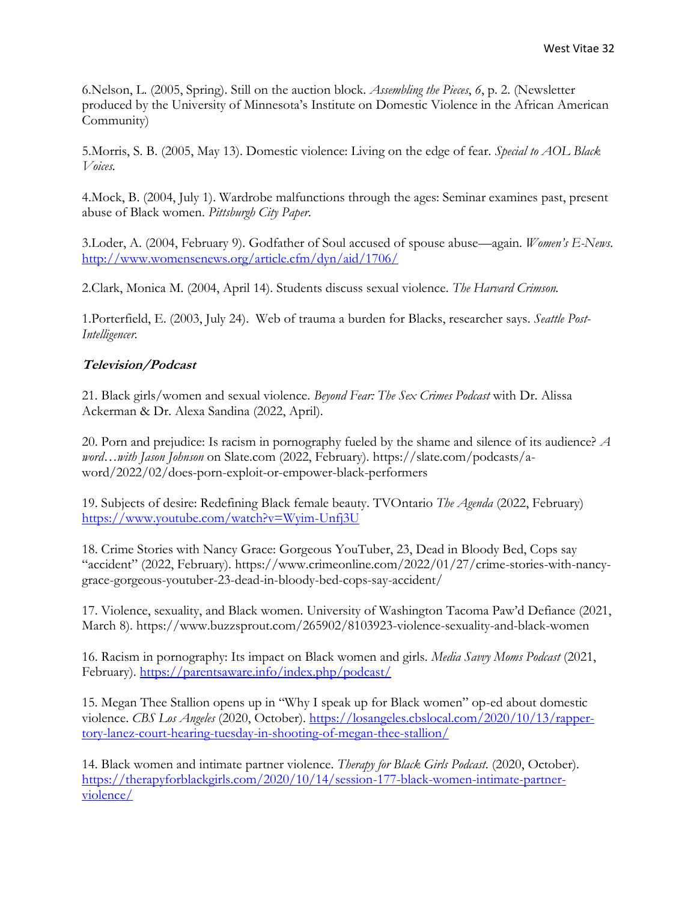6.Nelson, L. (2005, Spring). Still on the auction block. *Assembling the Pieces*, *6*, p. 2. (Newsletter produced by the University of Minnesota's Institute on Domestic Violence in the African American Community)

5.Morris, S. B. (2005, May 13). Domestic violence: Living on the edge of fear. *Special to AOL Black Voices.*

4.Mock, B. (2004, July 1). Wardrobe malfunctions through the ages: Seminar examines past, present abuse of Black women. *Pittsburgh City Paper.*

3.Loder, A. (2004, February 9). Godfather of Soul accused of spouse abuse—again. *Women's E-News.* http://www.womensenews.org/article.cfm/dyn/aid/1706/

2.Clark, Monica M. (2004, April 14). Students discuss sexual violence. *The Harvard Crimson.*

1.Porterfield, E. (2003, July 24). Web of trauma a burden for Blacks, researcher says. *Seattle Post-Intelligencer.*

### ***Television/Podcast***

21. Black girls/women and sexual violence. *Beyond Fear: The Sex Crimes Podcast* with Dr. Alissa Ackerman & Dr. Alexa Sandina (2022, April).

20. Porn and prejudice: Is racism in pornography fueled by the shame and silence of its audience? *A word…with Jason Johnson* on Slate.com (2022, February). https://slate.com/podcasts/a-word/2022/02/does-porn-exploit-or-empower-black-performers

19. Subjects of desire: Redefining Black female beauty. TVOntario *The Agenda* (2022, February) https://www.youtube.com/watch?v=Wyim-Unfj3U

18. Crime Stories with Nancy Grace: Gorgeous YouTuber, 23, Dead in Bloody Bed, Cops say "accident" (2022, February). https://www.crimeonline.com/2022/01/27/crime-stories-with-nancy-grace-gorgeous-youtuber-23-dead-in-bloody-bed-cops-say-accident/

17. Violence, sexuality, and Black women. University of Washington Tacoma Paw'd Defiance (2021, March 8). https://www.buzzsprout.com/265902/8103923-violence-sexuality-and-black-women

16. Racism in pornography: Its impact on Black women and girls. *Media Savvy Moms Podcast* (2021, February). https://parentsaware.info/index.php/podcast/

15. Megan Thee Stallion opens up in "Why I speak up for Black women" op-ed about domestic violence. *CBS Los Angeles* (2020, October). https://losangeles.cbslocal.com/2020/10/13/rapper-tory-lanez-court-hearing-tuesday-in-shooting-of-megan-thee-stallion/

14. Black women and intimate partner violence. *Therapy for Black Girls Podcast.* (2020, October). https://therapyforblackgirls.com/2020/10/14/session-177-black-women-intimate-partner-violence/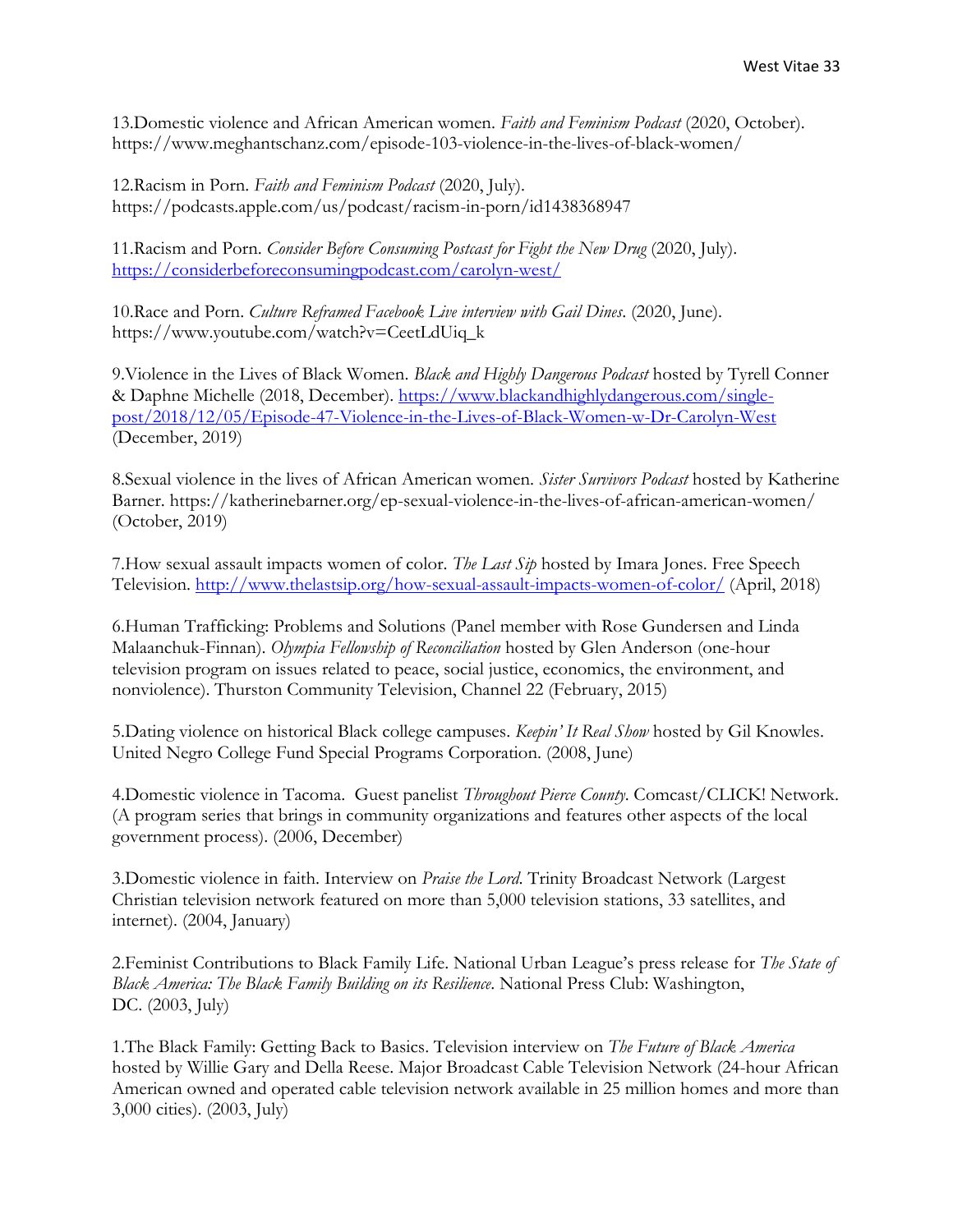13.Domestic violence and African American women. *Faith and Feminism Podcast* (2020, October). https://www.meghantschanz.com/episode-103-violence-in-the-lives-of-black-women/

12.Racism in Porn. *Faith and Feminism Podcast* (2020, July). https://podcasts.apple.com/us/podcast/racism-in-porn/id1438368947

11.Racism and Porn. *Consider Before Consuming Postcast for Fight the New Drug* (2020, July). https://considerbeforeconsumingpodcast.com/carolyn-west/

10.Race and Porn. *Culture Reframed Facebook Live interview with Gail Dines*. (2020, June). https://www.youtube.com/watch?v=CeetLdUiq_k

9.Violence in the Lives of Black Women. *Black and Highly Dangerous Podcast* hosted by Tyrell Conner & Daphne Michelle (2018, December). https://www.blackandhighlydangerous.com/single-post/2018/12/05/Episode-47-Violence-in-the-Lives-of-Black-Women-w-Dr-Carolyn-West (December, 2019)

8.Sexual violence in the lives of African American women. *Sister Survivors Podcast* hosted by Katherine Barner. https://katherinebarner.org/ep-sexual-violence-in-the-lives-of-african-american-women/ (October, 2019)

7.How sexual assault impacts women of color. *The Last Sip* hosted by Imara Jones. Free Speech Television. http://www.thelastsip.org/how-sexual-assault-impacts-women-of-color/ (April, 2018)

6.Human Trafficking: Problems and Solutions (Panel member with Rose Gundersen and Linda Malaanchuk-Finnan). *Olympia Fellowship of Reconciliation* hosted by Glen Anderson (one-hour television program on issues related to peace, social justice, economics, the environment, and nonviolence). Thurston Community Television, Channel 22 (February, 2015)

5.Dating violence on historical Black college campuses. *Keepin' It Real Show* hosted by Gil Knowles. United Negro College Fund Special Programs Corporation. (2008, June)

4.Domestic violence in Tacoma. Guest panelist *Throughout Pierce County*. Comcast/CLICK! Network. (A program series that brings in community organizations and features other aspects of the local government process). (2006, December)

3.Domestic violence in faith. Interview on *Praise the Lord*. Trinity Broadcast Network (Largest Christian television network featured on more than 5,000 television stations, 33 satellites, and internet). (2004, January)

2.Feminist Contributions to Black Family Life. National Urban League's press release for *The State of Black America: The Black Family Building on its Resilience*. National Press Club: Washington, DC. (2003, July)

1.The Black Family: Getting Back to Basics. Television interview on *The Future of Black America* hosted by Willie Gary and Della Reese. Major Broadcast Cable Television Network (24-hour African American owned and operated cable television network available in 25 million homes and more than 3,000 cities). (2003, July)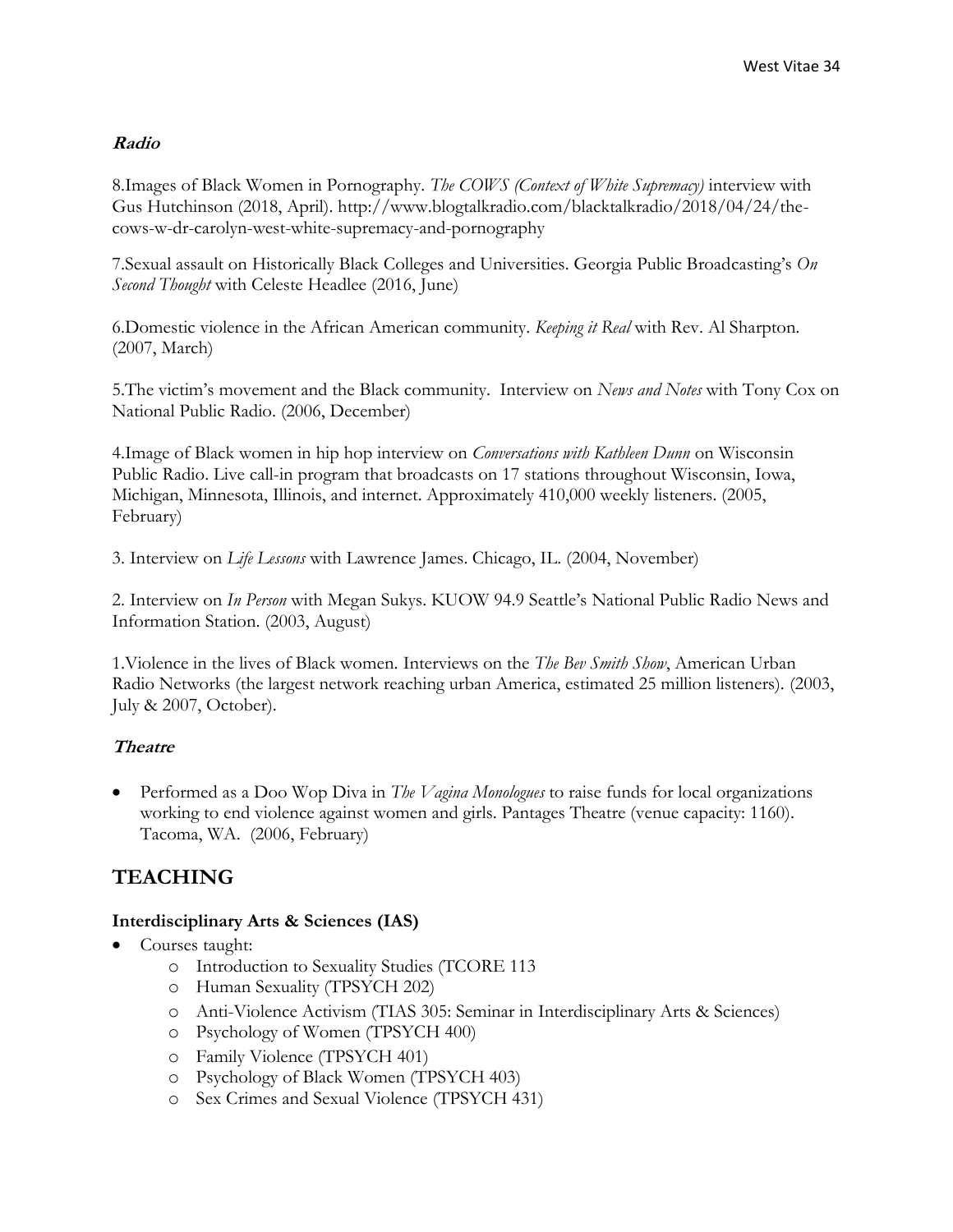### ***Radio***

8.Images of Black Women in Pornography. *The COWS (Context of White Supremacy)* interview with Gus Hutchinson (2018, April). http://www.blogtalkradio.com/blacktalkradio/2018/04/24/the-cows-w-dr-carolyn-west-white-supremacy-and-pornography

7.Sexual assault on Historically Black Colleges and Universities. Georgia Public Broadcasting's *On Second Thought* with Celeste Headlee (2016, June)

6.Domestic violence in the African American community. *Keeping it Real* with Rev. Al Sharpton. (2007, March)

5.The victim's movement and the Black community. Interview on *News and Notes* with Tony Cox on National Public Radio. (2006, December)

4.Image of Black women in hip hop interview on *Conversations with Kathleen Dunn* on Wisconsin Public Radio. Live call-in program that broadcasts on 17 stations throughout Wisconsin, Iowa, Michigan, Minnesota, Illinois, and internet. Approximately 410,000 weekly listeners. (2005, February)

3. Interview on *Life Lessons* with Lawrence James. Chicago, IL. (2004, November)

2. Interview on *In Person* with Megan Sukys. KUOW 94.9 Seattle's National Public Radio News and Information Station. (2003, August)

1.Violence in the lives of Black women. Interviews on the *The Bev Smith Show*, American Urban Radio Networks (the largest network reaching urban America, estimated 25 million listeners). (2003, July & 2007, October).

### ***Theatre***

- Performed as a Doo Wop Diva in *The Vagina Monologues* to raise funds for local organizations working to end violence against women and girls. Pantages Theatre (venue capacity: 1160). Tacoma, WA. (2006, February)

## TEACHING

### **Interdisciplinary Arts & Sciences (IAS)**

- Courses taught:
    - Introduction to Sexuality Studies (TCORE 113
    - Human Sexuality (TPSYCH 202)
    - Anti-Violence Activism (TIAS 305: Seminar in Interdisciplinary Arts & Sciences)
    - Psychology of Women (TPSYCH 400)
    - Family Violence (TPSYCH 401)
    - Psychology of Black Women (TPSYCH 403)
    - Sex Crimes and Sexual Violence (TPSYCH 431)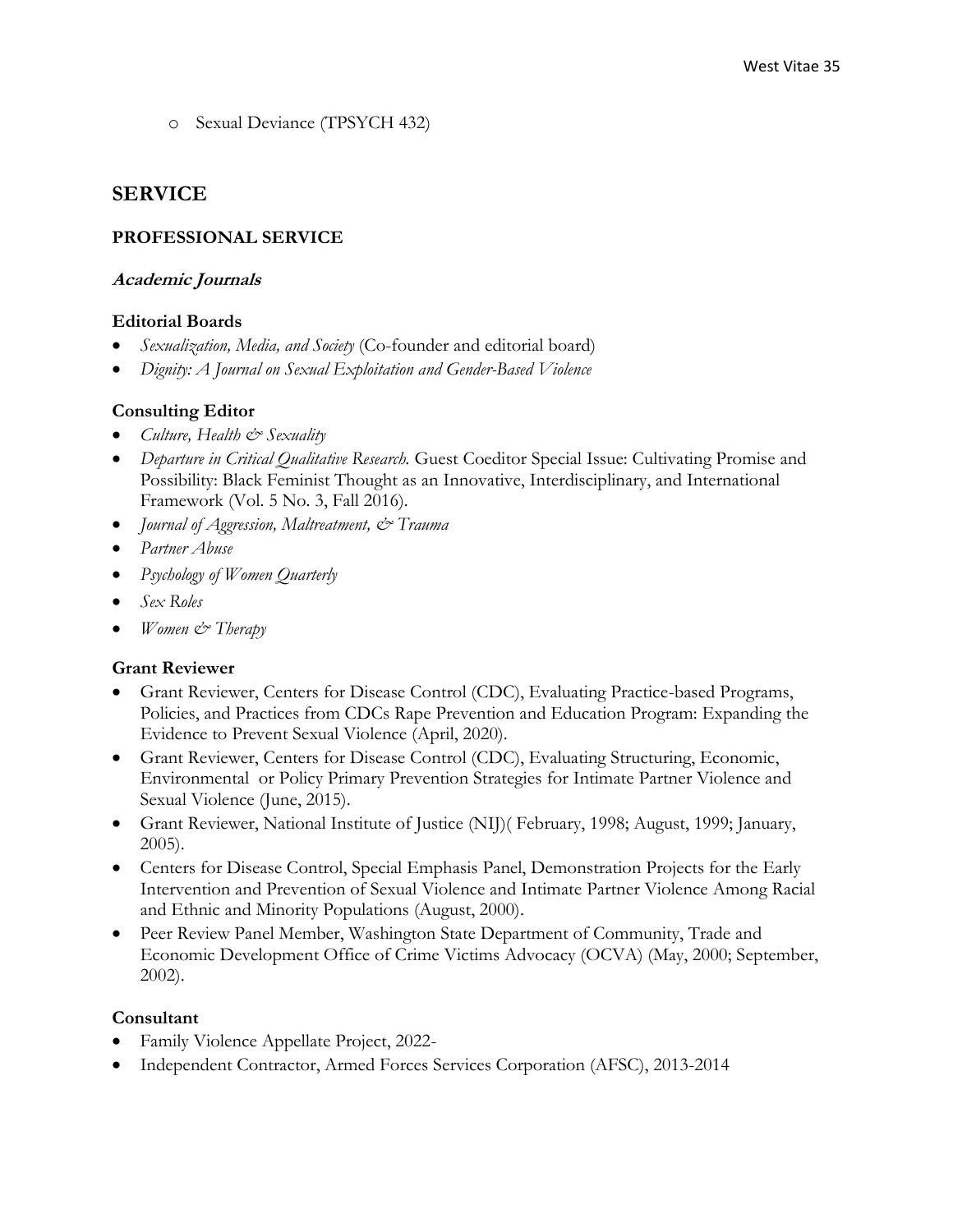- Sexual Deviance (TPSYCH 432)

# SERVICE

## PROFESSIONAL SERVICE

### *Academic Journals*

#### Editorial Boards

- *Sexualization, Media, and Society* (Co-founder and editorial board)
- *Dignity: A Journal on Sexual Exploitation and Gender-Based Violence*

#### Consulting Editor

- *Culture, Health & Sexuality*
- *Departure in Critical Qualitative Research.* Guest Coeditor Special Issue: Cultivating Promise and Possibility: Black Feminist Thought as an Innovative, Interdisciplinary, and International Framework (Vol. 5 No. 3, Fall 2016).
- *Journal of Aggression, Maltreatment, & Trauma*
- *Partner Abuse*
- *Psychology of Women Quarterly*
- *Sex Roles*
- *Women & Therapy*

#### Grant Reviewer

- Grant Reviewer, Centers for Disease Control (CDC), Evaluating Practice-based Programs, Policies, and Practices from CDCs Rape Prevention and Education Program: Expanding the Evidence to Prevent Sexual Violence (April, 2020).
- Grant Reviewer, Centers for Disease Control (CDC), Evaluating Structuring, Economic, Environmental or Policy Primary Prevention Strategies for Intimate Partner Violence and Sexual Violence (June, 2015).
- Grant Reviewer, National Institute of Justice (NIJ)( February, 1998; August, 1999; January, 2005).
- Centers for Disease Control, Special Emphasis Panel, Demonstration Projects for the Early Intervention and Prevention of Sexual Violence and Intimate Partner Violence Among Racial and Ethnic and Minority Populations (August, 2000).
- Peer Review Panel Member, Washington State Department of Community, Trade and Economic Development Office of Crime Victims Advocacy (OCVA) (May, 2000; September, 2002).

#### Consultant

- Family Violence Appellate Project, 2022-
- Independent Contractor, Armed Forces Services Corporation (AFSC), 2013-2014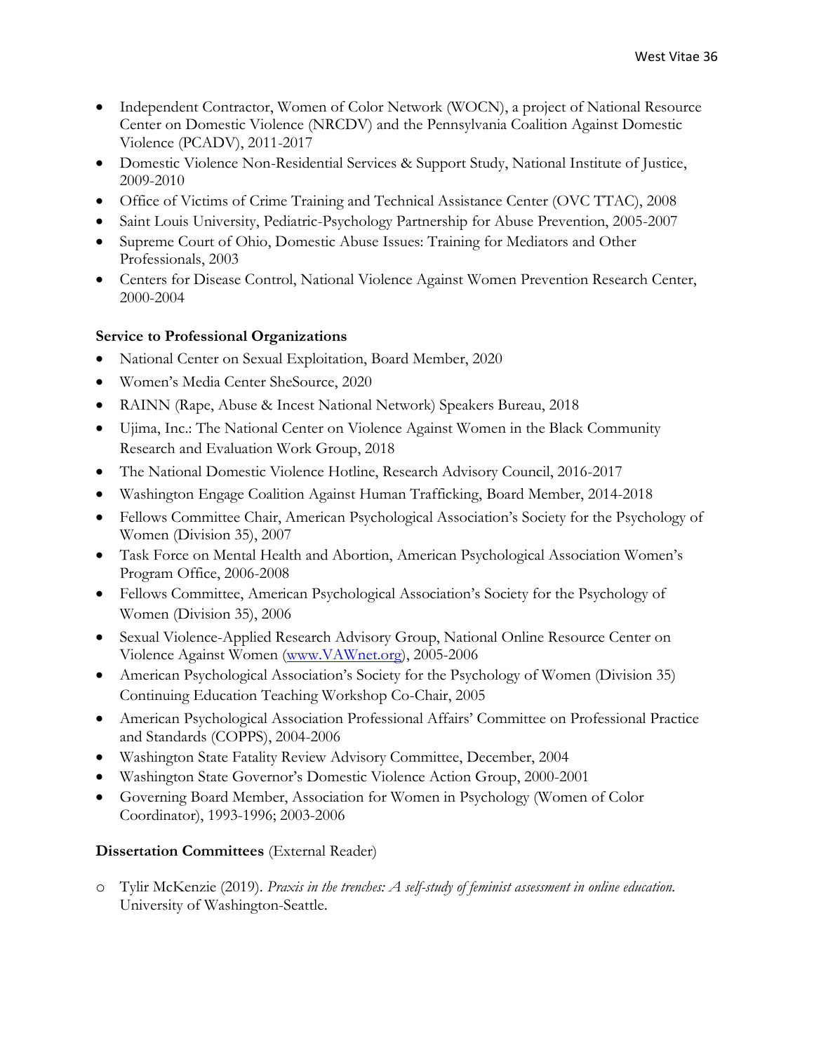- Independent Contractor, Women of Color Network (WOCN), a project of National Resource Center on Domestic Violence (NRCDV) and the Pennsylvania Coalition Against Domestic Violence (PCADV), 2011-2017
- Domestic Violence Non-Residential Services & Support Study, National Institute of Justice, 2009-2010
- Office of Victims of Crime Training and Technical Assistance Center (OVC TTAC), 2008
- Saint Louis University, Pediatric-Psychology Partnership for Abuse Prevention, 2005-2007
- Supreme Court of Ohio, Domestic Abuse Issues: Training for Mediators and Other Professionals, 2003
- Centers for Disease Control, National Violence Against Women Prevention Research Center, 2000-2004

**Service to Professional Organizations**

- National Center on Sexual Exploitation, Board Member, 2020
- Women's Media Center SheSource, 2020
- RAINN (Rape, Abuse & Incest National Network) Speakers Bureau, 2018
- Ujima, Inc.: The National Center on Violence Against Women in the Black Community Research and Evaluation Work Group, 2018
- The National Domestic Violence Hotline, Research Advisory Council, 2016-2017
- Washington Engage Coalition Against Human Trafficking, Board Member, 2014-2018
- Fellows Committee Chair, American Psychological Association's Society for the Psychology of Women (Division 35), 2007
- Task Force on Mental Health and Abortion, American Psychological Association Women's Program Office, 2006-2008
- Fellows Committee, American Psychological Association's Society for the Psychology of Women (Division 35), 2006
- Sexual Violence-Applied Research Advisory Group, National Online Resource Center on Violence Against Women (www.VAWnet.org), 2005-2006
- American Psychological Association's Society for the Psychology of Women (Division 35) Continuing Education Teaching Workshop Co-Chair, 2005
- American Psychological Association Professional Affairs' Committee on Professional Practice and Standards (COPPS), 2004-2006
- Washington State Fatality Review Advisory Committee, December, 2004
- Washington State Governor's Domestic Violence Action Group, 2000-2001
- Governing Board Member, Association for Women in Psychology (Women of Color Coordinator), 1993-1996; 2003-2006

**Dissertation Committees** (External Reader)

- Tylir McKenzie (2019). *Praxis in the trenches: A self-study of feminist assessment in online education.* University of Washington-Seattle.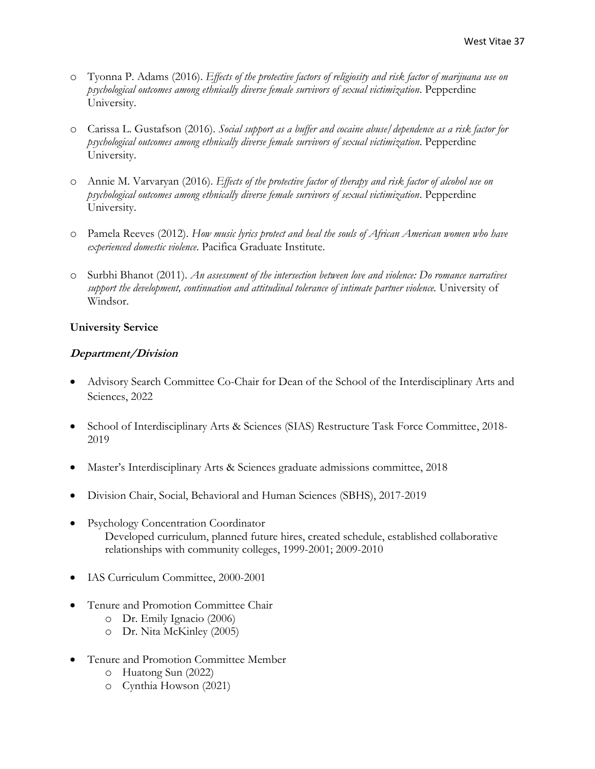- Tyonna P. Adams (2016). *Effects of the protective factors of religiosity and risk factor of marijuana use on psychological outcomes among ethnically diverse female survivors of sexual victimization*. Pepperdine University.

- Carissa L. Gustafson (2016). *Social support as a buffer and cocaine abuse/dependence as a risk factor for psychological outcomes among ethnically diverse female survivors of sexual victimization*. Pepperdine University.

- Annie M. Varvaryan (2016). *Effects of the protective factor of therapy and risk factor of alcohol use on psychological outcomes among ethnically diverse female survivors of sexual victimization*. Pepperdine University.

- Pamela Reeves (2012). *How music lyrics protect and heal the souls of African American women who have experienced domestic violence*. Pacifica Graduate Institute.

- Surbhi Bhanot (2011). *An assessment of the intersection between love and violence: Do romance narratives support the development, continuation and attitudinal tolerance of intimate partner violence.* University of Windsor.

**University Service**

***Department/Division***

- Advisory Search Committee Co-Chair for Dean of the School of the Interdisciplinary Arts and Sciences, 2022

- School of Interdisciplinary Arts & Sciences (SIAS) Restructure Task Force Committee, 2018-2019

- Master's Interdisciplinary Arts & Sciences graduate admissions committee, 2018

- Division Chair, Social, Behavioral and Human Sciences (SBHS), 2017-2019

- Psychology Concentration Coordinator
  Developed curriculum, planned future hires, created schedule, established collaborative relationships with community colleges, 1999-2001; 2009-2010

- IAS Curriculum Committee, 2000-2001

- Tenure and Promotion Committee Chair
  - Dr. Emily Ignacio (2006)
  - Dr. Nita McKinley (2005)

- Tenure and Promotion Committee Member
  - Huatong Sun (2022)
  - Cynthia Howson (2021)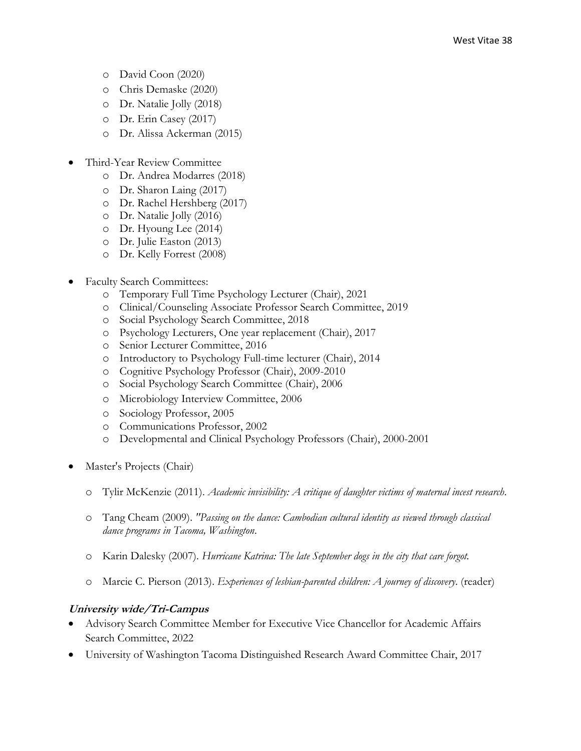- David Coon (2020)
    - Chris Demaske (2020)
    - Dr. Natalie Jolly (2018)
    - Dr. Erin Casey (2017)
    - Dr. Alissa Ackerman (2015)

- Third-Year Review Committee
    - Dr. Andrea Modarres (2018)
    - Dr. Sharon Laing (2017)
    - Dr. Rachel Hershberg (2017)
    - Dr. Natalie Jolly (2016)
    - Dr. Hyoung Lee (2014)
    - Dr. Julie Easton (2013)
    - Dr. Kelly Forrest (2008)

- Faculty Search Committees:
    - Temporary Full Time Psychology Lecturer (Chair), 2021
    - Clinical/Counseling Associate Professor Search Committee, 2019
    - Social Psychology Search Committee, 2018
    - Psychology Lecturers, One year replacement (Chair), 2017
    - Senior Lecturer Committee, 2016
    - Introductory to Psychology Full-time lecturer (Chair), 2014
    - Cognitive Psychology Professor (Chair), 2009-2010
    - Social Psychology Search Committee (Chair), 2006
    - Microbiology Interview Committee, 2006
    - Sociology Professor, 2005
    - Communications Professor, 2002
    - Developmental and Clinical Psychology Professors (Chair), 2000-2001

- Master's Projects (Chair)
    - Tylir McKenzie (2011). *Academic invisibility: A critique of daughter victims of maternal incest research*.
    - Tang Cheam (2009). *"Passing on the dance: Cambodian cultural identity as viewed through classical dance programs in Tacoma, Washington*.
    - Karin Dalesky (2007). *Hurricane Katrina: The late September dogs in the city that care forgot.*
    - Marcie C. Pierson (2013). *Experiences of lesbian-parented children: A journey of discovery*. (reader)

***University wide/Tri-Campus***

- Advisory Search Committee Member for Executive Vice Chancellor for Academic Affairs Search Committee, 2022
- University of Washington Tacoma Distinguished Research Award Committee Chair, 2017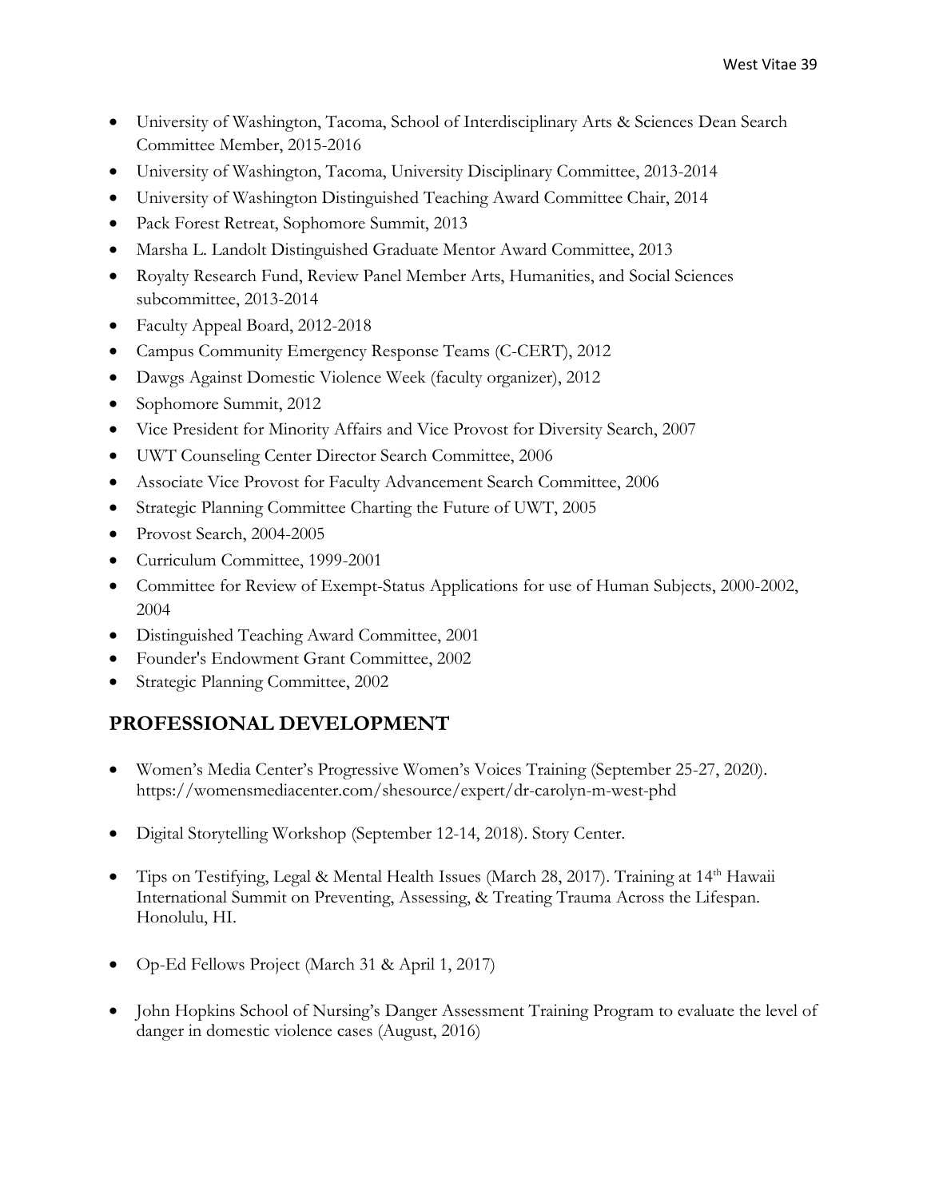- University of Washington, Tacoma, School of Interdisciplinary Arts & Sciences Dean Search Committee Member, 2015-2016
- University of Washington, Tacoma, University Disciplinary Committee, 2013-2014
- University of Washington Distinguished Teaching Award Committee Chair, 2014
- Pack Forest Retreat, Sophomore Summit, 2013
- Marsha L. Landolt Distinguished Graduate Mentor Award Committee, 2013
- Royalty Research Fund, Review Panel Member Arts, Humanities, and Social Sciences subcommittee, 2013-2014
- Faculty Appeal Board, 2012-2018
- Campus Community Emergency Response Teams (C-CERT), 2012
- Dawgs Against Domestic Violence Week (faculty organizer), 2012
- Sophomore Summit, 2012
- Vice President for Minority Affairs and Vice Provost for Diversity Search, 2007
- UWT Counseling Center Director Search Committee, 2006
- Associate Vice Provost for Faculty Advancement Search Committee, 2006
- Strategic Planning Committee Charting the Future of UWT, 2005
- Provost Search, 2004-2005
- Curriculum Committee, 1999-2001
- Committee for Review of Exempt-Status Applications for use of Human Subjects, 2000-2002, 2004
- Distinguished Teaching Award Committee, 2001
- Founder's Endowment Grant Committee, 2002
- Strategic Planning Committee, 2002

## PROFESSIONAL DEVELOPMENT

- Women's Media Center's Progressive Women's Voices Training (September 25-27, 2020). https://womensmediacenter.com/shesource/expert/dr-carolyn-m-west-phd

- Digital Storytelling Workshop (September 12-14, 2018). Story Center.

- Tips on Testifying, Legal & Mental Health Issues (March 28, 2017). Training at 14th Hawaii International Summit on Preventing, Assessing, & Treating Trauma Across the Lifespan. Honolulu, HI.

- Op-Ed Fellows Project (March 31 & April 1, 2017)

- John Hopkins School of Nursing's Danger Assessment Training Program to evaluate the level of danger in domestic violence cases (August, 2016)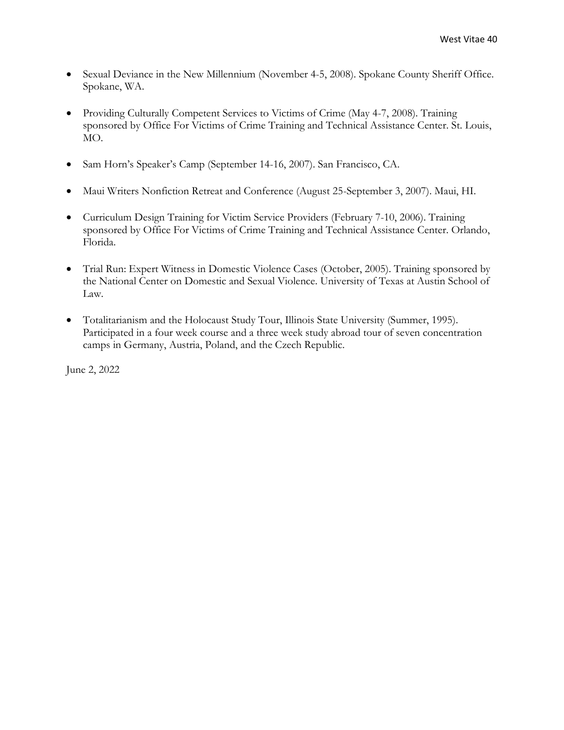- Sexual Deviance in the New Millennium (November 4-5, 2008). Spokane County Sheriff Office. Spokane, WA.

- Providing Culturally Competent Services to Victims of Crime (May 4-7, 2008). Training sponsored by Office For Victims of Crime Training and Technical Assistance Center. St. Louis, MO.

- Sam Horn's Speaker's Camp (September 14-16, 2007). San Francisco, CA.

- Maui Writers Nonfiction Retreat and Conference (August 25-September 3, 2007). Maui, HI.

- Curriculum Design Training for Victim Service Providers (February 7-10, 2006). Training sponsored by Office For Victims of Crime Training and Technical Assistance Center. Orlando, Florida.

- Trial Run: Expert Witness in Domestic Violence Cases (October, 2005). Training sponsored by the National Center on Domestic and Sexual Violence. University of Texas at Austin School of Law.

- Totalitarianism and the Holocaust Study Tour, Illinois State University (Summer, 1995). Participated in a four week course and a three week study abroad tour of seven concentration camps in Germany, Austria, Poland, and the Czech Republic.

June 2, 2022